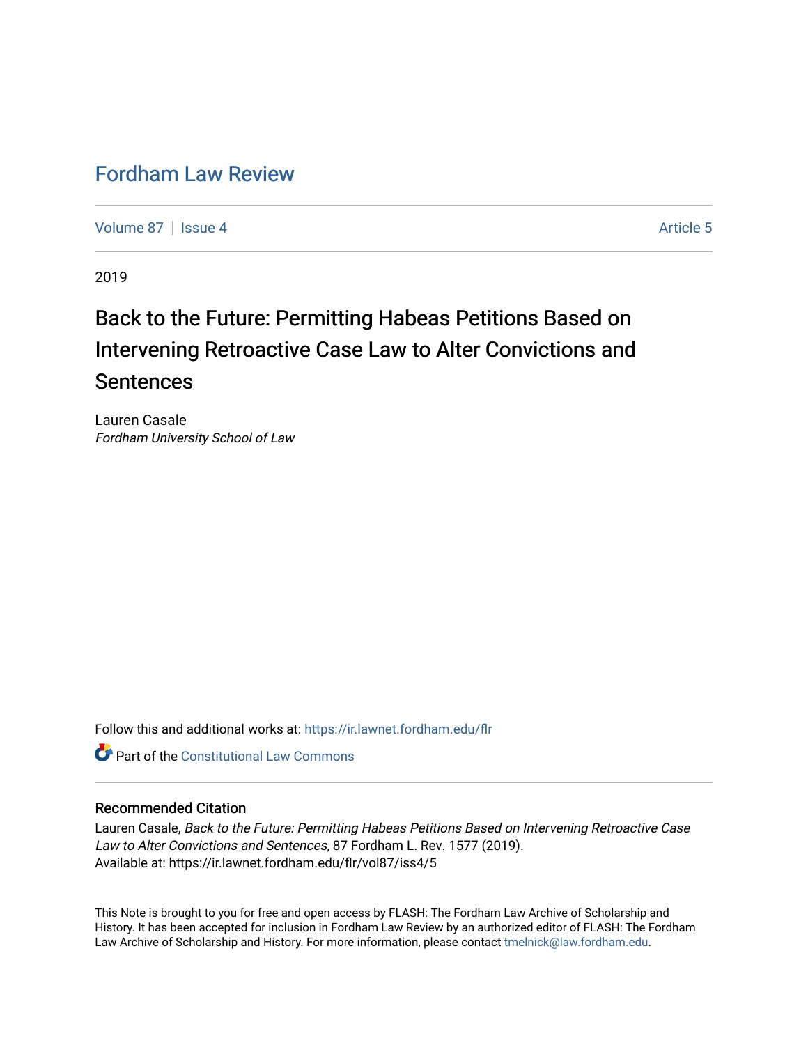# Fordham Law Review

Volume 87 | Issue 4 | Article 5

2019

## Back to the Future: Permitting Habeas Petitions Based on Intervening Retroactive Case Law to Alter Convictions and Sentences

Lauren Casale
*Fordham University School of Law*

Follow this and additional works at: https://ir.lawnet.fordham.edu/flr

Part of the Constitutional Law Commons

### Recommended Citation

Lauren Casale, *Back to the Future: Permitting Habeas Petitions Based on Intervening Retroactive Case Law to Alter Convictions and Sentences*, 87 Fordham L. Rev. 1577 (2019).
Available at: https://ir.lawnet.fordham.edu/flr/vol87/iss4/5

This Note is brought to you for free and open access by FLASH: The Fordham Law Archive of Scholarship and History. It has been accepted for inclusion in Fordham Law Review by an authorized editor of FLASH: The Fordham Law Archive of Scholarship and History. For more information, please contact tmelnick@law.fordham.edu.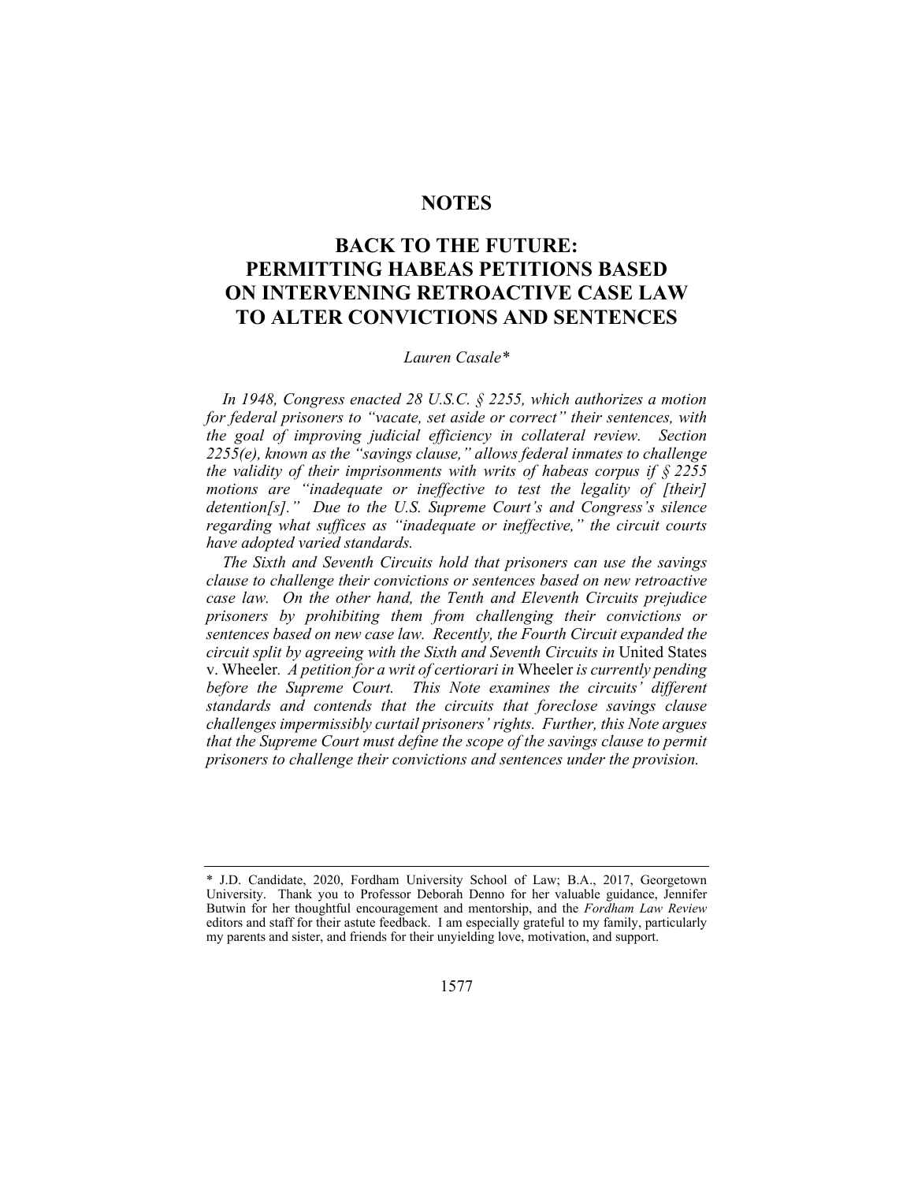# NOTES

## BACK TO THE FUTURE: PERMITTING HABEAS PETITIONS BASED ON INTERVENING RETROACTIVE CASE LAW TO ALTER CONVICTIONS AND SENTENCES

*Lauren Casale\**

*In 1948, Congress enacted 28 U.S.C. § 2255, which authorizes a motion for federal prisoners to "vacate, set aside or correct" their sentences, with the goal of improving judicial efficiency in collateral review. Section 2255(e), known as the "savings clause," allows federal inmates to challenge the validity of their imprisonments with writs of habeas corpus if § 2255 motions are "inadequate or ineffective to test the legality of [their] detention[s]." Due to the U.S. Supreme Court's and Congress's silence regarding what suffices as "inadequate or ineffective," the circuit courts have adopted varied standards.*

*The Sixth and Seventh Circuits hold that prisoners can use the savings clause to challenge their convictions or sentences based on new retroactive case law. On the other hand, the Tenth and Eleventh Circuits prejudice prisoners by prohibiting them from challenging their convictions or sentences based on new case law. Recently, the Fourth Circuit expanded the circuit split by agreeing with the Sixth and Seventh Circuits in* United States v. Wheeler. *A petition for a writ of certiorari in* Wheeler *is currently pending before the Supreme Court. This Note examines the circuits' different standards and contends that the circuits that foreclose savings clause challenges impermissibly curtail prisoners' rights. Further, this Note argues that the Supreme Court must define the scope of the savings clause to permit prisoners to challenge their convictions and sentences under the provision.*

---

\* J.D. Candidate, 2020, Fordham University School of Law; B.A., 2017, Georgetown University. Thank you to Professor Deborah Denno for her valuable guidance, Jennifer Butwin for her thoughtful encouragement and mentorship, and the *Fordham Law Review* editors and staff for their astute feedback. I am especially grateful to my family, particularly my parents and sister, and friends for their unyielding love, motivation, and support.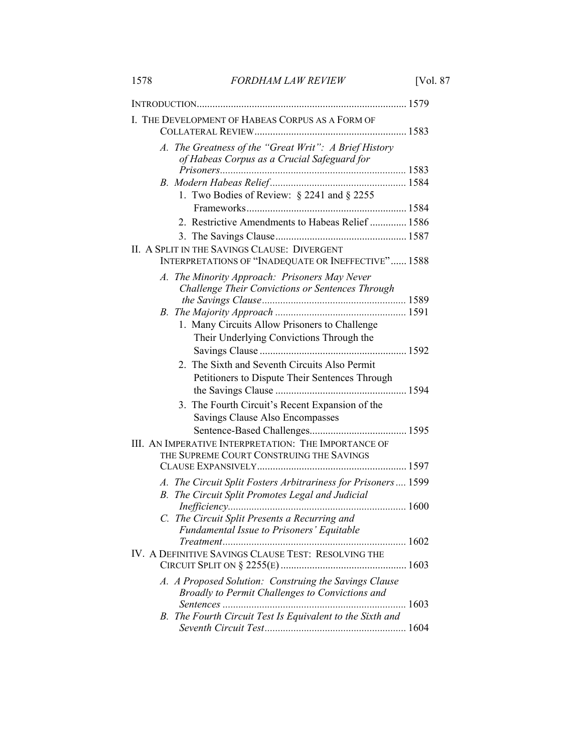INTRODUCTION ................................................................................ 1579

I. THE DEVELOPMENT OF HABEAS CORPUS AS A FORM OF COLLATERAL REVIEW .......................................................... 1583

- *A. The Greatness of the "Great Writ": A Brief History of Habeas Corpus as a Crucial Safeguard for Prisoners* ....................................................................... 1583
- *B. Modern Habeas Relief* .................................................... 1584
  1. Two Bodies of Review: § 2241 and § 2255 Frameworks ............................................................. 1584
  2. Restrictive Amendments to Habeas Relief .............. 1586
  3. The Savings Clause .................................................. 1587

II. A SPLIT IN THE SAVINGS CLAUSE: DIVERGENT INTERPRETATIONS OF "INADEQUATE OR INEFFECTIVE" ...... 1588

- *A. The Minority Approach: Prisoners May Never Challenge Their Convictions or Sentences Through the Savings Clause* ....................................................... 1589
- *B. The Majority Approach* .................................................. 1591
  1. Many Circuits Allow Prisoners to Challenge Their Underlying Convictions Through the Savings Clause ........................................................ 1592
  2. The Sixth and Seventh Circuits Also Permit Petitioners to Dispute Their Sentences Through the Savings Clause .................................................. 1594
  3. The Fourth Circuit's Recent Expansion of the Savings Clause Also Encompasses Sentence-Based Challenges..................................... 1595

III. AN IMPERATIVE INTERPRETATION: THE IMPORTANCE OF THE SUPREME COURT CONSTRUING THE SAVINGS CLAUSE EXPANSIVELY ......................................................... 1597

- *A. The Circuit Split Fosters Arbitrariness for Prisoners* .... 1599
- *B. The Circuit Split Promotes Legal and Judicial Inefficiency* .................................................................... 1600
- *C. The Circuit Split Presents a Recurring and Fundamental Issue to Prisoners' Equitable Treatment* ...................................................................... 1602

IV. A DEFINITIVE SAVINGS CLAUSE TEST: RESOLVING THE CIRCUIT SPLIT ON § 2255(E) ................................................ 1603

- *A. A Proposed Solution: Construing the Savings Clause Broadly to Permit Challenges to Convictions and Sentences* ...................................................................... 1603
- *B. The Fourth Circuit Test Is Equivalent to the Sixth and Seventh Circuit Test* ...................................................... 1604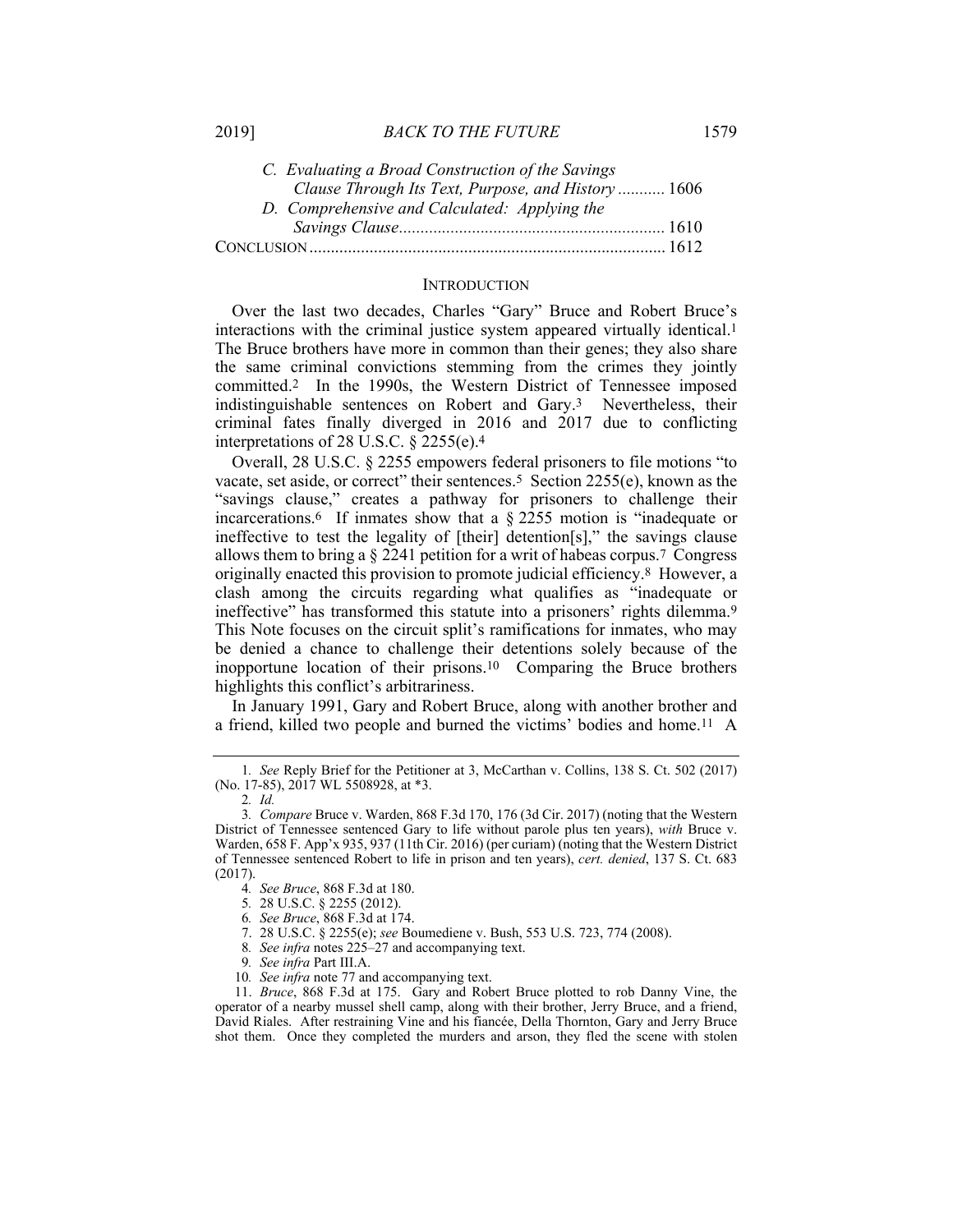C. *Evaluating a Broad Construction of the Savings Clause Through Its Text, Purpose, and History* ........... 1606

D. *Comprehensive and Calculated: Applying the Savings Clause* ............................................................. 1610

CONCLUSION .................................................................................. 1612

## INTRODUCTION

Over the last two decades, Charles "Gary" Bruce and Robert Bruce's interactions with the criminal justice system appeared virtually identical.[1] The Bruce brothers have more in common than their genes; they also share the same criminal convictions stemming from the crimes they jointly committed.[2] In the 1990s, the Western District of Tennessee imposed indistinguishable sentences on Robert and Gary.[3] Nevertheless, their criminal fates finally diverged in 2016 and 2017 due to conflicting interpretations of 28 U.S.C. § 2255(e).[4]

Overall, 28 U.S.C. § 2255 empowers federal prisoners to file motions "to vacate, set aside, or correct" their sentences.[5] Section 2255(e), known as the "savings clause," creates a pathway for prisoners to challenge their incarcerations.[6] If inmates show that a § 2255 motion is "inadequate or ineffective to test the legality of [their] detention[s]," the savings clause allows them to bring a § 2241 petition for a writ of habeas corpus.[7] Congress originally enacted this provision to promote judicial efficiency.[8] However, a clash among the circuits regarding what qualifies as "inadequate or ineffective" has transformed this statute into a prisoners' rights dilemma.[9] This Note focuses on the circuit split's ramifications for inmates, who may be denied a chance to challenge their detentions solely because of the inopportune location of their prisons.[10] Comparing the Bruce brothers highlights this conflict's arbitrariness.

In January 1991, Gary and Robert Bruce, along with another brother and a friend, killed two people and burned the victims' bodies and home.[11] A

---

1. *See* Reply Brief for the Petitioner at 3, McCarthan v. Collins, 138 S. Ct. 502 (2017) (No. 17-85), 2017 WL 5508928, at *3.

2. *Id.*

3. *Compare* Bruce v. Warden, 868 F.3d 170, 176 (3d Cir. 2017) (noting that the Western District of Tennessee sentenced Gary to life without parole plus ten years), *with* Bruce v. Warden, 658 F. App'x 935, 937 (11th Cir. 2016) (per curiam) (noting that the Western District of Tennessee sentenced Robert to life in prison and ten years), *cert. denied*, 137 S. Ct. 683 (2017).

4. *See Bruce*, 868 F.3d at 180.

5. 28 U.S.C. § 2255 (2012).

6. *See Bruce*, 868 F.3d at 174.

7. 28 U.S.C. § 2255(e); *see* Boumediene v. Bush, 553 U.S. 723, 774 (2008).

8. *See infra* notes 225–27 and accompanying text.

9. *See infra* Part III.A.

10. *See infra* note 77 and accompanying text.

11. *Bruce*, 868 F.3d at 175. Gary and Robert Bruce plotted to rob Danny Vine, the operator of a nearby mussel shell camp, along with their brother, Jerry Bruce, and a friend, David Riales. After restraining Vine and his fiancée, Della Thornton, Gary and Jerry Bruce shot them. Once they completed the murders and arson, they fled the scene with stolen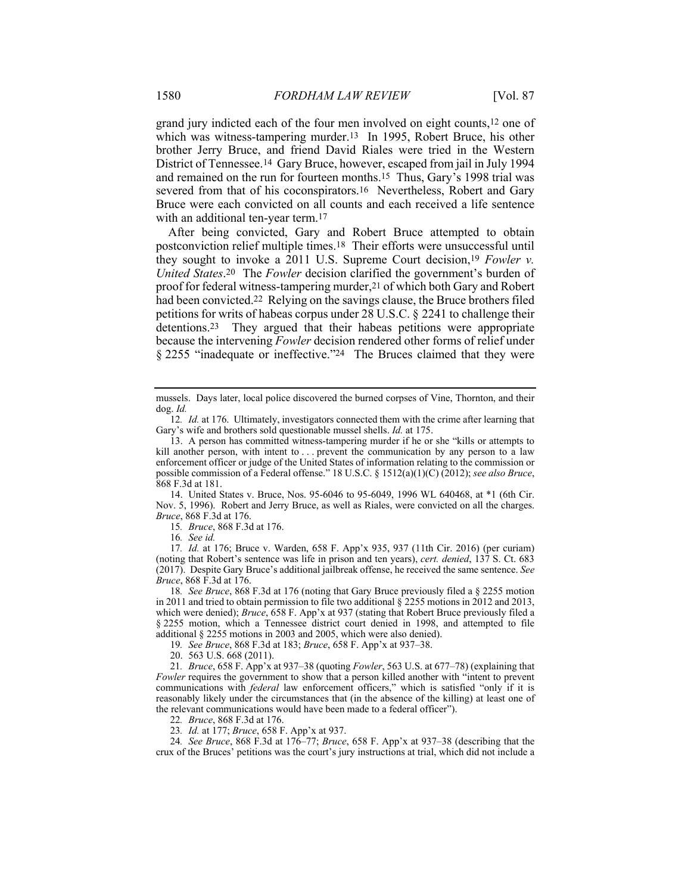grand jury indicted each of the four men involved on eight counts,[12] one of which was witness-tampering murder.[13] In 1995, Robert Bruce, his other brother Jerry Bruce, and friend David Riales were tried in the Western District of Tennessee.[14] Gary Bruce, however, escaped from jail in July 1994 and remained on the run for fourteen months.[15] Thus, Gary's 1998 trial was severed from that of his coconspirators.[16] Nevertheless, Robert and Gary Bruce were each convicted on all counts and each received a life sentence with an additional ten-year term.[17]

After being convicted, Gary and Robert Bruce attempted to obtain postconviction relief multiple times.[18] Their efforts were unsuccessful until they sought to invoke a 2011 U.S. Supreme Court decision,[19] *Fowler v. United States*.[20] The *Fowler* decision clarified the government's burden of proof for federal witness-tampering murder,[21] of which both Gary and Robert had been convicted.[22] Relying on the savings clause, the Bruce brothers filed petitions for writs of habeas corpus under 28 U.S.C. § 2241 to challenge their detentions.[23] They argued that their habeas petitions were appropriate because the intervening *Fowler* decision rendered other forms of relief under § 2255 "inadequate or ineffective."[24] The Bruces claimed that they were

---

mussels. Days later, local police discovered the burned corpses of Vine, Thornton, and their dog. *Id.*

12. *Id.* at 176. Ultimately, investigators connected them with the crime after learning that Gary's wife and brothers sold questionable mussel shells. *Id.* at 175.

13. A person has committed witness-tampering murder if he or she "kills or attempts to kill another person, with intent to . . . prevent the communication by any person to a law enforcement officer or judge of the United States of information relating to the commission or possible commission of a Federal offense." 18 U.S.C. § 1512(a)(1)(C) (2012); *see also Bruce*, 868 F.3d at 181.

14. United States v. Bruce, Nos. 95-6046 to 95-6049, 1996 WL 640468, at *1 (6th Cir. Nov. 5, 1996). Robert and Jerry Bruce, as well as Riales, were convicted on all the charges. *Bruce*, 868 F.3d at 176.

15. *Bruce*, 868 F.3d at 176.

16. *See id.*

17. *Id.* at 176; Bruce v. Warden, 658 F. App'x 935, 937 (11th Cir. 2016) (per curiam) (noting that Robert's sentence was life in prison and ten years), *cert. denied*, 137 S. Ct. 683 (2017). Despite Gary Bruce's additional jailbreak offense, he received the same sentence. *See Bruce*, 868 F.3d at 176.

18. *See Bruce*, 868 F.3d at 176 (noting that Gary Bruce previously filed a § 2255 motion in 2011 and tried to obtain permission to file two additional § 2255 motions in 2012 and 2013, which were denied); *Bruce*, 658 F. App'x at 937 (stating that Robert Bruce previously filed a § 2255 motion, which a Tennessee district court denied in 1998, and attempted to file additional § 2255 motions in 2003 and 2005, which were also denied).

19. *See Bruce*, 868 F.3d at 183; *Bruce*, 658 F. App'x at 937–38.

20. 563 U.S. 668 (2011).

21. *Bruce*, 658 F. App'x at 937–38 (quoting *Fowler*, 563 U.S. at 677–78) (explaining that *Fowler* requires the government to show that a person killed another with "intent to prevent communications with *federal* law enforcement officers," which is satisfied "only if it is reasonably likely under the circumstances that (in the absence of the killing) at least one of the relevant communications would have been made to a federal officer").

22. *Bruce*, 868 F.3d at 176.

23. *Id.* at 177; *Bruce*, 658 F. App'x at 937.

24. *See Bruce*, 868 F.3d at 176–77; *Bruce*, 658 F. App'x at 937–38 (describing that the crux of the Bruces' petitions was the court's jury instructions at trial, which did not include a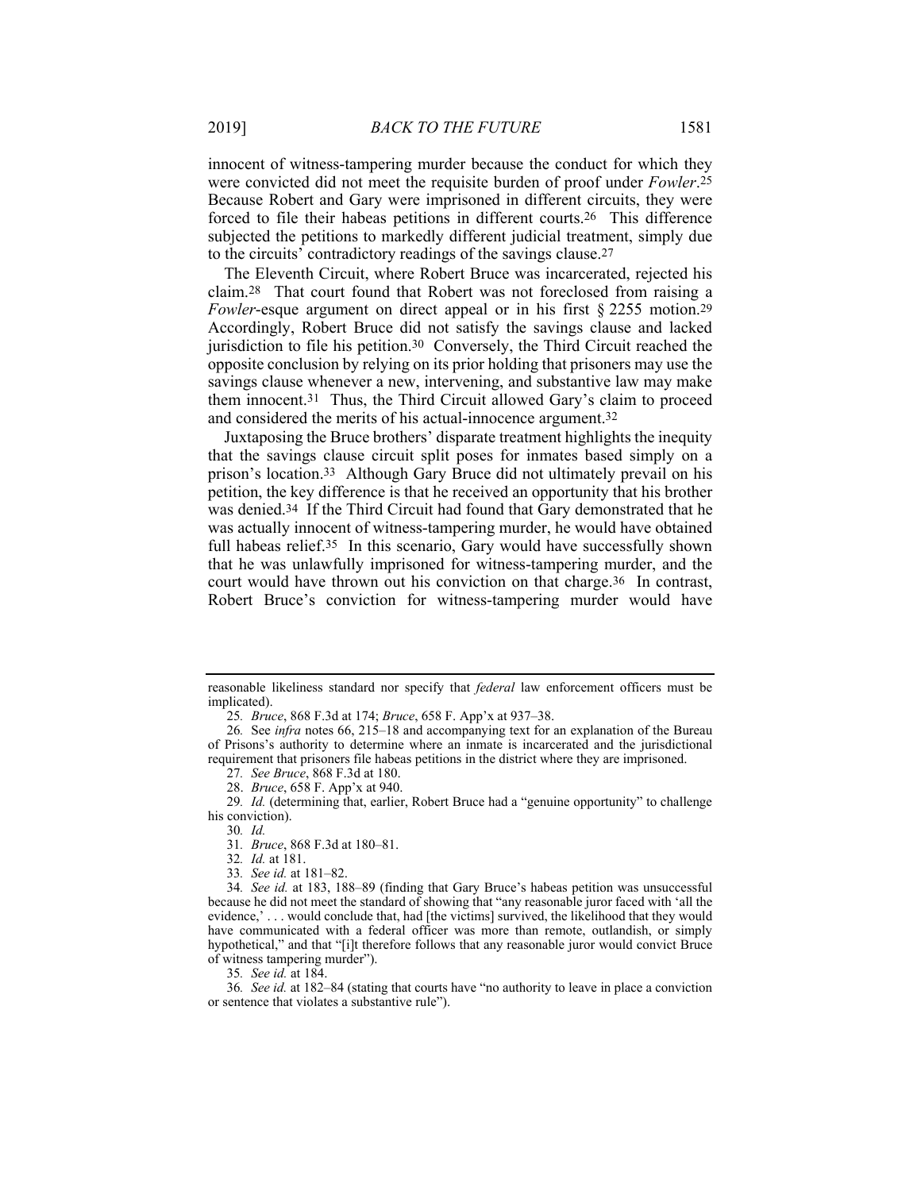innocent of witness-tampering murder because the conduct for which they were convicted did not meet the requisite burden of proof under *Fowler*.[25] Because Robert and Gary were imprisoned in different circuits, they were forced to file their habeas petitions in different courts.[26] This difference subjected the petitions to markedly different judicial treatment, simply due to the circuits' contradictory readings of the savings clause.[27]

The Eleventh Circuit, where Robert Bruce was incarcerated, rejected his claim.[28] That court found that Robert was not foreclosed from raising a *Fowler*-esque argument on direct appeal or in his first § 2255 motion.[29] Accordingly, Robert Bruce did not satisfy the savings clause and lacked jurisdiction to file his petition.[30] Conversely, the Third Circuit reached the opposite conclusion by relying on its prior holding that prisoners may use the savings clause whenever a new, intervening, and substantive law may make them innocent.[31] Thus, the Third Circuit allowed Gary's claim to proceed and considered the merits of his actual-innocence argument.[32]

Juxtaposing the Bruce brothers' disparate treatment highlights the inequity that the savings clause circuit split poses for inmates based simply on a prison's location.[33] Although Gary Bruce did not ultimately prevail on his petition, the key difference is that he received an opportunity that his brother was denied.[34] If the Third Circuit had found that Gary demonstrated that he was actually innocent of witness-tampering murder, he would have obtained full habeas relief.[35] In this scenario, Gary would have successfully shown that he was unlawfully imprisoned for witness-tampering murder, and the court would have thrown out his conviction on that charge.[36] In contrast, Robert Bruce's conviction for witness-tampering murder would have

---

reasonable likeliness standard nor specify that *federal* law enforcement officers must be implicated).

25. *Bruce*, 868 F.3d at 174; *Bruce*, 658 F. App'x at 937–38.

26. See *infra* notes 66, 215–18 and accompanying text for an explanation of the Bureau of Prisons's authority to determine where an inmate is incarcerated and the jurisdictional requirement that prisoners file habeas petitions in the district where they are imprisoned.

27. *See Bruce*, 868 F.3d at 180.

28. *Bruce*, 658 F. App'x at 940.

29. *Id.* (determining that, earlier, Robert Bruce had a "genuine opportunity" to challenge his conviction).

30. *Id.*

31. *Bruce*, 868 F.3d at 180–81.

32. *Id.* at 181.

33. *See id.* at 181–82.

34. *See id.* at 183, 188–89 (finding that Gary Bruce's habeas petition was unsuccessful because he did not meet the standard of showing that "any reasonable juror faced with 'all the evidence,' . . . would conclude that, had [the victims] survived, the likelihood that they would have communicated with a federal officer was more than remote, outlandish, or simply hypothetical," and that "[i]t therefore follows that any reasonable juror would convict Bruce of witness tampering murder").

35. *See id.* at 184.

36. *See id.* at 182–84 (stating that courts have "no authority to leave in place a conviction or sentence that violates a substantive rule").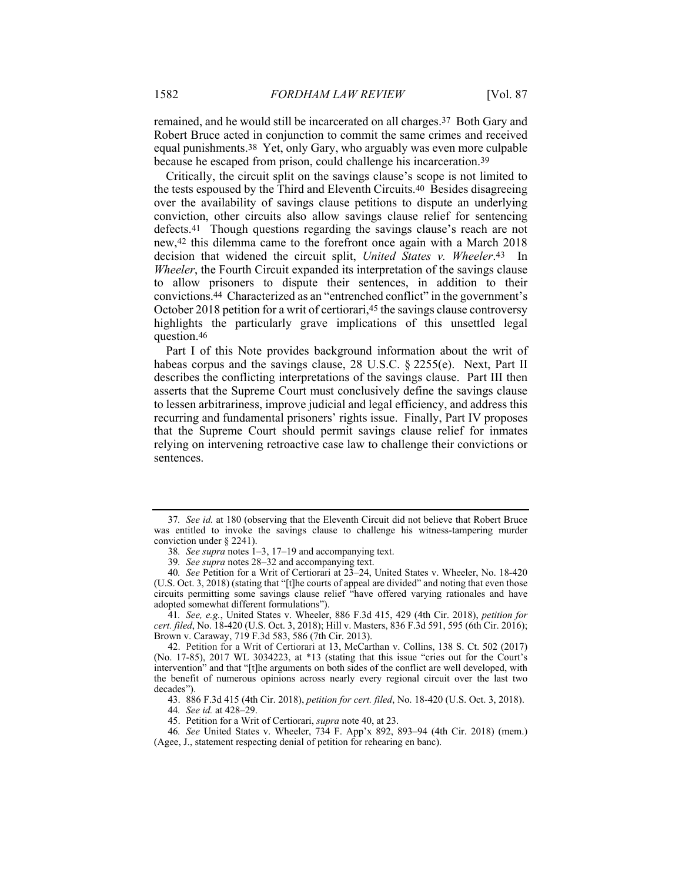remained, and he would still be incarcerated on all charges.[37] Both Gary and Robert Bruce acted in conjunction to commit the same crimes and received equal punishments.[38] Yet, only Gary, who arguably was even more culpable because he escaped from prison, could challenge his incarceration.[39]

Critically, the circuit split on the savings clause's scope is not limited to the tests espoused by the Third and Eleventh Circuits.[40] Besides disagreeing over the availability of savings clause petitions to dispute an underlying conviction, other circuits also allow savings clause relief for sentencing defects.[41] Though questions regarding the savings clause's reach are not new,[42] this dilemma came to the forefront once again with a March 2018 decision that widened the circuit split, *United States v. Wheeler*.[43] In *Wheeler*, the Fourth Circuit expanded its interpretation of the savings clause to allow prisoners to dispute their sentences, in addition to their convictions.[44] Characterized as an "entrenched conflict" in the government's October 2018 petition for a writ of certiorari,[45] the savings clause controversy highlights the particularly grave implications of this unsettled legal question.[46]

Part I of this Note provides background information about the writ of habeas corpus and the savings clause, 28 U.S.C. § 2255(e). Next, Part II describes the conflicting interpretations of the savings clause. Part III then asserts that the Supreme Court must conclusively define the savings clause to lessen arbitrariness, improve judicial and legal efficiency, and address this recurring and fundamental prisoners' rights issue. Finally, Part IV proposes that the Supreme Court should permit savings clause relief for inmates relying on intervening retroactive case law to challenge their convictions or sentences.

---

37. *See id.* at 180 (observing that the Eleventh Circuit did not believe that Robert Bruce was entitled to invoke the savings clause to challenge his witness-tampering murder conviction under § 2241).

38. *See supra* notes 1–3, 17–19 and accompanying text.

39. *See supra* notes 28–32 and accompanying text.

40. *See* Petition for a Writ of Certiorari at 23–24, United States v. Wheeler, No. 18-420 (U.S. Oct. 3, 2018) (stating that "[t]he courts of appeal are divided" and noting that even those circuits permitting some savings clause relief "have offered varying rationales and have adopted somewhat different formulations").

41. *See, e.g.*, United States v. Wheeler, 886 F.3d 415, 429 (4th Cir. 2018), *petition for cert. filed*, No. 18-420 (U.S. Oct. 3, 2018); Hill v. Masters, 836 F.3d 591, 595 (6th Cir. 2016); Brown v. Caraway, 719 F.3d 583, 586 (7th Cir. 2013).

42. Petition for a Writ of Certiorari at 13, McCarthan v. Collins, 138 S. Ct. 502 (2017) (No. 17-85), 2017 WL 3034223, at *13 (stating that this issue "cries out for the Court's intervention" and that "[t]he arguments on both sides of the conflict are well developed, with the benefit of numerous opinions across nearly every regional circuit over the last two decades").

43. 886 F.3d 415 (4th Cir. 2018), *petition for cert. filed*, No. 18-420 (U.S. Oct. 3, 2018).

44. *See id.* at 428–29.

45. Petition for a Writ of Certiorari, *supra* note 40, at 23.

46. *See* United States v. Wheeler, 734 F. App'x 892, 893–94 (4th Cir. 2018) (mem.) (Agee, J., statement respecting denial of petition for rehearing en banc).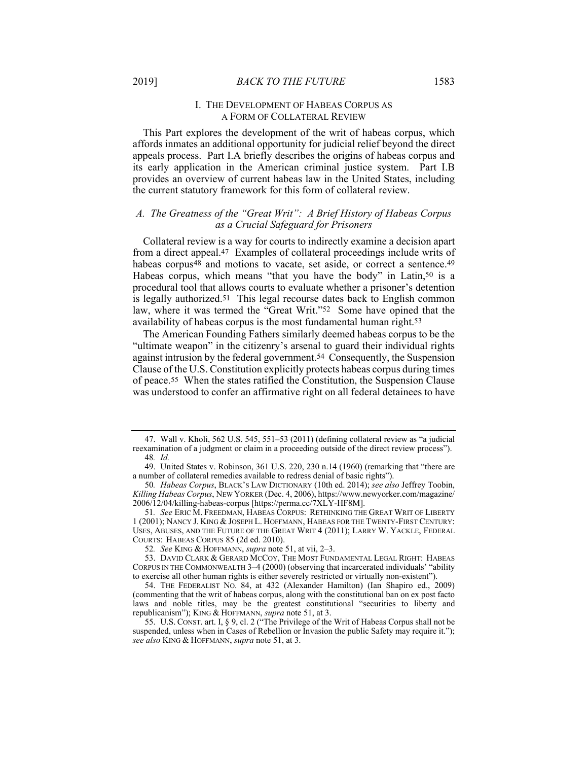## I. THE DEVELOPMENT OF HABEAS CORPUS AS A FORM OF COLLATERAL REVIEW

This Part explores the development of the writ of habeas corpus, which affords inmates an additional opportunity for judicial relief beyond the direct appeals process. Part I.A briefly describes the origins of habeas corpus and its early application in the American criminal justice system. Part I.B provides an overview of current habeas law in the United States, including the current statutory framework for this form of collateral review.

### *A. The Greatness of the "Great Writ": A Brief History of Habeas Corpus as a Crucial Safeguard for Prisoners*

Collateral review is a way for courts to indirectly examine a decision apart from a direct appeal.[47] Examples of collateral proceedings include writs of habeas corpus[48] and motions to vacate, set aside, or correct a sentence.[49] Habeas corpus, which means "that you have the body" in Latin,[50] is a procedural tool that allows courts to evaluate whether a prisoner's detention is legally authorized.[51] This legal recourse dates back to English common law, where it was termed the "Great Writ."[52] Some have opined that the availability of habeas corpus is the most fundamental human right.[53]

The American Founding Fathers similarly deemed habeas corpus to be the "ultimate weapon" in the citizenry's arsenal to guard their individual rights against intrusion by the federal government.[54] Consequently, the Suspension Clause of the U.S. Constitution explicitly protects habeas corpus during times of peace.[55] When the states ratified the Constitution, the Suspension Clause was understood to confer an affirmative right on all federal detainees to have

---

47. Wall v. Kholi, 562 U.S. 545, 551–53 (2011) (defining collateral review as "a judicial reexamination of a judgment or claim in a proceeding outside of the direct review process").

48. *Id.*

49. United States v. Robinson, 361 U.S. 220, 230 n.14 (1960) (remarking that "there are a number of collateral remedies available to redress denial of basic rights").

50. *Habeas Corpus*, BLACK'S LAW DICTIONARY (10th ed. 2014); *see also* Jeffrey Toobin, *Killing Habeas Corpus*, NEW YORKER (Dec. 4, 2006), https://www.newyorker.com/magazine/2006/12/04/killing-habeas-corpus [https://perma.cc/7XLY-HF8M].

51. *See* ERIC M. FREEDMAN, HABEAS CORPUS: RETHINKING THE GREAT WRIT OF LIBERTY 1 (2001); NANCY J. KING & JOSEPH L. HOFFMANN, HABEAS FOR THE TWENTY-FIRST CENTURY: USES, ABUSES, AND THE FUTURE OF THE GREAT WRIT 4 (2011); LARRY W. YACKLE, FEDERAL COURTS: HABEAS CORPUS 85 (2d ed. 2010).

52. *See* KING & HOFFMANN, *supra* note 51, at vii, 2–3.

53. DAVID CLARK & GERARD MCCOY, THE MOST FUNDAMENTAL LEGAL RIGHT: HABEAS CORPUS IN THE COMMONWEALTH 3–4 (2000) (observing that incarcerated individuals' "ability to exercise all other human rights is either severely restricted or virtually non-existent").

54. THE FEDERALIST NO. 84, at 432 (Alexander Hamilton) (Ian Shapiro ed., 2009) (commenting that the writ of habeas corpus, along with the constitutional ban on ex post facto laws and noble titles, may be the greatest constitutional "securities to liberty and republicanism"); KING & HOFFMANN, *supra* note 51, at 3.

55. U.S. CONST. art. I, § 9, cl. 2 ("The Privilege of the Writ of Habeas Corpus shall not be suspended, unless when in Cases of Rebellion or Invasion the public Safety may require it."); *see also* KING & HOFFMANN, *supra* note 51, at 3.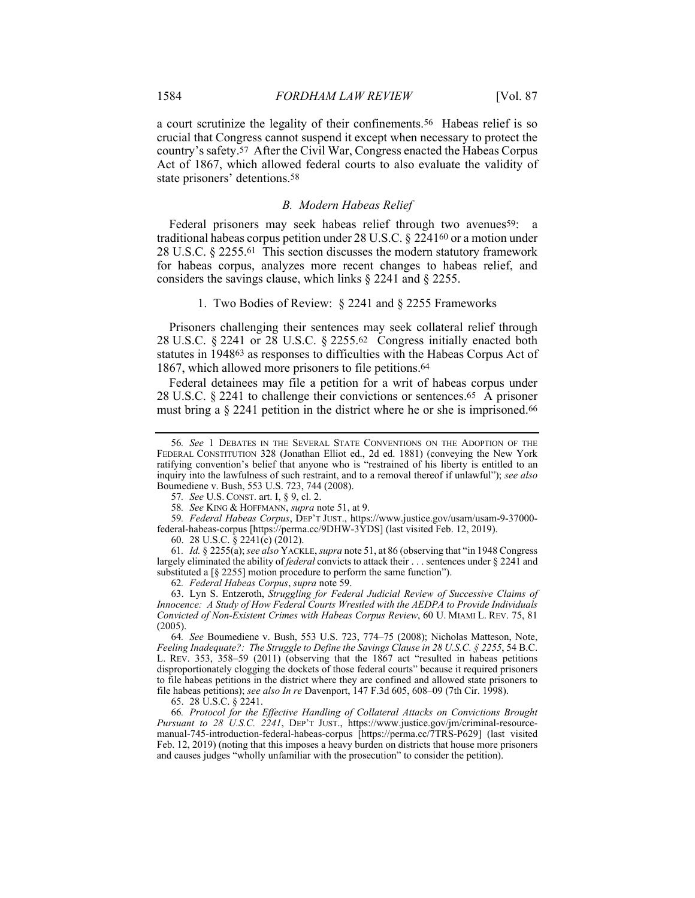a court scrutinize the legality of their confinements.[56] Habeas relief is so crucial that Congress cannot suspend it except when necessary to protect the country's safety.[57] After the Civil War, Congress enacted the Habeas Corpus Act of 1867, which allowed federal courts to also evaluate the validity of state prisoners' detentions.[58]

### *B. Modern Habeas Relief*

Federal prisoners may seek habeas relief through two avenues[59]: a traditional habeas corpus petition under 28 U.S.C. § 2241[60] or a motion under 28 U.S.C. § 2255.[61] This section discusses the modern statutory framework for habeas corpus, analyzes more recent changes to habeas relief, and considers the savings clause, which links § 2241 and § 2255.

#### 1. Two Bodies of Review: § 2241 and § 2255 Frameworks

Prisoners challenging their sentences may seek collateral relief through 28 U.S.C. § 2241 or 28 U.S.C. § 2255.[62] Congress initially enacted both statutes in 1948[63] as responses to difficulties with the Habeas Corpus Act of 1867, which allowed more prisoners to file petitions.[64]

Federal detainees may file a petition for a writ of habeas corpus under 28 U.S.C. § 2241 to challenge their convictions or sentences.[65] A prisoner must bring a § 2241 petition in the district where he or she is imprisoned.[66]

---

56. *See* 1 DEBATES IN THE SEVERAL STATE CONVENTIONS ON THE ADOPTION OF THE FEDERAL CONSTITUTION 328 (Jonathan Elliot ed., 2d ed. 1881) (conveying the New York ratifying convention's belief that anyone who is "restrained of his liberty is entitled to an inquiry into the lawfulness of such restraint, and to a removal thereof if unlawful"); *see also* Boumediene v. Bush, 553 U.S. 723, 744 (2008).

57. *See* U.S. CONST. art. I, § 9, cl. 2.

58. *See* KING & HOFFMANN, *supra* note 51, at 9.

59. *Federal Habeas Corpus*, DEP'T JUST., https://www.justice.gov/usam/usam-9-37000-federal-habeas-corpus [https://perma.cc/9DHW-3YDS] (last visited Feb. 12, 2019).

60. 28 U.S.C. § 2241(c) (2012).

61. *Id.* § 2255(a); *see also* YACKLE, *supra* note 51, at 86 (observing that "in 1948 Congress largely eliminated the ability of *federal* convicts to attack their . . . sentences under § 2241 and substituted a [§ 2255] motion procedure to perform the same function").

62. *Federal Habeas Corpus*, *supra* note 59.

63. Lyn S. Entzeroth, *Struggling for Federal Judicial Review of Successive Claims of Innocence: A Study of How Federal Courts Wrestled with the AEDPA to Provide Individuals Convicted of Non-Existent Crimes with Habeas Corpus Review*, 60 U. MIAMI L. REV. 75, 81 (2005).

64. *See* Boumediene v. Bush, 553 U.S. 723, 774–75 (2008); Nicholas Matteson, Note, *Feeling Inadequate?: The Struggle to Define the Savings Clause in 28 U.S.C. § 2255*, 54 B.C. L. REV. 353, 358–59 (2011) (observing that the 1867 act "resulted in habeas petitions disproportionately clogging the dockets of those federal courts" because it required prisoners to file habeas petitions in the district where they are confined and allowed state prisoners to file habeas petitions); *see also In re* Davenport, 147 F.3d 605, 608–09 (7th Cir. 1998).

65. 28 U.S.C. § 2241.

66. *Protocol for the Effective Handling of Collateral Attacks on Convictions Brought Pursuant to 28 U.S.C. 2241*, DEP'T JUST., https://www.justice.gov/jm/criminal-resource-manual-745-introduction-federal-habeas-corpus [https://perma.cc/7TRS-P629] (last visited Feb. 12, 2019) (noting that this imposes a heavy burden on districts that house more prisoners and causes judges "wholly unfamiliar with the prosecution" to consider the petition).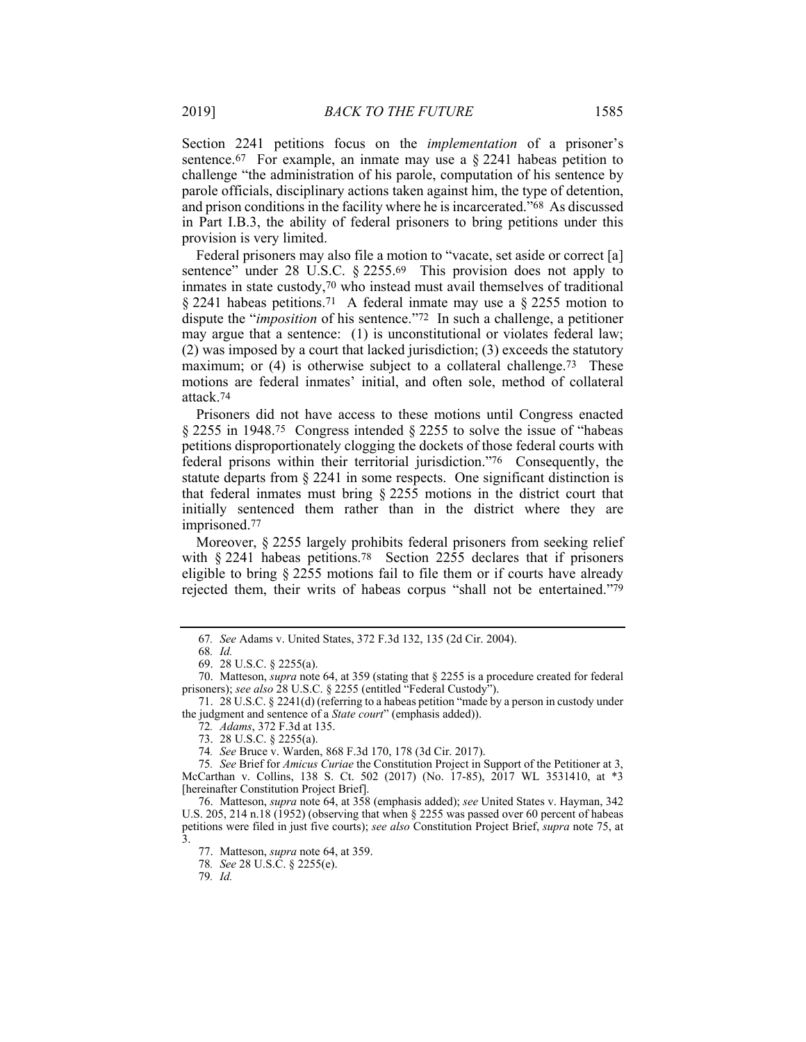Section 2241 petitions focus on the *implementation* of a prisoner's sentence.[67] For example, an inmate may use a § 2241 habeas petition to challenge "the administration of his parole, computation of his sentence by parole officials, disciplinary actions taken against him, the type of detention, and prison conditions in the facility where he is incarcerated."[68] As discussed in Part I.B.3, the ability of federal prisoners to bring petitions under this provision is very limited.

Federal prisoners may also file a motion to "vacate, set aside or correct [a] sentence" under 28 U.S.C. § 2255.[69] This provision does not apply to inmates in state custody,[70] who instead must avail themselves of traditional § 2241 habeas petitions.[71] A federal inmate may use a § 2255 motion to dispute the "*imposition* of his sentence."[72] In such a challenge, a petitioner may argue that a sentence: (1) is unconstitutional or violates federal law; (2) was imposed by a court that lacked jurisdiction; (3) exceeds the statutory maximum; or (4) is otherwise subject to a collateral challenge.[73] These motions are federal inmates' initial, and often sole, method of collateral attack.[74]

Prisoners did not have access to these motions until Congress enacted § 2255 in 1948.[75] Congress intended § 2255 to solve the issue of "habeas petitions disproportionately clogging the dockets of those federal courts with federal prisons within their territorial jurisdiction."[76] Consequently, the statute departs from § 2241 in some respects. One significant distinction is that federal inmates must bring § 2255 motions in the district court that initially sentenced them rather than in the district where they are imprisoned.[77]

Moreover, § 2255 largely prohibits federal prisoners from seeking relief with § 2241 habeas petitions.[78] Section 2255 declares that if prisoners eligible to bring § 2255 motions fail to file them or if courts have already rejected them, their writs of habeas corpus "shall not be entertained."[79]

---

67. *See* Adams v. United States, 372 F.3d 132, 135 (2d Cir. 2004).

68. *Id.*

69. 28 U.S.C. § 2255(a).

70. Matteson, *supra* note 64, at 359 (stating that § 2255 is a procedure created for federal prisoners); *see also* 28 U.S.C. § 2255 (entitled "Federal Custody").

71. 28 U.S.C. § 2241(d) (referring to a habeas petition "made by a person in custody under the judgment and sentence of a *State court*" (emphasis added)).

72. *Adams*, 372 F.3d at 135.

73. 28 U.S.C. § 2255(a).

74. *See* Bruce v. Warden, 868 F.3d 170, 178 (3d Cir. 2017).

75. *See* Brief for *Amicus Curiae* the Constitution Project in Support of the Petitioner at 3, McCarthan v. Collins, 138 S. Ct. 502 (2017) (No. 17-85), 2017 WL 3531410, at *3 [hereinafter Constitution Project Brief].

76. Matteson, *supra* note 64, at 358 (emphasis added); *see* United States v. Hayman, 342 U.S. 205, 214 n.18 (1952) (observing that when § 2255 was passed over 60 percent of habeas petitions were filed in just five courts); *see also* Constitution Project Brief, *supra* note 75, at 3.

77. Matteson, *supra* note 64, at 359.

78. *See* 28 U.S.C. § 2255(e).

79. *Id.*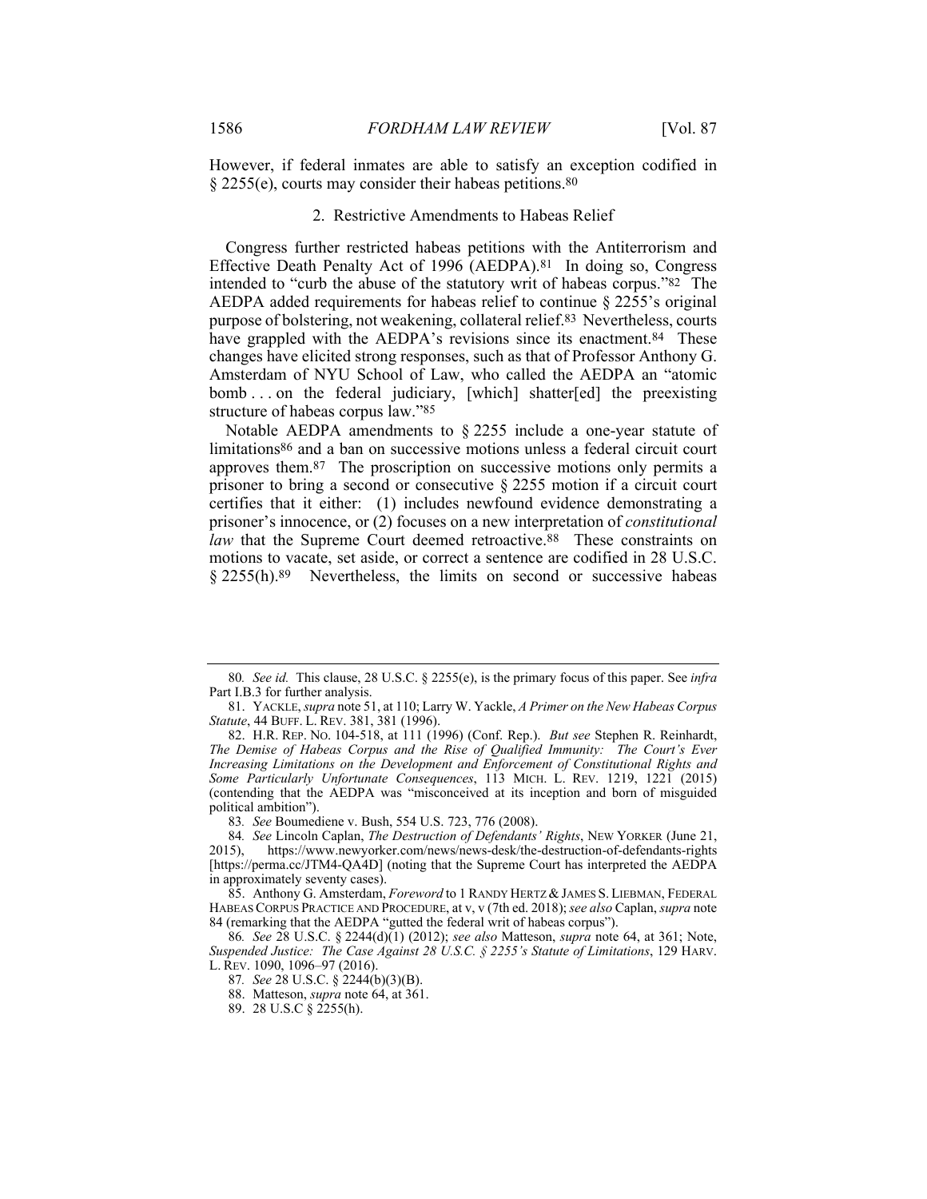However, if federal inmates are able to satisfy an exception codified in § 2255(e), courts may consider their habeas petitions.[80]

### 2. Restrictive Amendments to Habeas Relief

Congress further restricted habeas petitions with the Antiterrorism and Effective Death Penalty Act of 1996 (AEDPA).[81] In doing so, Congress intended to "curb the abuse of the statutory writ of habeas corpus."[82] The AEDPA added requirements for habeas relief to continue § 2255's original purpose of bolstering, not weakening, collateral relief.[83] Nevertheless, courts have grappled with the AEDPA's revisions since its enactment.[84] These changes have elicited strong responses, such as that of Professor Anthony G. Amsterdam of NYU School of Law, who called the AEDPA an "atomic bomb . . . on the federal judiciary, [which] shatter[ed] the preexisting structure of habeas corpus law."[85]

Notable AEDPA amendments to § 2255 include a one-year statute of limitations[86] and a ban on successive motions unless a federal circuit court approves them.[87] The proscription on successive motions only permits a prisoner to bring a second or consecutive § 2255 motion if a circuit court certifies that it either: (1) includes newfound evidence demonstrating a prisoner's innocence, or (2) focuses on a new interpretation of *constitutional law* that the Supreme Court deemed retroactive.[88] These constraints on motions to vacate, set aside, or correct a sentence are codified in 28 U.S.C. § 2255(h).[89] Nevertheless, the limits on second or successive habeas

---

80. *See id.* This clause, 28 U.S.C. § 2255(e), is the primary focus of this paper. See *infra* Part I.B.3 for further analysis.

81. YACKLE, *supra* note 51, at 110; Larry W. Yackle, *A Primer on the New Habeas Corpus Statute*, 44 BUFF. L. REV. 381, 381 (1996).

82. H.R. REP. NO. 104-518, at 111 (1996) (Conf. Rep.). *But see* Stephen R. Reinhardt, *The Demise of Habeas Corpus and the Rise of Qualified Immunity: The Court's Ever Increasing Limitations on the Development and Enforcement of Constitutional Rights and Some Particularly Unfortunate Consequences*, 113 MICH. L. REV. 1219, 1221 (2015) (contending that the AEDPA was "misconceived at its inception and born of misguided political ambition").

83. *See* Boumediene v. Bush, 554 U.S. 723, 776 (2008).

84. *See* Lincoln Caplan, *The Destruction of Defendants' Rights*, NEW YORKER (June 21, 2015), https://www.newyorker.com/news/news-desk/the-destruction-of-defendants-rights [https://perma.cc/JTM4-QA4D] (noting that the Supreme Court has interpreted the AEDPA in approximately seventy cases).

85. Anthony G. Amsterdam, *Foreword* to 1 RANDY HERTZ & JAMES S. LIEBMAN, FEDERAL HABEAS CORPUS PRACTICE AND PROCEDURE, at v, v (7th ed. 2018); *see also* Caplan, *supra* note 84 (remarking that the AEDPA "gutted the federal writ of habeas corpus").

86. *See* 28 U.S.C. § 2244(d)(1) (2012); *see also* Matteson, *supra* note 64, at 361; Note, *Suspended Justice: The Case Against 28 U.S.C. § 2255's Statute of Limitations*, 129 HARV. L. REV. 1090, 1096–97 (2016).

87. *See* 28 U.S.C. § 2244(b)(3)(B).

88. Matteson, *supra* note 64, at 361.

89. 28 U.S.C § 2255(h).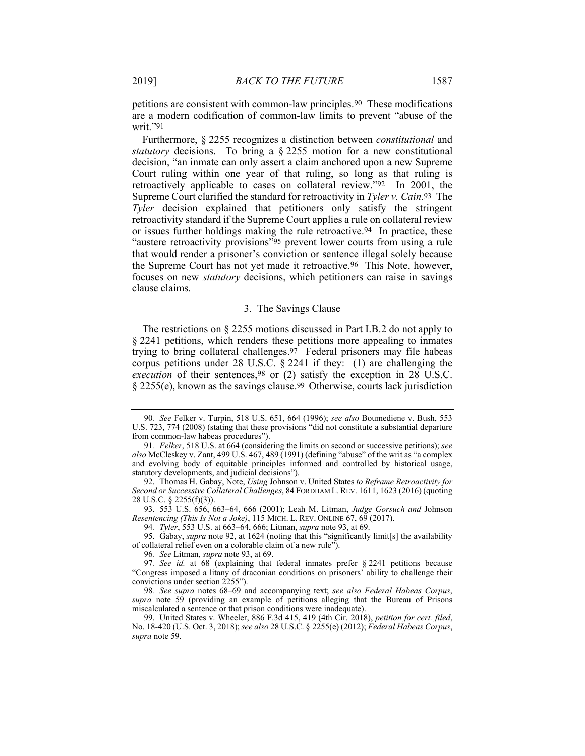petitions are consistent with common-law principles.[90] These modifications are a modern codification of common-law limits to prevent "abuse of the writ."[91]

Furthermore, § 2255 recognizes a distinction between *constitutional* and *statutory* decisions. To bring a § 2255 motion for a new constitutional decision, "an inmate can only assert a claim anchored upon a new Supreme Court ruling within one year of that ruling, so long as that ruling is retroactively applicable to cases on collateral review."[92] In 2001, the Supreme Court clarified the standard for retroactivity in *Tyler v. Cain*.[93] The *Tyler* decision explained that petitioners only satisfy the stringent retroactivity standard if the Supreme Court applies a rule on collateral review or issues further holdings making the rule retroactive.[94] In practice, these "austere retroactivity provisions"[95] prevent lower courts from using a rule that would render a prisoner's conviction or sentence illegal solely because the Supreme Court has not yet made it retroactive.[96] This Note, however, focuses on new *statutory* decisions, which petitioners can raise in savings clause claims.

### 3. The Savings Clause

The restrictions on § 2255 motions discussed in Part I.B.2 do not apply to § 2241 petitions, which renders these petitions more appealing to inmates trying to bring collateral challenges.[97] Federal prisoners may file habeas corpus petitions under 28 U.S.C. § 2241 if they: (1) are challenging the *execution* of their sentences,[98] or (2) satisfy the exception in 28 U.S.C. § 2255(e), known as the savings clause.[99] Otherwise, courts lack jurisdiction

---

90. *See* Felker v. Turpin, 518 U.S. 651, 664 (1996); *see also* Boumediene v. Bush, 553 U.S. 723, 774 (2008) (stating that these provisions "did not constitute a substantial departure from common-law habeas procedures").

91. *Felker*, 518 U.S. at 664 (considering the limits on second or successive petitions); *see also* McCleskey v. Zant, 499 U.S. 467, 489 (1991) (defining "abuse" of the writ as "a complex and evolving body of equitable principles informed and controlled by historical usage, statutory developments, and judicial decisions").

92. Thomas H. Gabay, Note, *Using* Johnson v. United States *to Reframe Retroactivity for Second or Successive Collateral Challenges*, 84 FORDHAM L. REV. 1611, 1623 (2016) (quoting 28 U.S.C. § 2255(f)(3)).

93. 553 U.S. 656, 663–64, 666 (2001); Leah M. Litman, *Judge Gorsuch and* Johnson *Resentencing (This Is Not a Joke)*, 115 MICH. L. REV. ONLINE 67, 69 (2017).

94. *Tyler*, 553 U.S. at 663–64, 666; Litman, *supra* note 93, at 69.

95. Gabay, *supra* note 92, at 1624 (noting that this "significantly limit[s] the availability of collateral relief even on a colorable claim of a new rule").

96. *See* Litman, *supra* note 93, at 69.

97. *See id.* at 68 (explaining that federal inmates prefer § 2241 petitions because "Congress imposed a litany of draconian conditions on prisoners' ability to challenge their convictions under section 2255").

98. *See supra* notes 68–69 and accompanying text; *see also Federal Habeas Corpus*, *supra* note 59 (providing an example of petitions alleging that the Bureau of Prisons miscalculated a sentence or that prison conditions were inadequate).

99. United States v. Wheeler, 886 F.3d 415, 419 (4th Cir. 2018), *petition for cert. filed*, No. 18-420 (U.S. Oct. 3, 2018); *see also* 28 U.S.C. § 2255(e) (2012); *Federal Habeas Corpus*, *supra* note 59.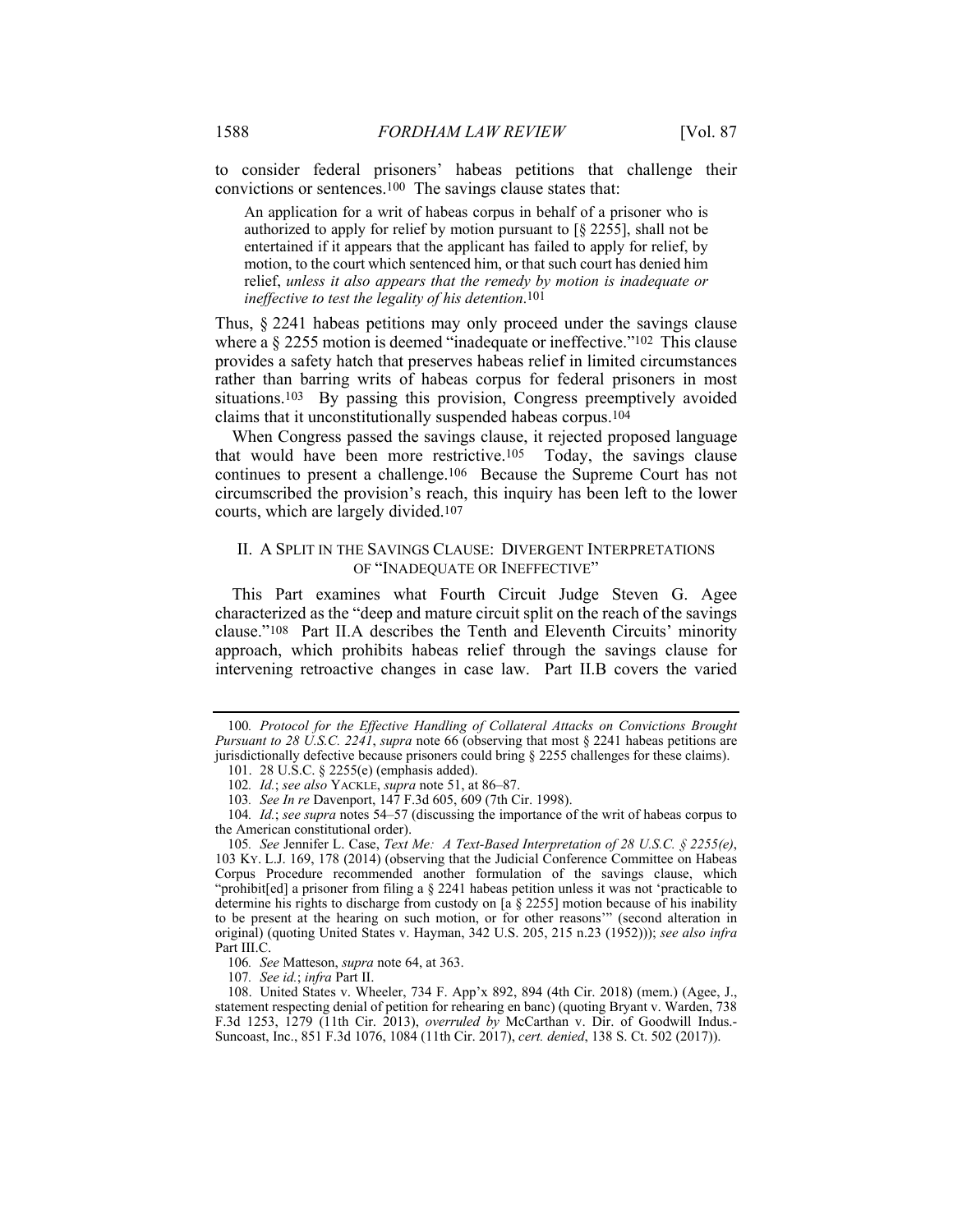to consider federal prisoners' habeas petitions that challenge their convictions or sentences.[100] The savings clause states that:

> An application for a writ of habeas corpus in behalf of a prisoner who is authorized to apply for relief by motion pursuant to [§ 2255], shall not be entertained if it appears that the applicant has failed to apply for relief, by motion, to the court which sentenced him, or that such court has denied him relief, *unless it also appears that the remedy by motion is inadequate or ineffective to test the legality of his detention*.[101]

Thus, § 2241 habeas petitions may only proceed under the savings clause where a § 2255 motion is deemed "inadequate or ineffective."[102] This clause provides a safety hatch that preserves habeas relief in limited circumstances rather than barring writs of habeas corpus for federal prisoners in most situations.[103] By passing this provision, Congress preemptively avoided claims that it unconstitutionally suspended habeas corpus.[104]

When Congress passed the savings clause, it rejected proposed language that would have been more restrictive.[105] Today, the savings clause continues to present a challenge.[106] Because the Supreme Court has not circumscribed the provision's reach, this inquiry has been left to the lower courts, which are largely divided.[107]

## II. A SPLIT IN THE SAVINGS CLAUSE: DIVERGENT INTERPRETATIONS OF "INADEQUATE OR INEFFECTIVE"

This Part examines what Fourth Circuit Judge Steven G. Agee characterized as the "deep and mature circuit split on the reach of the savings clause."[108] Part II.A describes the Tenth and Eleventh Circuits' minority approach, which prohibits habeas relief through the savings clause for intervening retroactive changes in case law. Part II.B covers the varied

---

100. *Protocol for the Effective Handling of Collateral Attacks on Convictions Brought Pursuant to 28 U.S.C. 2241*, *supra* note 66 (observing that most § 2241 habeas petitions are jurisdictionally defective because prisoners could bring § 2255 challenges for these claims).

101. 28 U.S.C. § 2255(e) (emphasis added).

102. *Id.*; *see also* YACKLE, *supra* note 51, at 86–87.

103. *See In re* Davenport, 147 F.3d 605, 609 (7th Cir. 1998).

104. *Id.*; *see supra* notes 54–57 (discussing the importance of the writ of habeas corpus to the American constitutional order).

105. *See* Jennifer L. Case, *Text Me: A Text-Based Interpretation of 28 U.S.C. § 2255(e)*, 103 KY. L.J. 169, 178 (2014) (observing that the Judicial Conference Committee on Habeas Corpus Procedure recommended another formulation of the savings clause, which "prohibit[ed] a prisoner from filing a § 2241 habeas petition unless it was not 'practicable to determine his rights to discharge from custody on [a § 2255] motion because of his inability to be present at the hearing on such motion, or for other reasons'" (second alteration in original) (quoting United States v. Hayman, 342 U.S. 205, 215 n.23 (1952))); *see also infra* Part III.C.

106. *See* Matteson, *supra* note 64, at 363.

107. *See id.*; *infra* Part II.

108. United States v. Wheeler, 734 F. App'x 892, 894 (4th Cir. 2018) (mem.) (Agee, J., statement respecting denial of petition for rehearing en banc) (quoting Bryant v. Warden, 738 F.3d 1253, 1279 (11th Cir. 2013), *overruled by* McCarthan v. Dir. of Goodwill Indus.-Suncoast, Inc., 851 F.3d 1076, 1084 (11th Cir. 2017), *cert. denied*, 138 S. Ct. 502 (2017)).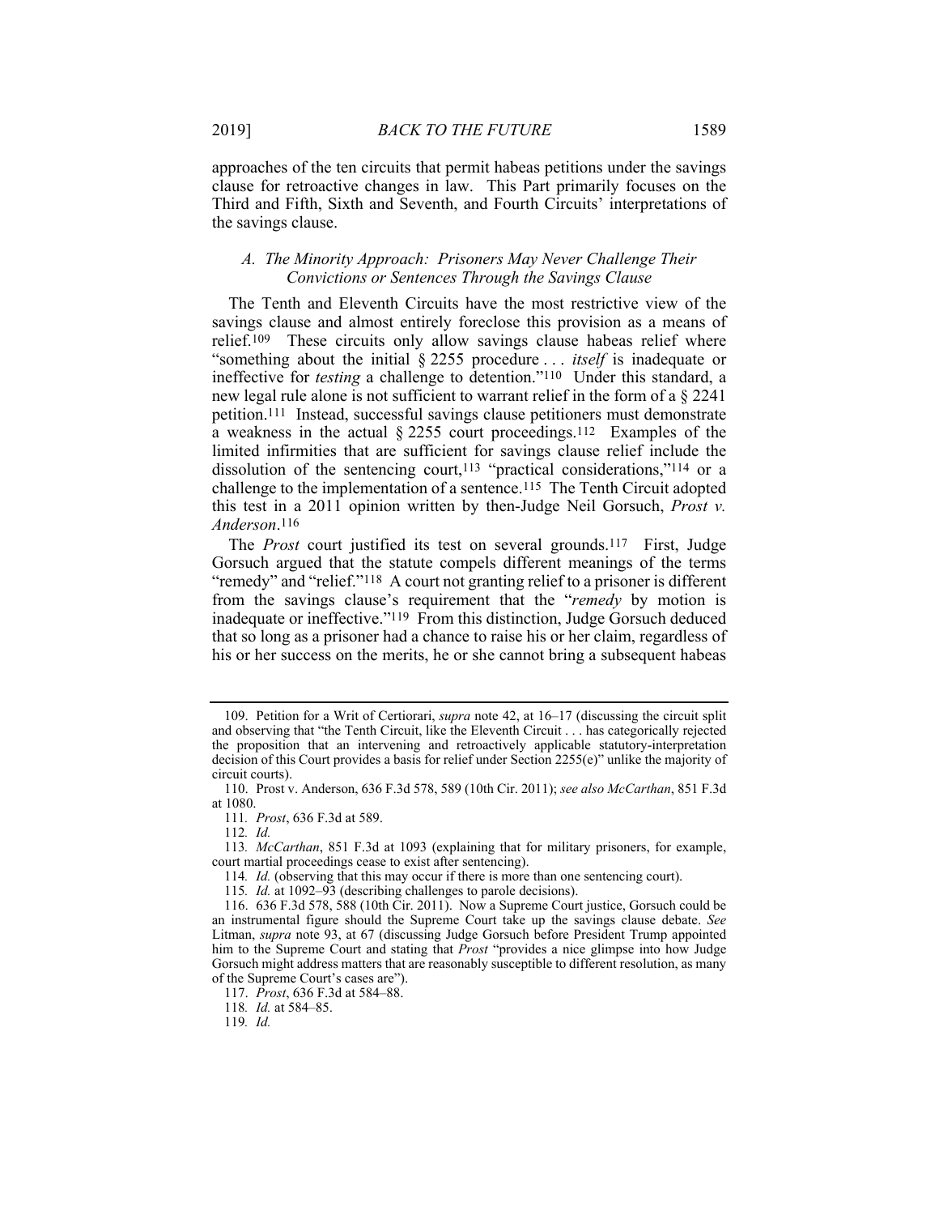approaches of the ten circuits that permit habeas petitions under the savings clause for retroactive changes in law. This Part primarily focuses on the Third and Fifth, Sixth and Seventh, and Fourth Circuits' interpretations of the savings clause.

### *A. The Minority Approach: Prisoners May Never Challenge Their Convictions or Sentences Through the Savings Clause*

The Tenth and Eleventh Circuits have the most restrictive view of the savings clause and almost entirely foreclose this provision as a means of relief.[109] These circuits only allow savings clause habeas relief where "something about the initial § 2255 procedure . . . *itself* is inadequate or ineffective for *testing* a challenge to detention."[110] Under this standard, a new legal rule alone is not sufficient to warrant relief in the form of a § 2241 petition.[111] Instead, successful savings clause petitioners must demonstrate a weakness in the actual § 2255 court proceedings.[112] Examples of the limited infirmities that are sufficient for savings clause relief include the dissolution of the sentencing court,[113] "practical considerations,"[114] or a challenge to the implementation of a sentence.[115] The Tenth Circuit adopted this test in a 2011 opinion written by then-Judge Neil Gorsuch, *Prost v. Anderson*.[116]

The *Prost* court justified its test on several grounds.[117] First, Judge Gorsuch argued that the statute compels different meanings of the terms "remedy" and "relief."[118] A court not granting relief to a prisoner is different from the savings clause's requirement that the "*remedy* by motion is inadequate or ineffective."[119] From this distinction, Judge Gorsuch deduced that so long as a prisoner had a chance to raise his or her claim, regardless of his or her success on the merits, he or she cannot bring a subsequent habeas

---

109. Petition for a Writ of Certiorari, *supra* note 42, at 16–17 (discussing the circuit split and observing that "the Tenth Circuit, like the Eleventh Circuit . . . has categorically rejected the proposition that an intervening and retroactively applicable statutory-interpretation decision of this Court provides a basis for relief under Section 2255(e)" unlike the majority of circuit courts).

110. Prost v. Anderson, 636 F.3d 578, 589 (10th Cir. 2011); *see also McCarthan*, 851 F.3d at 1080.

111. *Prost*, 636 F.3d at 589.

112. *Id.*

113. *McCarthan*, 851 F.3d at 1093 (explaining that for military prisoners, for example, court martial proceedings cease to exist after sentencing).

114. *Id.* (observing that this may occur if there is more than one sentencing court).

115. *Id.* at 1092–93 (describing challenges to parole decisions).

116. 636 F.3d 578, 588 (10th Cir. 2011). Now a Supreme Court justice, Gorsuch could be an instrumental figure should the Supreme Court take up the savings clause debate. *See* Litman, *supra* note 93, at 67 (discussing Judge Gorsuch before President Trump appointed him to the Supreme Court and stating that *Prost* "provides a nice glimpse into how Judge Gorsuch might address matters that are reasonably susceptible to different resolution, as many of the Supreme Court's cases are").

117. *Prost*, 636 F.3d at 584–88.

118. *Id.* at 584–85.

119. *Id.*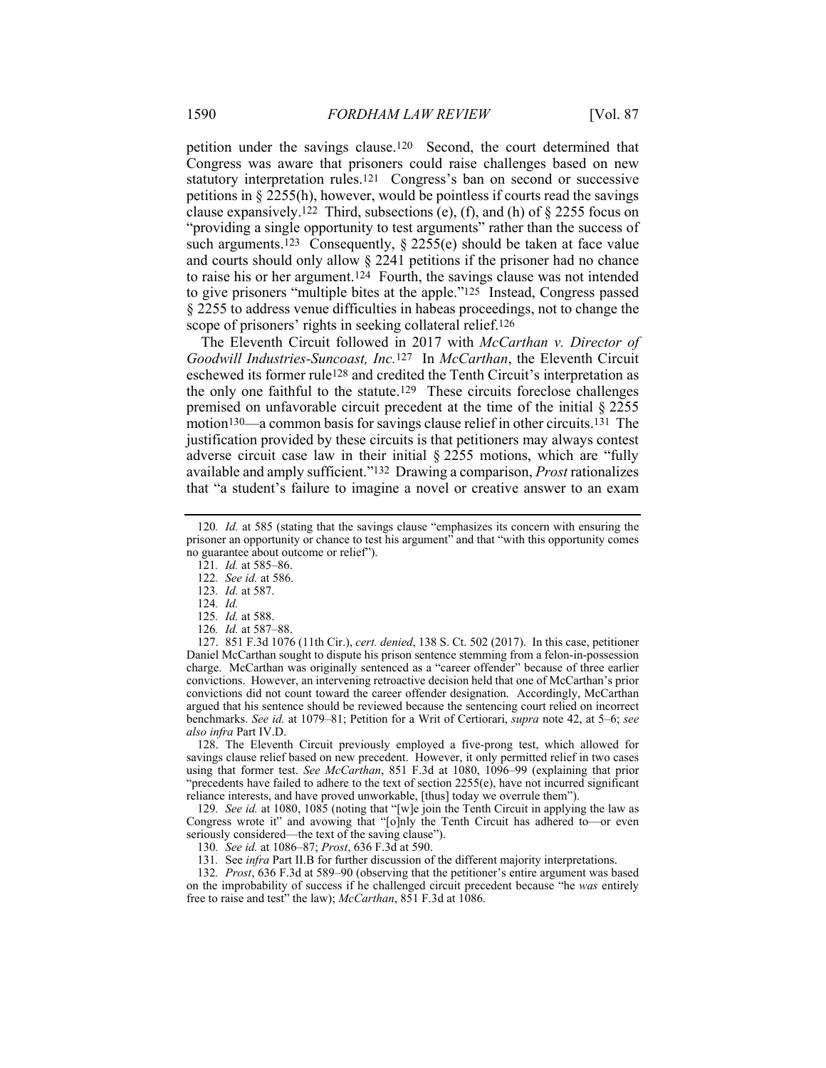petition under the savings clause.[120] Second, the court determined that Congress was aware that prisoners could raise challenges based on new statutory interpretation rules.[121] Congress's ban on second or successive petitions in § 2255(h), however, would be pointless if courts read the savings clause expansively.[122] Third, subsections (e), (f), and (h) of § 2255 focus on "providing a single opportunity to test arguments" rather than the success of such arguments.[123] Consequently, § 2255(e) should be taken at face value and courts should only allow § 2241 petitions if the prisoner had no chance to raise his or her argument.[124] Fourth, the savings clause was not intended to give prisoners "multiple bites at the apple."[125] Instead, Congress passed § 2255 to address venue difficulties in habeas proceedings, not to change the scope of prisoners' rights in seeking collateral relief.[126]

The Eleventh Circuit followed in 2017 with *McCarthan v. Director of Goodwill Industries-Suncoast, Inc.*[127] In *McCarthan*, the Eleventh Circuit eschewed its former rule[128] and credited the Tenth Circuit's interpretation as the only one faithful to the statute.[129] These circuits foreclose challenges premised on unfavorable circuit precedent at the time of the initial § 2255 motion[130]—a common basis for savings clause relief in other circuits.[131] The justification provided by these circuits is that petitioners may always contest adverse circuit case law in their initial § 2255 motions, which are "fully available and amply sufficient."[132] Drawing a comparison, *Prost* rationalizes that "a student's failure to imagine a novel or creative answer to an exam

---

120. *Id.* at 585 (stating that the savings clause "emphasizes its concern with ensuring the prisoner an opportunity or chance to test his argument" and that "with this opportunity comes no guarantee about outcome or relief").

121. *Id.* at 585–86.

122. *See id.* at 586.

123. *Id.* at 587.

124. *Id.*

125. *Id.* at 588.

126. *Id.* at 587–88.

127. 851 F.3d 1076 (11th Cir.), *cert. denied*, 138 S. Ct. 502 (2017). In this case, petitioner Daniel McCarthan sought to dispute his prison sentence stemming from a felon-in-possession charge. McCarthan was originally sentenced as a "career offender" because of three earlier convictions. However, an intervening retroactive decision held that one of McCarthan's prior convictions did not count toward the career offender designation. Accordingly, McCarthan argued that his sentence should be reviewed because the sentencing court relied on incorrect benchmarks. *See id.* at 1079–81; Petition for a Writ of Certiorari, *supra* note 42, at 5–6; *see also infra* Part IV.D.

128. The Eleventh Circuit previously employed a five-prong test, which allowed for savings clause relief based on new precedent. However, it only permitted relief in two cases using that former test. *See McCarthan*, 851 F.3d at 1080, 1096–99 (explaining that prior "precedents have failed to adhere to the text of section 2255(e), have not incurred significant reliance interests, and have proved unworkable, [thus] today we overrule them").

129. *See id.* at 1080, 1085 (noting that "[w]e join the Tenth Circuit in applying the law as Congress wrote it" and avowing that "[o]nly the Tenth Circuit has adhered to—or even seriously considered—the text of the saving clause").

130. *See id.* at 1086–87; *Prost*, 636 F.3d at 590.

131. See *infra* Part II.B for further discussion of the different majority interpretations.

132. *Prost*, 636 F.3d at 589–90 (observing that the petitioner's entire argument was based on the improbability of success if he challenged circuit precedent because "he *was* entirely free to raise and test" the law); *McCarthan*, 851 F.3d at 1086.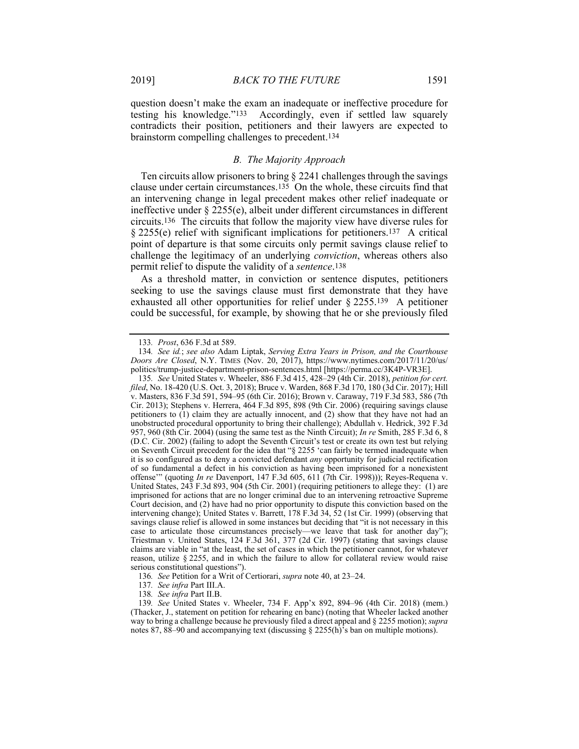question doesn't make the exam an inadequate or ineffective procedure for testing his knowledge."[133] Accordingly, even if settled law squarely contradicts their position, petitioners and their lawyers are expected to brainstorm compelling challenges to precedent.[134]

### B. The Majority Approach

Ten circuits allow prisoners to bring § 2241 challenges through the savings clause under certain circumstances.[135] On the whole, these circuits find that an intervening change in legal precedent makes other relief inadequate or ineffective under § 2255(e), albeit under different circumstances in different circuits.[136] The circuits that follow the majority view have diverse rules for § 2255(e) relief with significant implications for petitioners.[137] A critical point of departure is that some circuits only permit savings clause relief to challenge the legitimacy of an underlying *conviction*, whereas others also permit relief to dispute the validity of a *sentence*.[138]

As a threshold matter, in conviction or sentence disputes, petitioners seeking to use the savings clause must first demonstrate that they have exhausted all other opportunities for relief under § 2255.[139] A petitioner could be successful, for example, by showing that he or she previously filed

---

133. *Prost*, 636 F.3d at 589.

134. *See id.*; *see also* Adam Liptak, *Serving Extra Years in Prison, and the Courthouse Doors Are Closed*, N.Y. TIMES (Nov. 20, 2017), https://www.nytimes.com/2017/11/20/us/politics/trump-justice-department-prison-sentences.html [https://perma.cc/3K4P-VR3E].

135. *See* United States v. Wheeler, 886 F.3d 415, 428–29 (4th Cir. 2018), *petition for cert. filed*, No. 18-420 (U.S. Oct. 3, 2018); Bruce v. Warden, 868 F.3d 170, 180 (3d Cir. 2017); Hill v. Masters, 836 F.3d 591, 594–95 (6th Cir. 2016); Brown v. Caraway, 719 F.3d 583, 586 (7th Cir. 2013); Stephens v. Herrera, 464 F.3d 895, 898 (9th Cir. 2006) (requiring savings clause petitioners to (1) claim they are actually innocent, and (2) show that they have not had an unobstructed procedural opportunity to bring their challenge); Abdullah v. Hedrick, 392 F.3d 957, 960 (8th Cir. 2004) (using the same test as the Ninth Circuit); *In re* Smith, 285 F.3d 6, 8 (D.C. Cir. 2002) (failing to adopt the Seventh Circuit's test or create its own test but relying on Seventh Circuit precedent for the idea that "§ 2255 'can fairly be termed inadequate when it is so configured as to deny a convicted defendant *any* opportunity for judicial rectification of so fundamental a defect in his conviction as having been imprisoned for a nonexistent offense'" (quoting *In re* Davenport, 147 F.3d 605, 611 (7th Cir. 1998))); Reyes-Requena v. United States, 243 F.3d 893, 904 (5th Cir. 2001) (requiring petitioners to allege they: (1) are imprisoned for actions that are no longer criminal due to an intervening retroactive Supreme Court decision, and (2) have had no prior opportunity to dispute this conviction based on the intervening change); United States v. Barrett, 178 F.3d 34, 52 (1st Cir. 1999) (observing that savings clause relief is allowed in some instances but deciding that "it is not necessary in this case to articulate those circumstances precisely—we leave that task for another day"); Triestman v. United States, 124 F.3d 361, 377 (2d Cir. 1997) (stating that savings clause claims are viable in "at the least, the set of cases in which the petitioner cannot, for whatever reason, utilize § 2255, and in which the failure to allow for collateral review would raise serious constitutional questions").

136. *See* Petition for a Writ of Certiorari, *supra* note 40, at 23–24.

137. *See infra* Part III.A.

138. *See infra* Part II.B.

139. *See* United States v. Wheeler, 734 F. App'x 892, 894–96 (4th Cir. 2018) (mem.) (Thacker, J., statement on petition for rehearing en banc) (noting that Wheeler lacked another way to bring a challenge because he previously filed a direct appeal and § 2255 motion); *supra* notes 87, 88–90 and accompanying text (discussing § 2255(h)'s ban on multiple motions).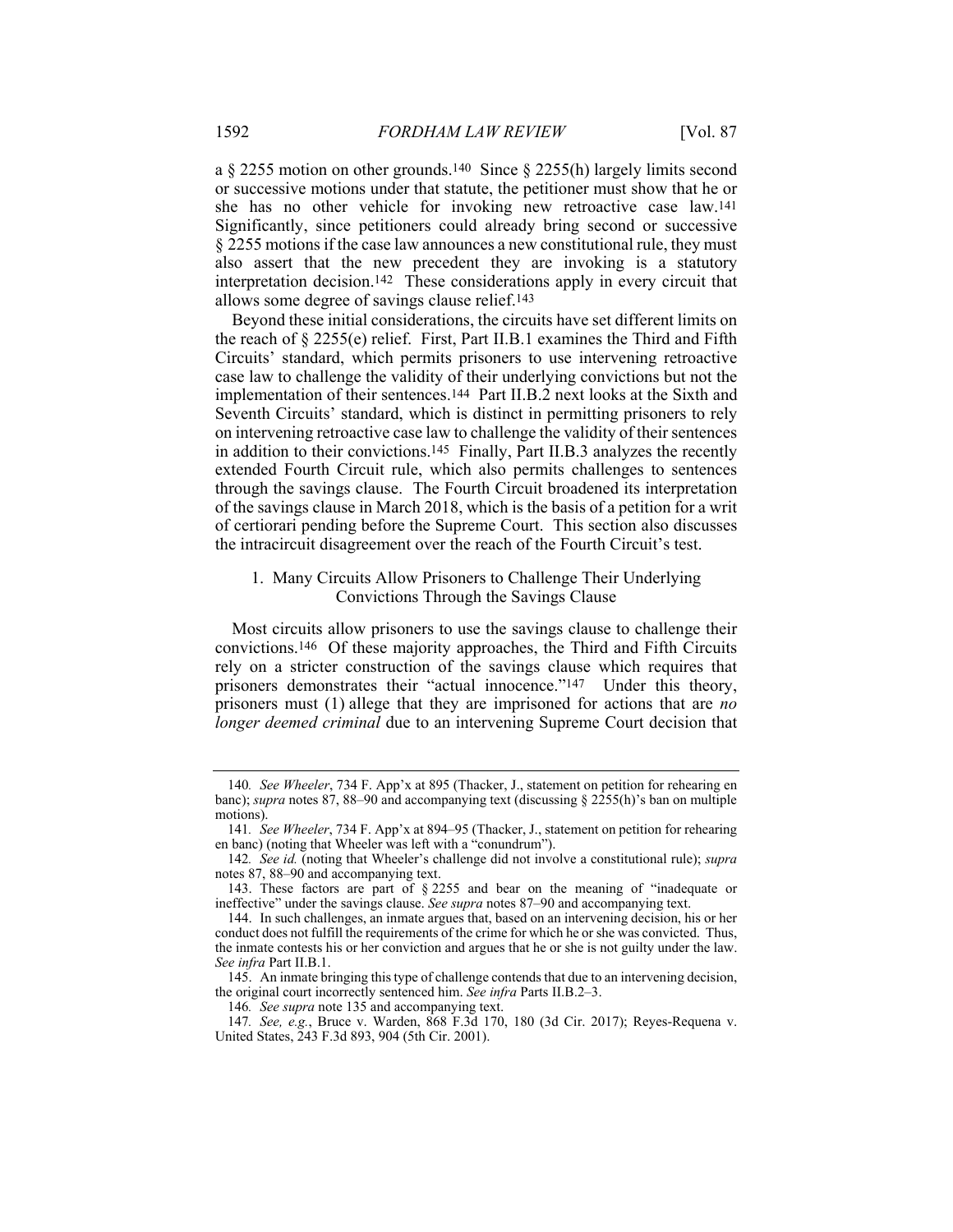a § 2255 motion on other grounds.[140] Since § 2255(h) largely limits second or successive motions under that statute, the petitioner must show that he or she has no other vehicle for invoking new retroactive case law.[141] Significantly, since petitioners could already bring second or successive § 2255 motions if the case law announces a new constitutional rule, they must also assert that the new precedent they are invoking is a statutory interpretation decision.[142] These considerations apply in every circuit that allows some degree of savings clause relief.[143]

Beyond these initial considerations, the circuits have set different limits on the reach of § 2255(e) relief. First, Part II.B.1 examines the Third and Fifth Circuits' standard, which permits prisoners to use intervening retroactive case law to challenge the validity of their underlying convictions but not the implementation of their sentences.[144] Part II.B.2 next looks at the Sixth and Seventh Circuits' standard, which is distinct in permitting prisoners to rely on intervening retroactive case law to challenge the validity of their sentences in addition to their convictions.[145] Finally, Part II.B.3 analyzes the recently extended Fourth Circuit rule, which also permits challenges to sentences through the savings clause. The Fourth Circuit broadened its interpretation of the savings clause in March 2018, which is the basis of a petition for a writ of certiorari pending before the Supreme Court. This section also discusses the intracircuit disagreement over the reach of the Fourth Circuit's test.

### 1. Many Circuits Allow Prisoners to Challenge Their Underlying Convictions Through the Savings Clause

Most circuits allow prisoners to use the savings clause to challenge their convictions.[146] Of these majority approaches, the Third and Fifth Circuits rely on a stricter construction of the savings clause which requires that prisoners demonstrates their "actual innocence."[147] Under this theory, prisoners must (1) allege that they are imprisoned for actions that are *no longer deemed criminal* due to an intervening Supreme Court decision that

---

140. *See Wheeler*, 734 F. App'x at 895 (Thacker, J., statement on petition for rehearing en banc); *supra* notes 87, 88–90 and accompanying text (discussing § 2255(h)'s ban on multiple motions).

141. *See Wheeler*, 734 F. App'x at 894–95 (Thacker, J., statement on petition for rehearing en banc) (noting that Wheeler was left with a "conundrum").

142. *See id.* (noting that Wheeler's challenge did not involve a constitutional rule); *supra* notes 87, 88–90 and accompanying text.

143. These factors are part of § 2255 and bear on the meaning of "inadequate or ineffective" under the savings clause. *See supra* notes 87–90 and accompanying text.

144. In such challenges, an inmate argues that, based on an intervening decision, his or her conduct does not fulfill the requirements of the crime for which he or she was convicted. Thus, the inmate contests his or her conviction and argues that he or she is not guilty under the law. *See infra* Part II.B.1.

145. An inmate bringing this type of challenge contends that due to an intervening decision, the original court incorrectly sentenced him. *See infra* Parts II.B.2–3.

146. *See supra* note 135 and accompanying text.

147. *See, e.g.*, Bruce v. Warden, 868 F.3d 170, 180 (3d Cir. 2017); Reyes-Requena v. United States, 243 F.3d 893, 904 (5th Cir. 2001).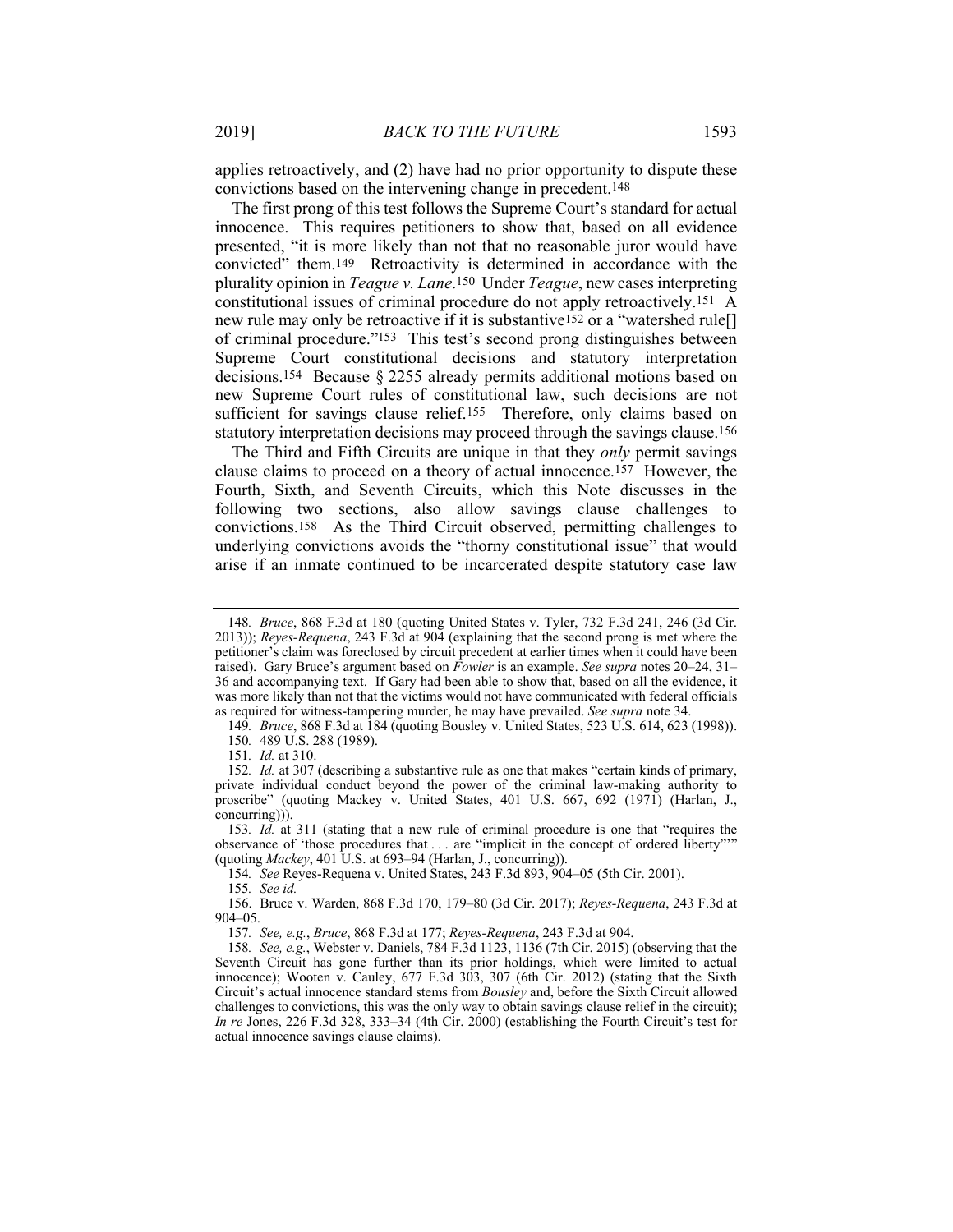applies retroactively, and (2) have had no prior opportunity to dispute these convictions based on the intervening change in precedent.[148]

The first prong of this test follows the Supreme Court's standard for actual innocence. This requires petitioners to show that, based on all evidence presented, "it is more likely than not that no reasonable juror would have convicted" them.[149] Retroactivity is determined in accordance with the plurality opinion in *Teague v. Lane*.[150] Under *Teague*, new cases interpreting constitutional issues of criminal procedure do not apply retroactively.[151] A new rule may only be retroactive if it is substantive[152] or a "watershed rule[] of criminal procedure."[153] This test's second prong distinguishes between Supreme Court constitutional decisions and statutory interpretation decisions.[154] Because § 2255 already permits additional motions based on new Supreme Court rules of constitutional law, such decisions are not sufficient for savings clause relief.[155] Therefore, only claims based on statutory interpretation decisions may proceed through the savings clause.[156]

The Third and Fifth Circuits are unique in that they *only* permit savings clause claims to proceed on a theory of actual innocence.[157] However, the Fourth, Sixth, and Seventh Circuits, which this Note discusses in the following two sections, also allow savings clause challenges to convictions.[158] As the Third Circuit observed, permitting challenges to underlying convictions avoids the "thorny constitutional issue" that would arise if an inmate continued to be incarcerated despite statutory case law

---

148. *Bruce*, 868 F.3d at 180 (quoting United States v. Tyler, 732 F.3d 241, 246 (3d Cir. 2013)); *Reyes-Requena*, 243 F.3d at 904 (explaining that the second prong is met where the petitioner's claim was foreclosed by circuit precedent at earlier times when it could have been raised). Gary Bruce's argument based on *Fowler* is an example. *See supra* notes 20–24, 31–36 and accompanying text. If Gary had been able to show that, based on all the evidence, it was more likely than not that the victims would not have communicated with federal officials as required for witness-tampering murder, he may have prevailed. *See supra* note 34.

149. *Bruce*, 868 F.3d at 184 (quoting Bousley v. United States, 523 U.S. 614, 623 (1998)).

150. 489 U.S. 288 (1989).

151. *Id.* at 310.

152. *Id.* at 307 (describing a substantive rule as one that makes "certain kinds of primary, private individual conduct beyond the power of the criminal law-making authority to proscribe" (quoting Mackey v. United States, 401 U.S. 667, 692 (1971) (Harlan, J., concurring))).

153. *Id.* at 311 (stating that a new rule of criminal procedure is one that "requires the observance of 'those procedures that . . . are "implicit in the concept of ordered liberty"'" (quoting *Mackey*, 401 U.S. at 693–94 (Harlan, J., concurring)).

154. *See* Reyes-Requena v. United States, 243 F.3d 893, 904–05 (5th Cir. 2001).

155. *See id.*

156. Bruce v. Warden, 868 F.3d 170, 179–80 (3d Cir. 2017); *Reyes-Requena*, 243 F.3d at 904–05.

157. *See, e.g.*, *Bruce*, 868 F.3d at 177; *Reyes-Requena*, 243 F.3d at 904.

158. *See, e.g.*, Webster v. Daniels, 784 F.3d 1123, 1136 (7th Cir. 2015) (observing that the Seventh Circuit has gone further than its prior holdings, which were limited to actual innocence); Wooten v. Cauley, 677 F.3d 303, 307 (6th Cir. 2012) (stating that the Sixth Circuit's actual innocence standard stems from *Bousley* and, before the Sixth Circuit allowed challenges to convictions, this was the only way to obtain savings clause relief in the circuit); *In re* Jones, 226 F.3d 328, 333–34 (4th Cir. 2000) (establishing the Fourth Circuit's test for actual innocence savings clause claims).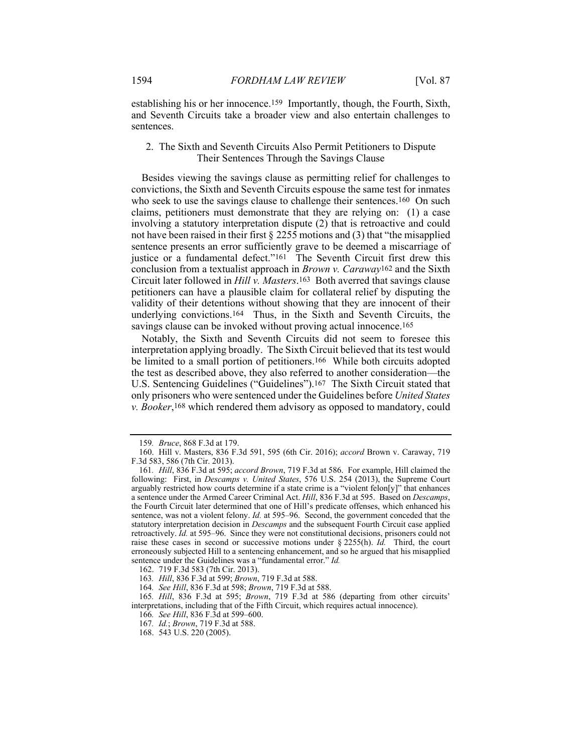establishing his or her innocence.[159] Importantly, though, the Fourth, Sixth, and Seventh Circuits take a broader view and also entertain challenges to sentences.

### 2. The Sixth and Seventh Circuits Also Permit Petitioners to Dispute Their Sentences Through the Savings Clause

Besides viewing the savings clause as permitting relief for challenges to convictions, the Sixth and Seventh Circuits espouse the same test for inmates who seek to use the savings clause to challenge their sentences.[160] On such claims, petitioners must demonstrate that they are relying on: (1) a case involving a statutory interpretation dispute (2) that is retroactive and could not have been raised in their first § 2255 motions and (3) that "the misapplied sentence presents an error sufficiently grave to be deemed a miscarriage of justice or a fundamental defect."[161] The Seventh Circuit first drew this conclusion from a textualist approach in *Brown v. Caraway*[162] and the Sixth Circuit later followed in *Hill v. Masters*.[163] Both averred that savings clause petitioners can have a plausible claim for collateral relief by disputing the validity of their detentions without showing that they are innocent of their underlying convictions.[164] Thus, in the Sixth and Seventh Circuits, the savings clause can be invoked without proving actual innocence.[165]

Notably, the Sixth and Seventh Circuits did not seem to foresee this interpretation applying broadly. The Sixth Circuit believed that its test would be limited to a small portion of petitioners.[166] While both circuits adopted the test as described above, they also referred to another consideration—the U.S. Sentencing Guidelines ("Guidelines").[167] The Sixth Circuit stated that only prisoners who were sentenced under the Guidelines before *United States v. Booker*,[168] which rendered them advisory as opposed to mandatory, could

---

159. *Bruce*, 868 F.3d at 179.

160. Hill v. Masters, 836 F.3d 591, 595 (6th Cir. 2016); *accord* Brown v. Caraway, 719 F.3d 583, 586 (7th Cir. 2013).

161. *Hill*, 836 F.3d at 595; *accord Brown*, 719 F.3d at 586. For example, Hill claimed the following: First, in *Descamps v. United States*, 576 U.S. 254 (2013), the Supreme Court arguably restricted how courts determine if a state crime is a "violent felon[y]" that enhances a sentence under the Armed Career Criminal Act. *Hill*, 836 F.3d at 595. Based on *Descamps*, the Fourth Circuit later determined that one of Hill's predicate offenses, which enhanced his sentence, was not a violent felony. *Id.* at 595–96. Second, the government conceded that the statutory interpretation decision in *Descamps* and the subsequent Fourth Circuit case applied retroactively. *Id.* at 595–96. Since they were not constitutional decisions, prisoners could not raise these cases in second or successive motions under § 2255(h). *Id.* Third, the court erroneously subjected Hill to a sentencing enhancement, and so he argued that his misapplied sentence under the Guidelines was a "fundamental error." *Id.*

162. 719 F.3d 583 (7th Cir. 2013).

163. *Hill*, 836 F.3d at 599; *Brown*, 719 F.3d at 588.

164. *See Hill*, 836 F.3d at 598; *Brown*, 719 F.3d at 588.

165. *Hill*, 836 F.3d at 595; *Brown*, 719 F.3d at 586 (departing from other circuits' interpretations, including that of the Fifth Circuit, which requires actual innocence).

166. *See Hill*, 836 F.3d at 599–600.

167. *Id.*; *Brown*, 719 F.3d at 588.

168. 543 U.S. 220 (2005).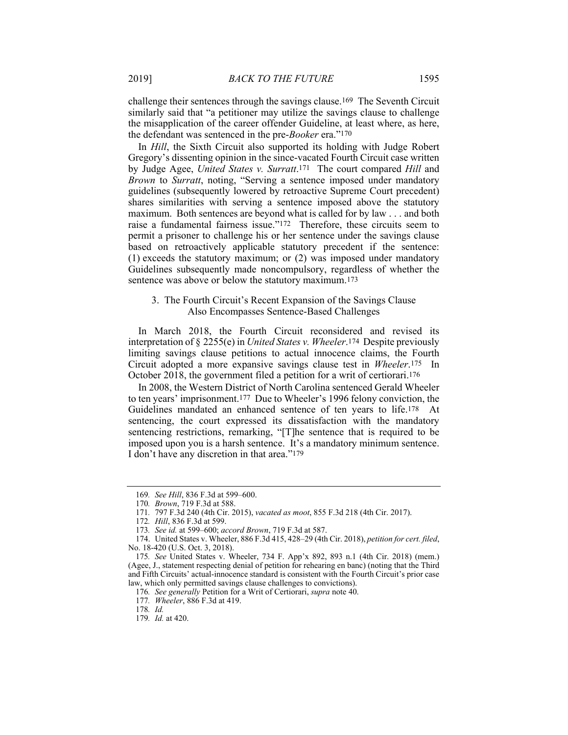challenge their sentences through the savings clause.[169] The Seventh Circuit similarly said that "a petitioner may utilize the savings clause to challenge the misapplication of the career offender Guideline, at least where, as here, the defendant was sentenced in the pre-*Booker* era."[170]

In *Hill*, the Sixth Circuit also supported its holding with Judge Robert Gregory's dissenting opinion in the since-vacated Fourth Circuit case written by Judge Agee, *United States v. Surratt*.[171] The court compared *Hill* and *Brown* to *Surratt*, noting, "Serving a sentence imposed under mandatory guidelines (subsequently lowered by retroactive Supreme Court precedent) shares similarities with serving a sentence imposed above the statutory maximum. Both sentences are beyond what is called for by law . . . and both raise a fundamental fairness issue."[172] Therefore, these circuits seem to permit a prisoner to challenge his or her sentence under the savings clause based on retroactively applicable statutory precedent if the sentence: (1) exceeds the statutory maximum; or (2) was imposed under mandatory Guidelines subsequently made noncompulsory, regardless of whether the sentence was above or below the statutory maximum.[173]

### 3. The Fourth Circuit's Recent Expansion of the Savings Clause Also Encompasses Sentence-Based Challenges

In March 2018, the Fourth Circuit reconsidered and revised its interpretation of § 2255(e) in *United States v. Wheeler*.[174] Despite previously limiting savings clause petitions to actual innocence claims, the Fourth Circuit adopted a more expansive savings clause test in *Wheeler*.[175] In October 2018, the government filed a petition for a writ of certiorari.[176]

In 2008, the Western District of North Carolina sentenced Gerald Wheeler to ten years' imprisonment.[177] Due to Wheeler's 1996 felony conviction, the Guidelines mandated an enhanced sentence of ten years to life.[178] At sentencing, the court expressed its dissatisfaction with the mandatory sentencing restrictions, remarking, "[T]he sentence that is required to be imposed upon you is a harsh sentence. It's a mandatory minimum sentence. I don't have any discretion in that area."[179]

---

169. *See Hill*, 836 F.3d at 599–600.

170. *Brown*, 719 F.3d at 588.

171. 797 F.3d 240 (4th Cir. 2015), *vacated as moot*, 855 F.3d 218 (4th Cir. 2017).

172. *Hill*, 836 F.3d at 599.

173. *See id.* at 599–600; *accord Brown*, 719 F.3d at 587.

174. United States v. Wheeler, 886 F.3d 415, 428–29 (4th Cir. 2018), *petition for cert. filed*, No. 18-420 (U.S. Oct. 3, 2018).

175. *See* United States v. Wheeler, 734 F. App'x 892, 893 n.1 (4th Cir. 2018) (mem.) (Agee, J., statement respecting denial of petition for rehearing en banc) (noting that the Third and Fifth Circuits' actual-innocence standard is consistent with the Fourth Circuit's prior case law, which only permitted savings clause challenges to convictions).

176. *See generally* Petition for a Writ of Certiorari, *supra* note 40.

177. *Wheeler*, 886 F.3d at 419.

178. *Id.*

179. *Id.* at 420.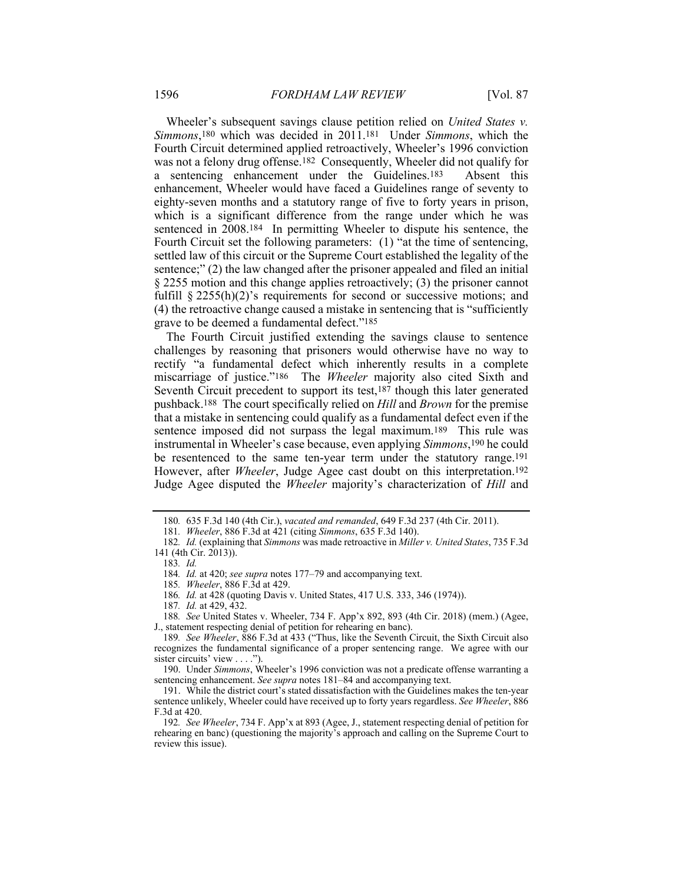Wheeler's subsequent savings clause petition relied on *United States v. Simmons*,[180] which was decided in 2011.[181] Under *Simmons*, which the Fourth Circuit determined applied retroactively, Wheeler's 1996 conviction was not a felony drug offense.[182] Consequently, Wheeler did not qualify for a sentencing enhancement under the Guidelines.[183] Absent this enhancement, Wheeler would have faced a Guidelines range of seventy to eighty-seven months and a statutory range of five to forty years in prison, which is a significant difference from the range under which he was sentenced in 2008.[184] In permitting Wheeler to dispute his sentence, the Fourth Circuit set the following parameters: (1) "at the time of sentencing, settled law of this circuit or the Supreme Court established the legality of the sentence;" (2) the law changed after the prisoner appealed and filed an initial § 2255 motion and this change applies retroactively; (3) the prisoner cannot fulfill § 2255(h)(2)'s requirements for second or successive motions; and (4) the retroactive change caused a mistake in sentencing that is "sufficiently grave to be deemed a fundamental defect."[185]

The Fourth Circuit justified extending the savings clause to sentence challenges by reasoning that prisoners would otherwise have no way to rectify "a fundamental defect which inherently results in a complete miscarriage of justice."[186] The *Wheeler* majority also cited Sixth and Seventh Circuit precedent to support its test,[187] though this later generated pushback.[188] The court specifically relied on *Hill* and *Brown* for the premise that a mistake in sentencing could qualify as a fundamental defect even if the sentence imposed did not surpass the legal maximum.[189] This rule was instrumental in Wheeler's case because, even applying *Simmons*,[190] he could be resentenced to the same ten-year term under the statutory range.[191] However, after *Wheeler*, Judge Agee cast doubt on this interpretation.[192] Judge Agee disputed the *Wheeler* majority's characterization of *Hill* and

---

180. 635 F.3d 140 (4th Cir.), *vacated and remanded*, 649 F.3d 237 (4th Cir. 2011).

181. *Wheeler*, 886 F.3d at 421 (citing *Simmons*, 635 F.3d 140).

182. *Id.* (explaining that *Simmons* was made retroactive in *Miller v. United States*, 735 F.3d 141 (4th Cir. 2013)).

183. *Id.*

184. *Id.* at 420; *see supra* notes 177–79 and accompanying text.

185. *Wheeler*, 886 F.3d at 429.

186. *Id.* at 428 (quoting Davis v. United States, 417 U.S. 333, 346 (1974)).

187. *Id.* at 429, 432.

188. *See* United States v. Wheeler, 734 F. App'x 892, 893 (4th Cir. 2018) (mem.) (Agee, J., statement respecting denial of petition for rehearing en banc).

189. *See Wheeler*, 886 F.3d at 433 ("Thus, like the Seventh Circuit, the Sixth Circuit also recognizes the fundamental significance of a proper sentencing range. We agree with our sister circuits' view . . . .").

190. Under *Simmons*, Wheeler's 1996 conviction was not a predicate offense warranting a sentencing enhancement. *See supra* notes 181–84 and accompanying text.

191. While the district court's stated dissatisfaction with the Guidelines makes the ten-year sentence unlikely, Wheeler could have received up to forty years regardless. *See Wheeler*, 886 F.3d at 420.

192. *See Wheeler*, 734 F. App'x at 893 (Agee, J., statement respecting denial of petition for rehearing en banc) (questioning the majority's approach and calling on the Supreme Court to review this issue).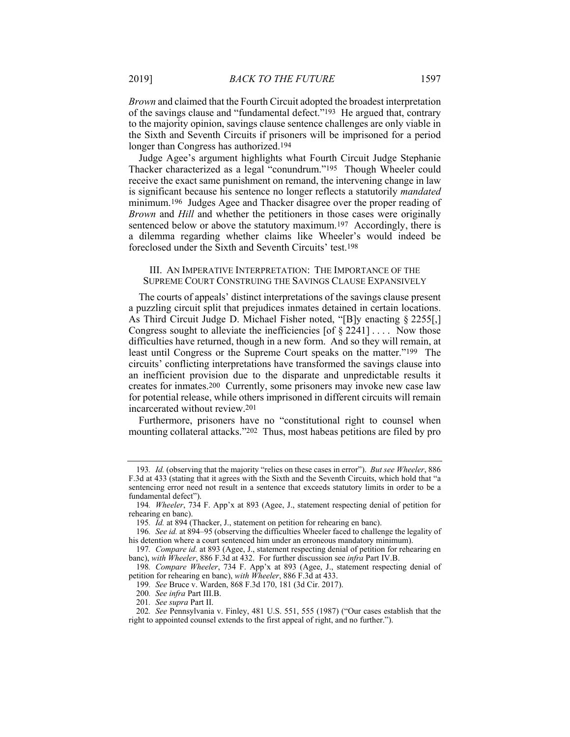*Brown* and claimed that the Fourth Circuit adopted the broadest interpretation of the savings clause and "fundamental defect."[193] He argued that, contrary to the majority opinion, savings clause sentence challenges are only viable in the Sixth and Seventh Circuits if prisoners will be imprisoned for a period longer than Congress has authorized.[194]

Judge Agee's argument highlights what Fourth Circuit Judge Stephanie Thacker characterized as a legal "conundrum."[195] Though Wheeler could receive the exact same punishment on remand, the intervening change in law is significant because his sentence no longer reflects a statutorily *mandated* minimum.[196] Judges Agee and Thacker disagree over the proper reading of *Brown* and *Hill* and whether the petitioners in those cases were originally sentenced below or above the statutory maximum.[197] Accordingly, there is a dilemma regarding whether claims like Wheeler's would indeed be foreclosed under the Sixth and Seventh Circuits' test.[198]

## III. AN IMPERATIVE INTERPRETATION: THE IMPORTANCE OF THE SUPREME COURT CONSTRUING THE SAVINGS CLAUSE EXPANSIVELY

The courts of appeals' distinct interpretations of the savings clause present a puzzling circuit split that prejudices inmates detained in certain locations. As Third Circuit Judge D. Michael Fisher noted, "[B]y enacting § 2255[,] Congress sought to alleviate the inefficiencies [of § 2241] . . . . Now those difficulties have returned, though in a new form. And so they will remain, at least until Congress or the Supreme Court speaks on the matter."[199] The circuits' conflicting interpretations have transformed the savings clause into an inefficient provision due to the disparate and unpredictable results it creates for inmates.[200] Currently, some prisoners may invoke new case law for potential release, while others imprisoned in different circuits will remain incarcerated without review.[201]

Furthermore, prisoners have no "constitutional right to counsel when mounting collateral attacks."[202] Thus, most habeas petitions are filed by pro

---

193. *Id.* (observing that the majority "relies on these cases in error"). *But see Wheeler*, 886 F.3d at 433 (stating that it agrees with the Sixth and the Seventh Circuits, which hold that "a sentencing error need not result in a sentence that exceeds statutory limits in order to be a fundamental defect").

194. *Wheeler*, 734 F. App'x at 893 (Agee, J., statement respecting denial of petition for rehearing en banc).

195. *Id.* at 894 (Thacker, J., statement on petition for rehearing en banc).

196. *See id.* at 894–95 (observing the difficulties Wheeler faced to challenge the legality of his detention where a court sentenced him under an erroneous mandatory minimum).

197. *Compare id.* at 893 (Agee, J., statement respecting denial of petition for rehearing en banc), *with Wheeler*, 886 F.3d at 432. For further discussion see *infra* Part IV.B.

198. *Compare Wheeler*, 734 F. App'x at 893 (Agee, J., statement respecting denial of petition for rehearing en banc), *with Wheeler*, 886 F.3d at 433.

199. *See* Bruce v. Warden, 868 F.3d 170, 181 (3d Cir. 2017).

200. *See infra* Part III.B.

201. *See supra* Part II.

202. *See* Pennsylvania v. Finley, 481 U.S. 551, 555 (1987) ("Our cases establish that the right to appointed counsel extends to the first appeal of right, and no further.").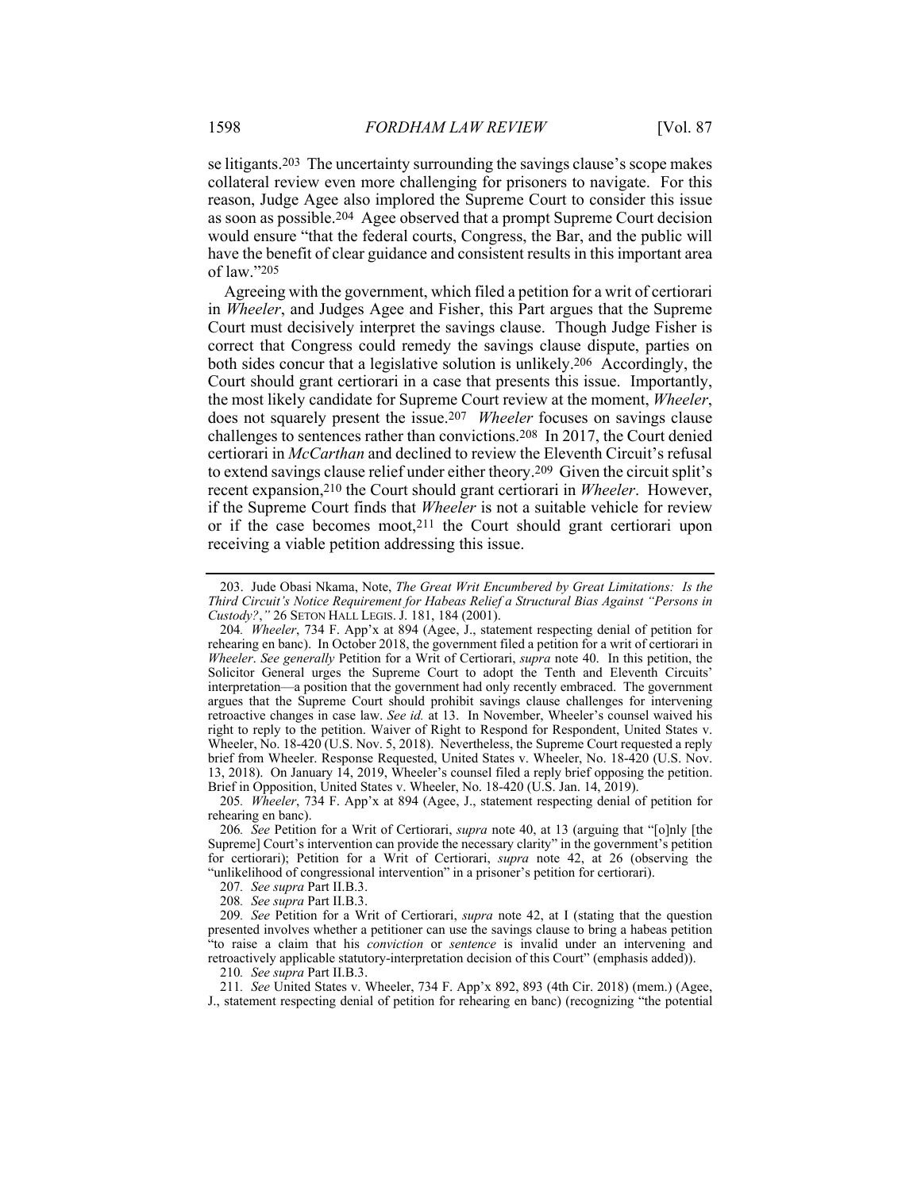se litigants.[203] The uncertainty surrounding the savings clause's scope makes collateral review even more challenging for prisoners to navigate. For this reason, Judge Agee also implored the Supreme Court to consider this issue as soon as possible.[204] Agee observed that a prompt Supreme Court decision would ensure "that the federal courts, Congress, the Bar, and the public will have the benefit of clear guidance and consistent results in this important area of law."[205]

Agreeing with the government, which filed a petition for a writ of certiorari in *Wheeler*, and Judges Agee and Fisher, this Part argues that the Supreme Court must decisively interpret the savings clause. Though Judge Fisher is correct that Congress could remedy the savings clause dispute, parties on both sides concur that a legislative solution is unlikely.[206] Accordingly, the Court should grant certiorari in a case that presents this issue. Importantly, the most likely candidate for Supreme Court review at the moment, *Wheeler*, does not squarely present the issue.[207] *Wheeler* focuses on savings clause challenges to sentences rather than convictions.[208] In 2017, the Court denied certiorari in *McCarthan* and declined to review the Eleventh Circuit's refusal to extend savings clause relief under either theory.[209] Given the circuit split's recent expansion,[210] the Court should grant certiorari in *Wheeler*. However, if the Supreme Court finds that *Wheeler* is not a suitable vehicle for review or if the case becomes moot,[211] the Court should grant certiorari upon receiving a viable petition addressing this issue.

---

203. Jude Obasi Nkama, Note, *The Great Writ Encumbered by Great Limitations: Is the Third Circuit's Notice Requirement for Habeas Relief a Structural Bias Against "Persons in Custody?*,*"* 26 SETON HALL LEGIS. J. 181, 184 (2001).

204. *Wheeler*, 734 F. App'x at 894 (Agee, J., statement respecting denial of petition for rehearing en banc). In October 2018, the government filed a petition for a writ of certiorari in *Wheeler*. *See generally* Petition for a Writ of Certiorari, *supra* note 40. In this petition, the Solicitor General urges the Supreme Court to adopt the Tenth and Eleventh Circuits' interpretation—a position that the government had only recently embraced. The government argues that the Supreme Court should prohibit savings clause challenges for intervening retroactive changes in case law. *See id.* at 13. In November, Wheeler's counsel waived his right to reply to the petition. Waiver of Right to Respond for Respondent, United States v. Wheeler, No. 18-420 (U.S. Nov. 5, 2018). Nevertheless, the Supreme Court requested a reply brief from Wheeler. Response Requested, United States v. Wheeler, No. 18-420 (U.S. Nov. 13, 2018). On January 14, 2019, Wheeler's counsel filed a reply brief opposing the petition. Brief in Opposition, United States v. Wheeler, No. 18-420 (U.S. Jan. 14, 2019).

205. *Wheeler*, 734 F. App'x at 894 (Agee, J., statement respecting denial of petition for rehearing en banc).

206. *See* Petition for a Writ of Certiorari, *supra* note 40, at 13 (arguing that "[o]nly [the Supreme] Court's intervention can provide the necessary clarity" in the government's petition for certiorari); Petition for a Writ of Certiorari, *supra* note 42, at 26 (observing the "unlikelihood of congressional intervention" in a prisoner's petition for certiorari).

207. *See supra* Part II.B.3.

208. *See supra* Part II.B.3.

209. *See* Petition for a Writ of Certiorari, *supra* note 42, at I (stating that the question presented involves whether a petitioner can use the savings clause to bring a habeas petition "to raise a claim that his *conviction* or *sentence* is invalid under an intervening and retroactively applicable statutory-interpretation decision of this Court" (emphasis added)).

210. *See supra* Part II.B.3.

211. *See* United States v. Wheeler, 734 F. App'x 892, 893 (4th Cir. 2018) (mem.) (Agee, J., statement respecting denial of petition for rehearing en banc) (recognizing "the potential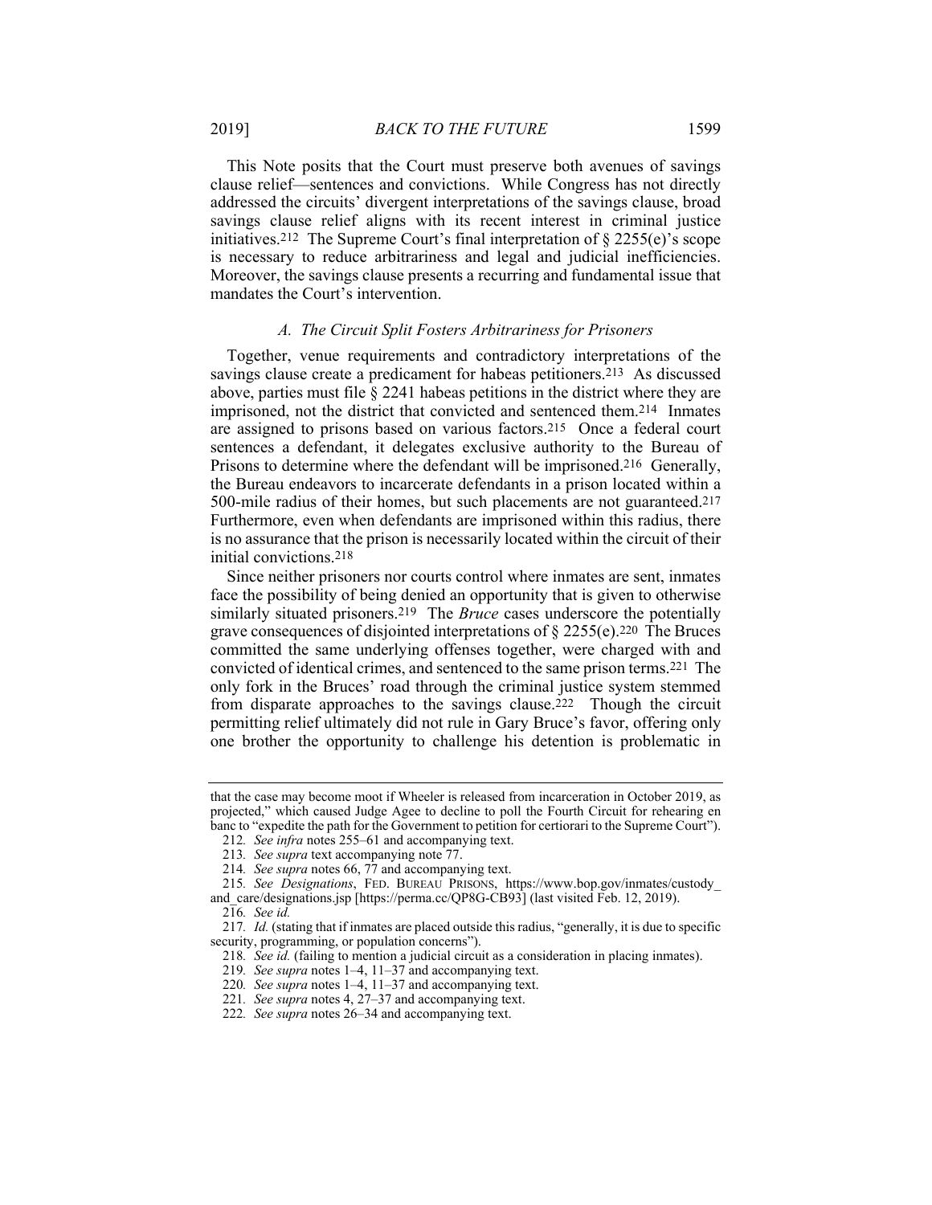This Note posits that the Court must preserve both avenues of savings clause relief—sentences and convictions. While Congress has not directly addressed the circuits' divergent interpretations of the savings clause, broad savings clause relief aligns with its recent interest in criminal justice initiatives.[212] The Supreme Court's final interpretation of § 2255(e)'s scope is necessary to reduce arbitrariness and legal and judicial inefficiencies. Moreover, the savings clause presents a recurring and fundamental issue that mandates the Court's intervention.

### *A. The Circuit Split Fosters Arbitrariness for Prisoners*

Together, venue requirements and contradictory interpretations of the savings clause create a predicament for habeas petitioners.[213] As discussed above, parties must file § 2241 habeas petitions in the district where they are imprisoned, not the district that convicted and sentenced them.[214] Inmates are assigned to prisons based on various factors.[215] Once a federal court sentences a defendant, it delegates exclusive authority to the Bureau of Prisons to determine where the defendant will be imprisoned.[216] Generally, the Bureau endeavors to incarcerate defendants in a prison located within a 500-mile radius of their homes, but such placements are not guaranteed.[217] Furthermore, even when defendants are imprisoned within this radius, there is no assurance that the prison is necessarily located within the circuit of their initial convictions.[218]

Since neither prisoners nor courts control where inmates are sent, inmates face the possibility of being denied an opportunity that is given to otherwise similarly situated prisoners.[219] The *Bruce* cases underscore the potentially grave consequences of disjointed interpretations of § 2255(e).[220] The Bruces committed the same underlying offenses together, were charged with and convicted of identical crimes, and sentenced to the same prison terms.[221] The only fork in the Bruces' road through the criminal justice system stemmed from disparate approaches to the savings clause.[222] Though the circuit permitting relief ultimately did not rule in Gary Bruce's favor, offering only one brother the opportunity to challenge his detention is problematic in

---

that the case may become moot if Wheeler is released from incarceration in October 2019, as projected," which caused Judge Agee to decline to poll the Fourth Circuit for rehearing en banc to "expedite the path for the Government to petition for certiorari to the Supreme Court").

212. *See infra* notes 255–61 and accompanying text.

213. *See supra* text accompanying note 77.

214. *See supra* notes 66, 77 and accompanying text.

215. *See Designations*, FED. BUREAU PRISONS, https://www.bop.gov/inmates/custody_and_care/designations.jsp [https://perma.cc/QP8G-CB93] (last visited Feb. 12, 2019).

216. *See id.*

217. *Id.* (stating that if inmates are placed outside this radius, "generally, it is due to specific security, programming, or population concerns").

218. *See id.* (failing to mention a judicial circuit as a consideration in placing inmates).

219. *See supra* notes 1–4, 11–37 and accompanying text.

220. *See supra* notes 1–4, 11–37 and accompanying text.

221. *See supra* notes 4, 27–37 and accompanying text.

222. *See supra* notes 26–34 and accompanying text.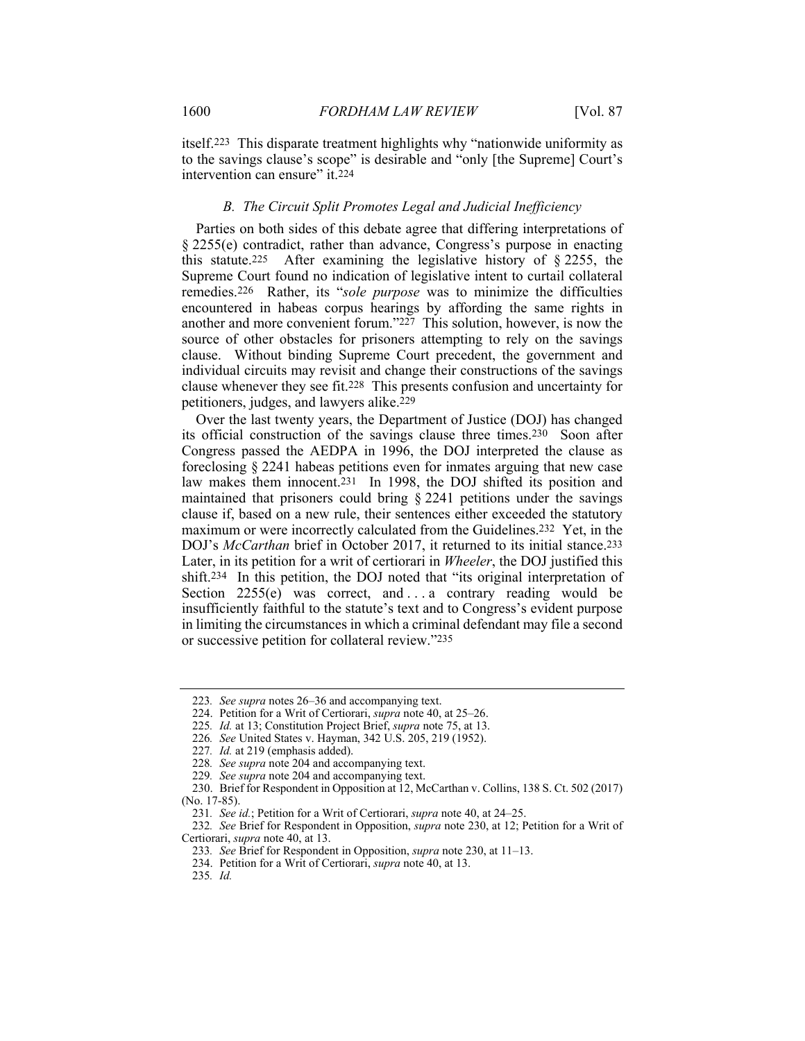itself.[223] This disparate treatment highlights why "nationwide uniformity as to the savings clause's scope" is desirable and "only [the Supreme] Court's intervention can ensure" it.[224]

### *B. The Circuit Split Promotes Legal and Judicial Inefficiency*

Parties on both sides of this debate agree that differing interpretations of § 2255(e) contradict, rather than advance, Congress's purpose in enacting this statute.[225] After examining the legislative history of § 2255, the Supreme Court found no indication of legislative intent to curtail collateral remedies.[226] Rather, its "*sole purpose* was to minimize the difficulties encountered in habeas corpus hearings by affording the same rights in another and more convenient forum."[227] This solution, however, is now the source of other obstacles for prisoners attempting to rely on the savings clause. Without binding Supreme Court precedent, the government and individual circuits may revisit and change their constructions of the savings clause whenever they see fit.[228] This presents confusion and uncertainty for petitioners, judges, and lawyers alike.[229]

Over the last twenty years, the Department of Justice (DOJ) has changed its official construction of the savings clause three times.[230] Soon after Congress passed the AEDPA in 1996, the DOJ interpreted the clause as foreclosing § 2241 habeas petitions even for inmates arguing that new case law makes them innocent.[231] In 1998, the DOJ shifted its position and maintained that prisoners could bring § 2241 petitions under the savings clause if, based on a new rule, their sentences either exceeded the statutory maximum or were incorrectly calculated from the Guidelines.[232] Yet, in the DOJ's *McCarthan* brief in October 2017, it returned to its initial stance.[233] Later, in its petition for a writ of certiorari in *Wheeler*, the DOJ justified this shift.[234] In this petition, the DOJ noted that "its original interpretation of Section 2255(e) was correct, and . . . a contrary reading would be insufficiently faithful to the statute's text and to Congress's evident purpose in limiting the circumstances in which a criminal defendant may file a second or successive petition for collateral review."[235]

---

223. *See supra* notes 26–36 and accompanying text.

224. Petition for a Writ of Certiorari, *supra* note 40, at 25–26.

225. *Id.* at 13; Constitution Project Brief, *supra* note 75, at 13.

226. *See* United States v. Hayman, 342 U.S. 205, 219 (1952).

227. *Id.* at 219 (emphasis added).

228. *See supra* note 204 and accompanying text.

229. *See supra* note 204 and accompanying text.

230. Brief for Respondent in Opposition at 12, McCarthan v. Collins, 138 S. Ct. 502 (2017) (No. 17-85).

231. *See id.*; Petition for a Writ of Certiorari, *supra* note 40, at 24–25.

232. *See* Brief for Respondent in Opposition, *supra* note 230, at 12; Petition for a Writ of Certiorari, *supra* note 40, at 13.

233. *See* Brief for Respondent in Opposition, *supra* note 230, at 11–13.

234. Petition for a Writ of Certiorari, *supra* note 40, at 13.

235. *Id.*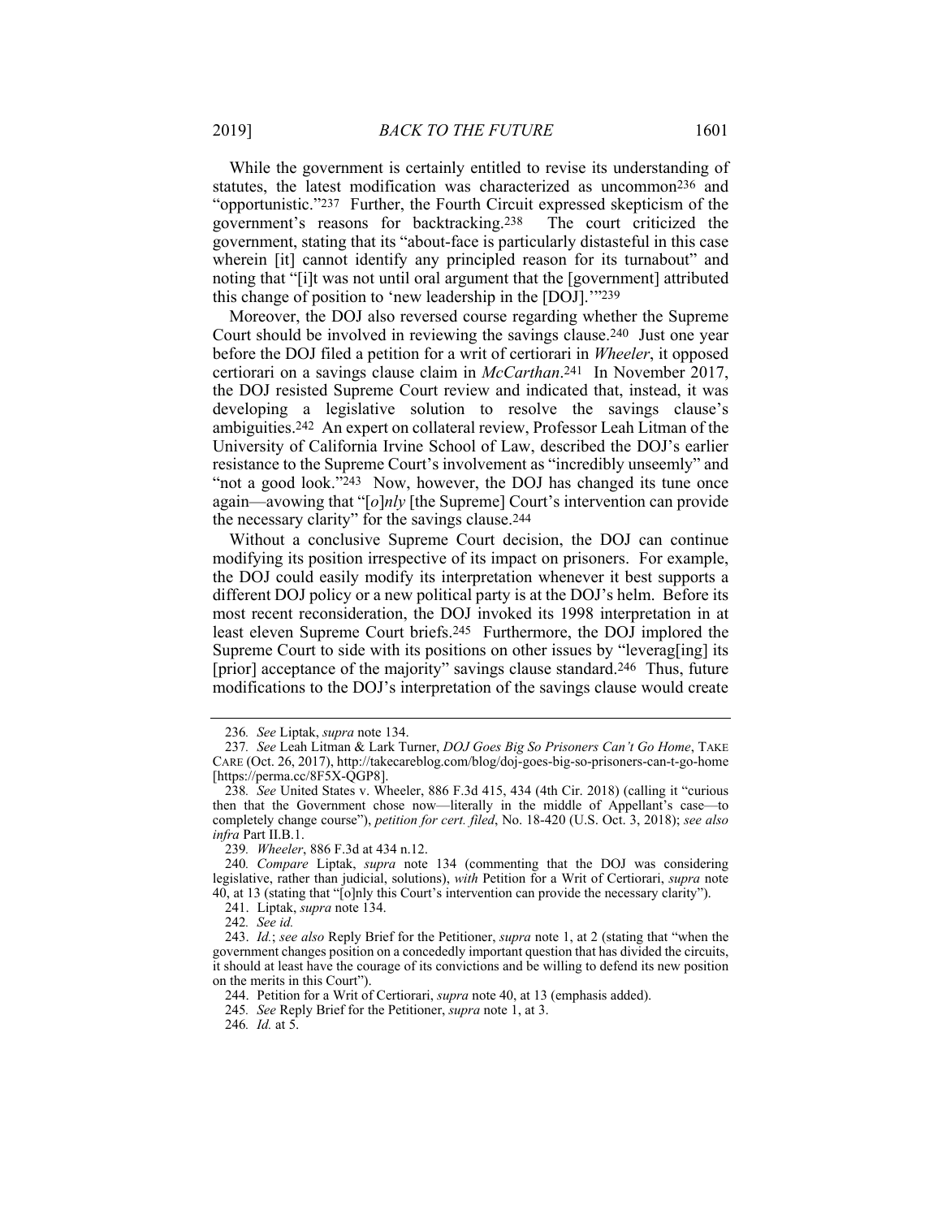While the government is certainly entitled to revise its understanding of statutes, the latest modification was characterized as uncommon[236] and "opportunistic."[237] Further, the Fourth Circuit expressed skepticism of the government's reasons for backtracking.[238] The court criticized the government, stating that its "about-face is particularly distasteful in this case wherein [it] cannot identify any principled reason for its turnabout" and noting that "[i]t was not until oral argument that the [government] attributed this change of position to 'new leadership in the [DOJ].'"[239]

Moreover, the DOJ also reversed course regarding whether the Supreme Court should be involved in reviewing the savings clause.[240] Just one year before the DOJ filed a petition for a writ of certiorari in *Wheeler*, it opposed certiorari on a savings clause claim in *McCarthan*.[241] In November 2017, the DOJ resisted Supreme Court review and indicated that, instead, it was developing a legislative solution to resolve the savings clause's ambiguities.[242] An expert on collateral review, Professor Leah Litman of the University of California Irvine School of Law, described the DOJ's earlier resistance to the Supreme Court's involvement as "incredibly unseemly" and "not a good look."[243] Now, however, the DOJ has changed its tune once again—avowing that "[*o*]*nly* [the Supreme] Court's intervention can provide the necessary clarity" for the savings clause.[244]

Without a conclusive Supreme Court decision, the DOJ can continue modifying its position irrespective of its impact on prisoners. For example, the DOJ could easily modify its interpretation whenever it best supports a different DOJ policy or a new political party is at the DOJ's helm. Before its most recent reconsideration, the DOJ invoked its 1998 interpretation in at least eleven Supreme Court briefs.[245] Furthermore, the DOJ implored the Supreme Court to side with its positions on other issues by "leverag[ing] its [prior] acceptance of the majority" savings clause standard.[246] Thus, future modifications to the DOJ's interpretation of the savings clause would create

---

236. *See* Liptak, *supra* note 134.

237. *See* Leah Litman & Lark Turner, *DOJ Goes Big So Prisoners Can't Go Home*, TAKE CARE (Oct. 26, 2017), http://takecareblog.com/blog/doj-goes-big-so-prisoners-can-t-go-home [https://perma.cc/8F5X-QGP8].

238. *See* United States v. Wheeler, 886 F.3d 415, 434 (4th Cir. 2018) (calling it "curious then that the Government chose now—literally in the middle of Appellant's case—to completely change course"), *petition for cert. filed*, No. 18-420 (U.S. Oct. 3, 2018); *see also infra* Part II.B.1.

239. *Wheeler*, 886 F.3d at 434 n.12.

240. *Compare* Liptak, *supra* note 134 (commenting that the DOJ was considering legislative, rather than judicial, solutions), *with* Petition for a Writ of Certiorari, *supra* note 40, at 13 (stating that "[o]nly this Court's intervention can provide the necessary clarity").

241. Liptak, *supra* note 134.

242. *See id.*

243. *Id.*; *see also* Reply Brief for the Petitioner, *supra* note 1, at 2 (stating that "when the government changes position on a concededly important question that has divided the circuits, it should at least have the courage of its convictions and be willing to defend its new position on the merits in this Court").

244. Petition for a Writ of Certiorari, *supra* note 40, at 13 (emphasis added).

245. *See* Reply Brief for the Petitioner, *supra* note 1, at 3.

246. *Id.* at 5.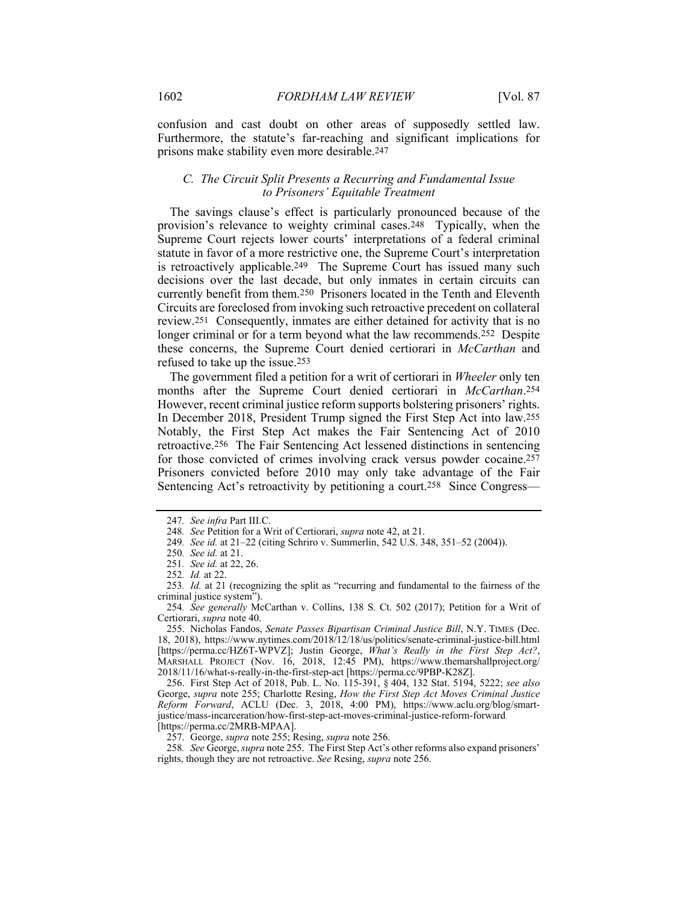confusion and cast doubt on other areas of supposedly settled law. Furthermore, the statute's far-reaching and significant implications for prisons make stability even more desirable.[247]

### *C. The Circuit Split Presents a Recurring and Fundamental Issue to Prisoners' Equitable Treatment*

The savings clause's effect is particularly pronounced because of the provision's relevance to weighty criminal cases.[248] Typically, when the Supreme Court rejects lower courts' interpretations of a federal criminal statute in favor of a more restrictive one, the Supreme Court's interpretation is retroactively applicable.[249] The Supreme Court has issued many such decisions over the last decade, but only inmates in certain circuits can currently benefit from them.[250] Prisoners located in the Tenth and Eleventh Circuits are foreclosed from invoking such retroactive precedent on collateral review.[251] Consequently, inmates are either detained for activity that is no longer criminal or for a term beyond what the law recommends.[252] Despite these concerns, the Supreme Court denied certiorari in *McCarthan* and refused to take up the issue.[253]

The government filed a petition for a writ of certiorari in *Wheeler* only ten months after the Supreme Court denied certiorari in *McCarthan*.[254] However, recent criminal justice reform supports bolstering prisoners' rights. In December 2018, President Trump signed the First Step Act into law.[255] Notably, the First Step Act makes the Fair Sentencing Act of 2010 retroactive.[256] The Fair Sentencing Act lessened distinctions in sentencing for those convicted of crimes involving crack versus powder cocaine.[257] Prisoners convicted before 2010 may only take advantage of the Fair Sentencing Act's retroactivity by petitioning a court.[258] Since Congress—

---

247. *See infra* Part III.C.

248. *See* Petition for a Writ of Certiorari, *supra* note 42, at 21.

249. *See id.* at 21–22 (citing Schriro v. Summerlin, 542 U.S. 348, 351–52 (2004)).

250. *See id.* at 21.

251. *See id.* at 22, 26.

252. *Id.* at 22.

253. *Id.* at 21 (recognizing the split as "recurring and fundamental to the fairness of the criminal justice system").

254. *See generally* McCarthan v. Collins, 138 S. Ct. 502 (2017); Petition for a Writ of Certiorari, *supra* note 40.

255. Nicholas Fandos, *Senate Passes Bipartisan Criminal Justice Bill*, N.Y. TIMES (Dec. 18, 2018), https://www.nytimes.com/2018/12/18/us/politics/senate-criminal-justice-bill.html [https://perma.cc/HZ6T-WPVZ]; Justin George, *What's Really in the First Step Act?*, MARSHALL PROJECT (Nov. 16, 2018, 12:45 PM), https://www.themarshallproject.org/2018/11/16/what-s-really-in-the-first-step-act [https://perma.cc/9PBP-K28Z].

256. First Step Act of 2018, Pub. L. No. 115-391, § 404, 132 Stat. 5194, 5222; *see also* George, *supra* note 255; Charlotte Resing, *How the First Step Act Moves Criminal Justice Reform Forward*, ACLU (Dec. 3, 2018, 4:00 PM), https://www.aclu.org/blog/smart-justice/mass-incarceration/how-first-step-act-moves-criminal-justice-reform-forward [https://perma.cc/2MRB-MPAA].

257. George, *supra* note 255; Resing, *supra* note 256.

258. *See* George, *supra* note 255. The First Step Act's other reforms also expand prisoners' rights, though they are not retroactive. *See* Resing, *supra* note 256.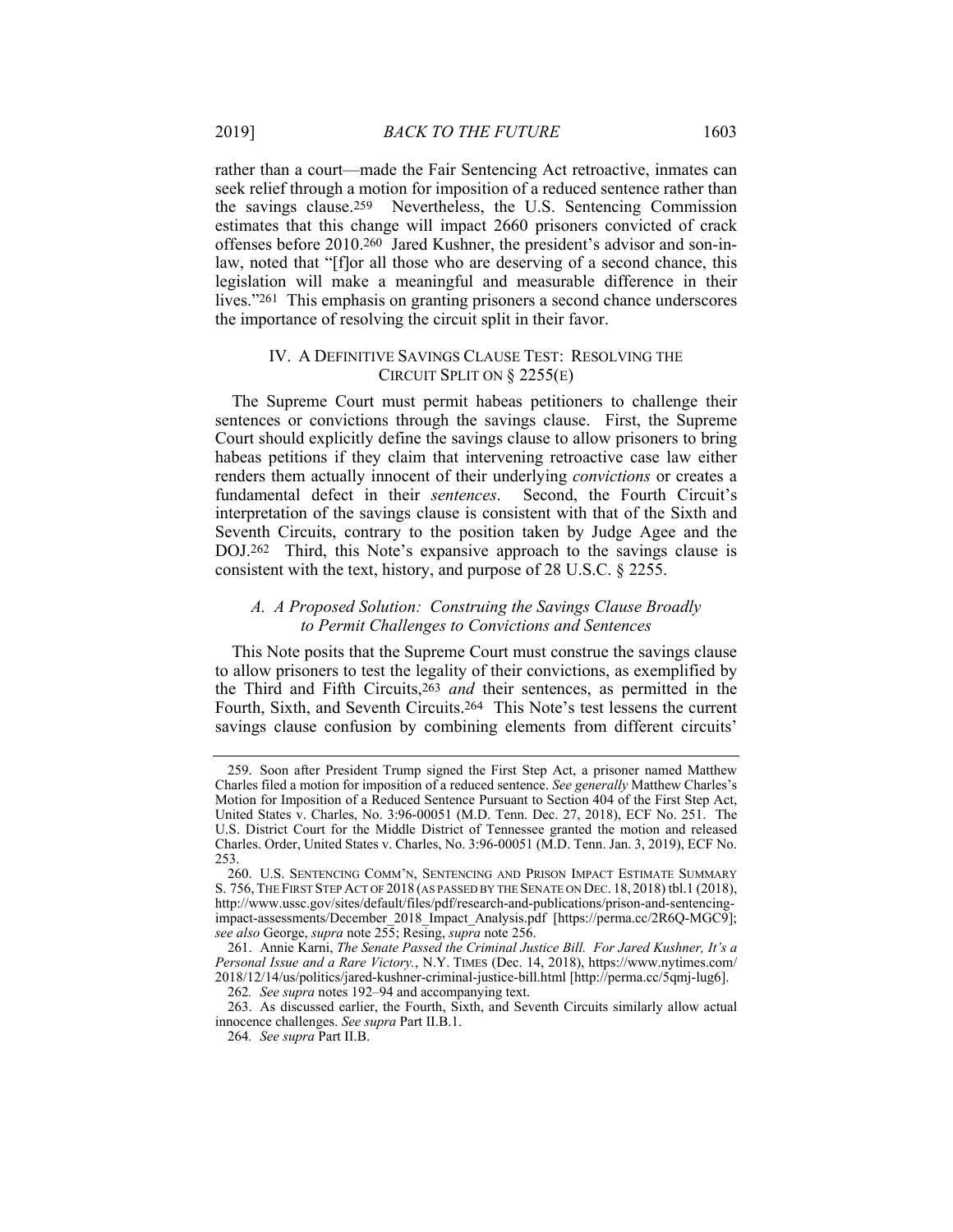rather than a court—made the Fair Sentencing Act retroactive, inmates can seek relief through a motion for imposition of a reduced sentence rather than the savings clause.[259] Nevertheless, the U.S. Sentencing Commission estimates that this change will impact 2660 prisoners convicted of crack offenses before 2010.[260] Jared Kushner, the president's advisor and son-in-law, noted that "[f]or all those who are deserving of a second chance, this legislation will make a meaningful and measurable difference in their lives."[261] This emphasis on granting prisoners a second chance underscores the importance of resolving the circuit split in their favor.

## IV. A DEFINITIVE SAVINGS CLAUSE TEST: RESOLVING THE CIRCUIT SPLIT ON § 2255(E)

The Supreme Court must permit habeas petitioners to challenge their sentences or convictions through the savings clause. First, the Supreme Court should explicitly define the savings clause to allow prisoners to bring habeas petitions if they claim that intervening retroactive case law either renders them actually innocent of their underlying *convictions* or creates a fundamental defect in their *sentences*. Second, the Fourth Circuit's interpretation of the savings clause is consistent with that of the Sixth and Seventh Circuits, contrary to the position taken by Judge Agee and the DOJ.[262] Third, this Note's expansive approach to the savings clause is consistent with the text, history, and purpose of 28 U.S.C. § 2255.

### *A. A Proposed Solution: Construing the Savings Clause Broadly to Permit Challenges to Convictions and Sentences*

This Note posits that the Supreme Court must construe the savings clause to allow prisoners to test the legality of their convictions, as exemplified by the Third and Fifth Circuits,[263] *and* their sentences, as permitted in the Fourth, Sixth, and Seventh Circuits.[264] This Note's test lessens the current savings clause confusion by combining elements from different circuits'

---

259. Soon after President Trump signed the First Step Act, a prisoner named Matthew Charles filed a motion for imposition of a reduced sentence. *See generally* Matthew Charles's Motion for Imposition of a Reduced Sentence Pursuant to Section 404 of the First Step Act, United States v. Charles, No. 3:96-00051 (M.D. Tenn. Dec. 27, 2018), ECF No. 251. The U.S. District Court for the Middle District of Tennessee granted the motion and released Charles. Order, United States v. Charles, No. 3:96-00051 (M.D. Tenn. Jan. 3, 2019), ECF No. 253.

260. U.S. SENTENCING COMM'N, SENTENCING AND PRISON IMPACT ESTIMATE SUMMARY S. 756, THE FIRST STEP ACT OF 2018 (AS PASSED BY THE SENATE ON DEC. 18, 2018) tbl.1 (2018), http://www.ussc.gov/sites/default/files/pdf/research-and-publications/prison-and-sentencing-impact-assessments/December_2018_Impact_Analysis.pdf [https://perma.cc/2R6Q-MGC9]; *see also* George, *supra* note 255; Resing, *supra* note 256.

261. Annie Karni, *The Senate Passed the Criminal Justice Bill. For Jared Kushner, It's a Personal Issue and a Rare Victory.*, N.Y. TIMES (Dec. 14, 2018), https://www.nytimes.com/2018/12/14/us/politics/jared-kushner-criminal-justice-bill.html [http://perma.cc/5qmj-lug6].

262. *See supra* notes 192–94 and accompanying text.

263. As discussed earlier, the Fourth, Sixth, and Seventh Circuits similarly allow actual innocence challenges. *See supra* Part II.B.1.

264. *See supra* Part II.B.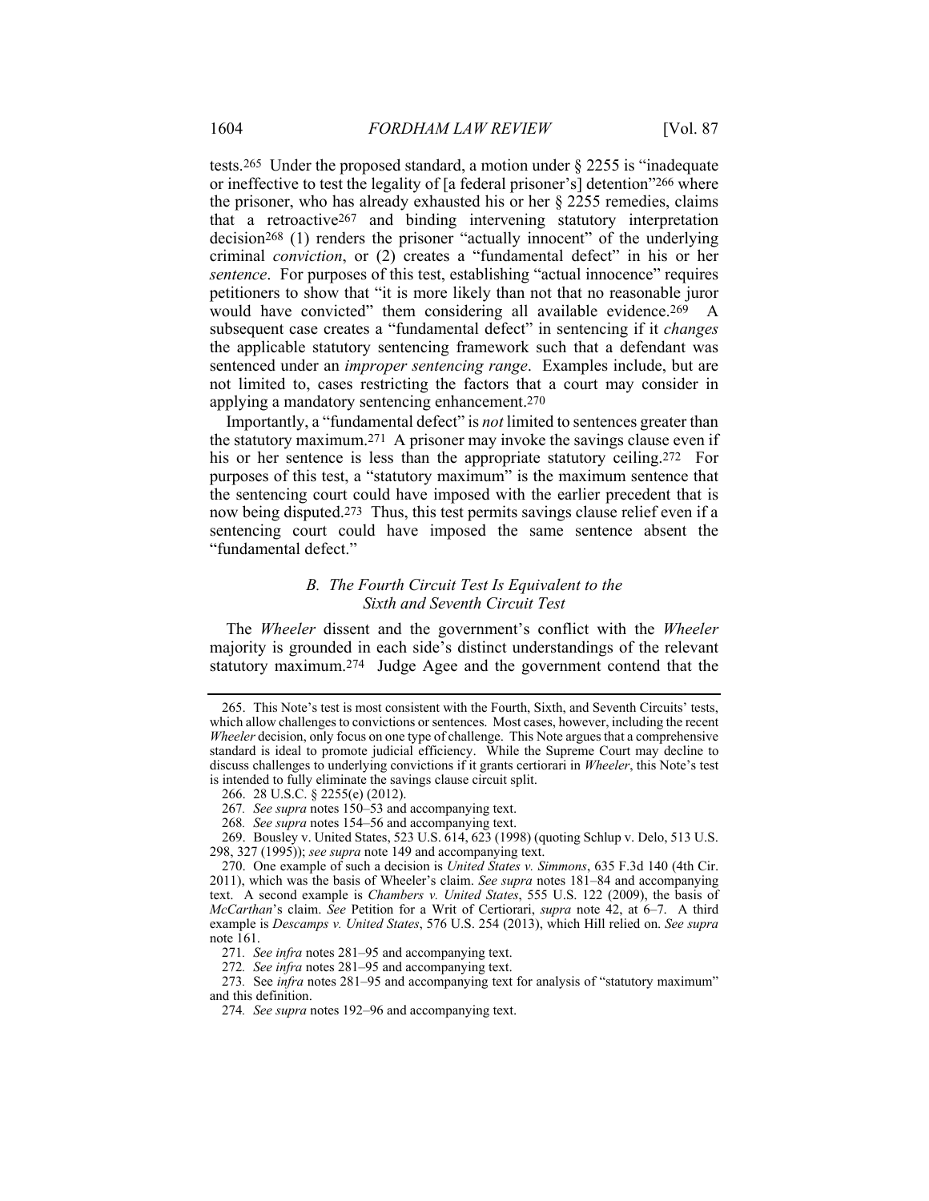tests.[265] Under the proposed standard, a motion under § 2255 is "inadequate or ineffective to test the legality of [a federal prisoner's] detention"[266] where the prisoner, who has already exhausted his or her § 2255 remedies, claims that a retroactive[267] and binding intervening statutory interpretation decision[268] (1) renders the prisoner "actually innocent" of the underlying criminal *conviction*, or (2) creates a "fundamental defect" in his or her *sentence*. For purposes of this test, establishing "actual innocence" requires petitioners to show that "it is more likely than not that no reasonable juror would have convicted" them considering all available evidence.[269] A subsequent case creates a "fundamental defect" in sentencing if it *changes* the applicable statutory sentencing framework such that a defendant was sentenced under an *improper sentencing range*. Examples include, but are not limited to, cases restricting the factors that a court may consider in applying a mandatory sentencing enhancement.[270]

Importantly, a "fundamental defect" is *not* limited to sentences greater than the statutory maximum.[271] A prisoner may invoke the savings clause even if his or her sentence is less than the appropriate statutory ceiling.[272] For purposes of this test, a "statutory maximum" is the maximum sentence that the sentencing court could have imposed with the earlier precedent that is now being disputed.[273] Thus, this test permits savings clause relief even if a sentencing court could have imposed the same sentence absent the "fundamental defect."

### *B. The Fourth Circuit Test Is Equivalent to the Sixth and Seventh Circuit Test*

The *Wheeler* dissent and the government's conflict with the *Wheeler* majority is grounded in each side's distinct understandings of the relevant statutory maximum.[274] Judge Agee and the government contend that the

---

265. This Note's test is most consistent with the Fourth, Sixth, and Seventh Circuits' tests, which allow challenges to convictions or sentences. Most cases, however, including the recent *Wheeler* decision, only focus on one type of challenge. This Note argues that a comprehensive standard is ideal to promote judicial efficiency. While the Supreme Court may decline to discuss challenges to underlying convictions if it grants certiorari in *Wheeler*, this Note's test is intended to fully eliminate the savings clause circuit split.

266. 28 U.S.C. § 2255(e) (2012).

267. *See supra* notes 150–53 and accompanying text.

268. *See supra* notes 154–56 and accompanying text.

269. Bousley v. United States, 523 U.S. 614, 623 (1998) (quoting Schlup v. Delo, 513 U.S. 298, 327 (1995)); *see supra* note 149 and accompanying text.

270. One example of such a decision is *United States v. Simmons*, 635 F.3d 140 (4th Cir. 2011), which was the basis of Wheeler's claim. *See supra* notes 181–84 and accompanying text. A second example is *Chambers v. United States*, 555 U.S. 122 (2009), the basis of *McCarthan*'s claim. *See* Petition for a Writ of Certiorari, *supra* note 42, at 6–7. A third example is *Descamps v. United States*, 576 U.S. 254 (2013), which Hill relied on. *See supra* note 161.

271. *See infra* notes 281–95 and accompanying text.

272. *See infra* notes 281–95 and accompanying text.

273. See *infra* notes 281–95 and accompanying text for analysis of "statutory maximum" and this definition.

274. *See supra* notes 192–96 and accompanying text.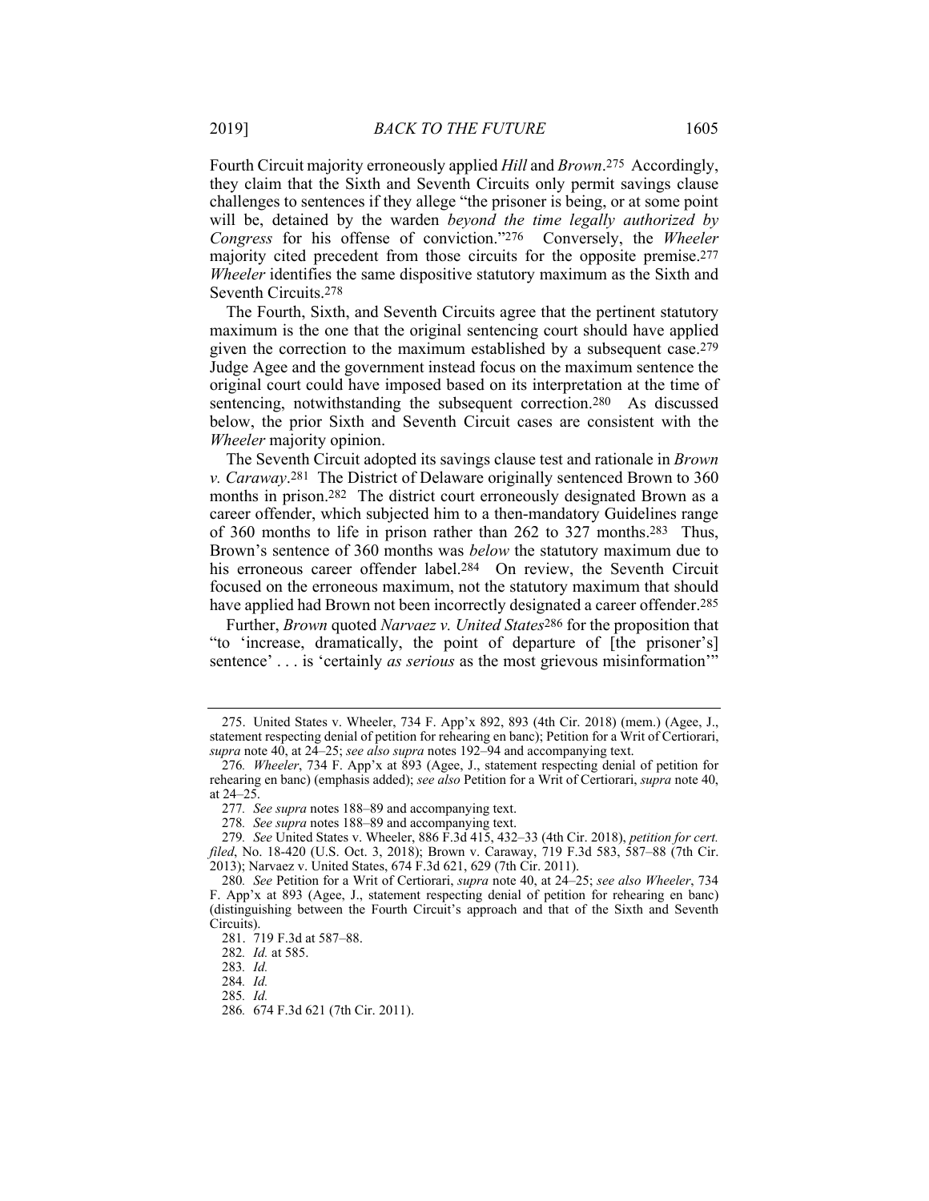Fourth Circuit majority erroneously applied *Hill* and *Brown*.[275] Accordingly, they claim that the Sixth and Seventh Circuits only permit savings clause challenges to sentences if they allege "the prisoner is being, or at some point will be, detained by the warden *beyond the time legally authorized by Congress* for his offense of conviction."[276] Conversely, the *Wheeler* majority cited precedent from those circuits for the opposite premise.[277] *Wheeler* identifies the same dispositive statutory maximum as the Sixth and Seventh Circuits.[278]

The Fourth, Sixth, and Seventh Circuits agree that the pertinent statutory maximum is the one that the original sentencing court should have applied given the correction to the maximum established by a subsequent case.[279] Judge Agee and the government instead focus on the maximum sentence the original court could have imposed based on its interpretation at the time of sentencing, notwithstanding the subsequent correction.[280] As discussed below, the prior Sixth and Seventh Circuit cases are consistent with the *Wheeler* majority opinion.

The Seventh Circuit adopted its savings clause test and rationale in *Brown v. Caraway*.[281] The District of Delaware originally sentenced Brown to 360 months in prison.[282] The district court erroneously designated Brown as a career offender, which subjected him to a then-mandatory Guidelines range of 360 months to life in prison rather than 262 to 327 months.[283] Thus, Brown's sentence of 360 months was *below* the statutory maximum due to his erroneous career offender label.[284] On review, the Seventh Circuit focused on the erroneous maximum, not the statutory maximum that should have applied had Brown not been incorrectly designated a career offender.[285]

Further, *Brown* quoted *Narvaez v. United States*[286] for the proposition that "to 'increase, dramatically, the point of departure of [the prisoner's] sentence' . . . is 'certainly *as serious* as the most grievous misinformation'"

---

275. United States v. Wheeler, 734 F. App'x 892, 893 (4th Cir. 2018) (mem.) (Agee, J., statement respecting denial of petition for rehearing en banc); Petition for a Writ of Certiorari, *supra* note 40, at 24–25; *see also supra* notes 192–94 and accompanying text.

276. *Wheeler*, 734 F. App'x at 893 (Agee, J., statement respecting denial of petition for rehearing en banc) (emphasis added); *see also* Petition for a Writ of Certiorari, *supra* note 40, at 24–25.

277. *See supra* notes 188–89 and accompanying text.

278. *See supra* notes 188–89 and accompanying text.

279. *See* United States v. Wheeler, 886 F.3d 415, 432–33 (4th Cir. 2018), *petition for cert. filed*, No. 18-420 (U.S. Oct. 3, 2018); Brown v. Caraway, 719 F.3d 583, 587–88 (7th Cir. 2013); Narvaez v. United States, 674 F.3d 621, 629 (7th Cir. 2011).

280. *See* Petition for a Writ of Certiorari, *supra* note 40, at 24–25; *see also Wheeler*, 734 F. App'x at 893 (Agee, J., statement respecting denial of petition for rehearing en banc) (distinguishing between the Fourth Circuit's approach and that of the Sixth and Seventh Circuits).

281. 719 F.3d at 587–88.

282. *Id.* at 585.

283. *Id.*

284. *Id.*

285. *Id.*

286. 674 F.3d 621 (7th Cir. 2011).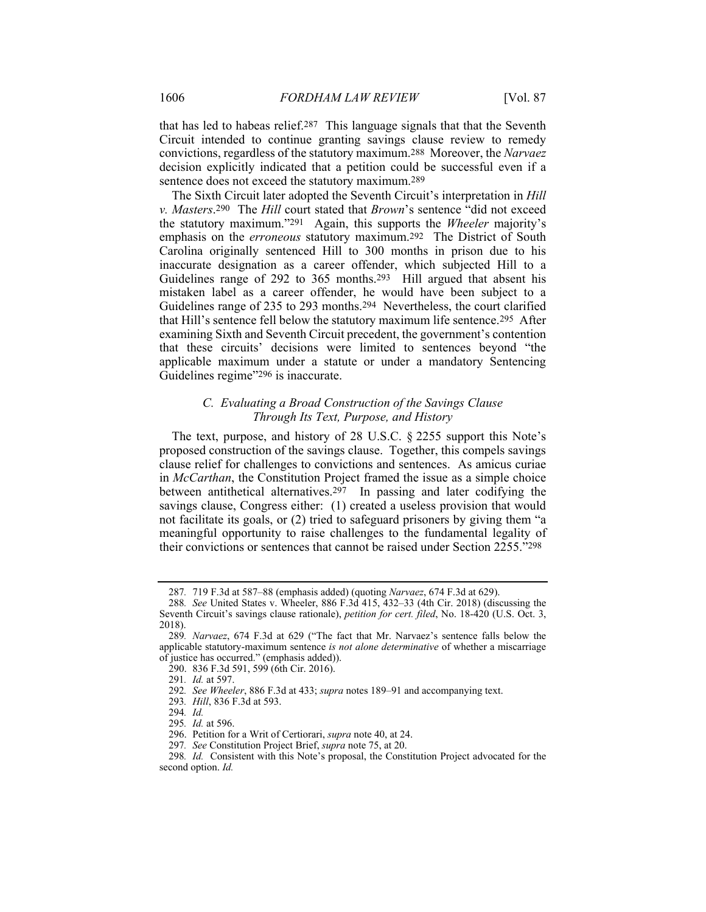that has led to habeas relief.[287] This language signals that that the Seventh Circuit intended to continue granting savings clause review to remedy convictions, regardless of the statutory maximum.[288] Moreover, the *Narvaez* decision explicitly indicated that a petition could be successful even if a sentence does not exceed the statutory maximum.[289]

The Sixth Circuit later adopted the Seventh Circuit's interpretation in *Hill v. Masters*.[290] The *Hill* court stated that *Brown*'s sentence "did not exceed the statutory maximum."[291] Again, this supports the *Wheeler* majority's emphasis on the *erroneous* statutory maximum.[292] The District of South Carolina originally sentenced Hill to 300 months in prison due to his inaccurate designation as a career offender, which subjected Hill to a Guidelines range of 292 to 365 months.[293] Hill argued that absent his mistaken label as a career offender, he would have been subject to a Guidelines range of 235 to 293 months.[294] Nevertheless, the court clarified that Hill's sentence fell below the statutory maximum life sentence.[295] After examining Sixth and Seventh Circuit precedent, the government's contention that these circuits' decisions were limited to sentences beyond "the applicable maximum under a statute or under a mandatory Sentencing Guidelines regime"[296] is inaccurate.

### *C. Evaluating a Broad Construction of the Savings Clause Through Its Text, Purpose, and History*

The text, purpose, and history of 28 U.S.C. § 2255 support this Note's proposed construction of the savings clause. Together, this compels savings clause relief for challenges to convictions and sentences. As amicus curiae in *McCarthan*, the Constitution Project framed the issue as a simple choice between antithetical alternatives.[297] In passing and later codifying the savings clause, Congress either: (1) created a useless provision that would not facilitate its goals, or (2) tried to safeguard prisoners by giving them "a meaningful opportunity to raise challenges to the fundamental legality of their convictions or sentences that cannot be raised under Section 2255."[298]

---

287. 719 F.3d at 587–88 (emphasis added) (quoting *Narvaez*, 674 F.3d at 629).

288. *See* United States v. Wheeler, 886 F.3d 415, 432–33 (4th Cir. 2018) (discussing the Seventh Circuit's savings clause rationale), *petition for cert. filed*, No. 18-420 (U.S. Oct. 3, 2018).

289. *Narvaez*, 674 F.3d at 629 ("The fact that Mr. Narvaez's sentence falls below the applicable statutory-maximum sentence *is not alone determinative* of whether a miscarriage of justice has occurred." (emphasis added)).

290. 836 F.3d 591, 599 (6th Cir. 2016).

291. *Id.* at 597.

292. *See Wheeler*, 886 F.3d at 433; *supra* notes 189–91 and accompanying text.

293. *Hill*, 836 F.3d at 593.

294. *Id.*

295. *Id.* at 596.

296. Petition for a Writ of Certiorari, *supra* note 40, at 24.

297. *See* Constitution Project Brief, *supra* note 75, at 20.

298. *Id.* Consistent with this Note's proposal, the Constitution Project advocated for the second option. *Id.*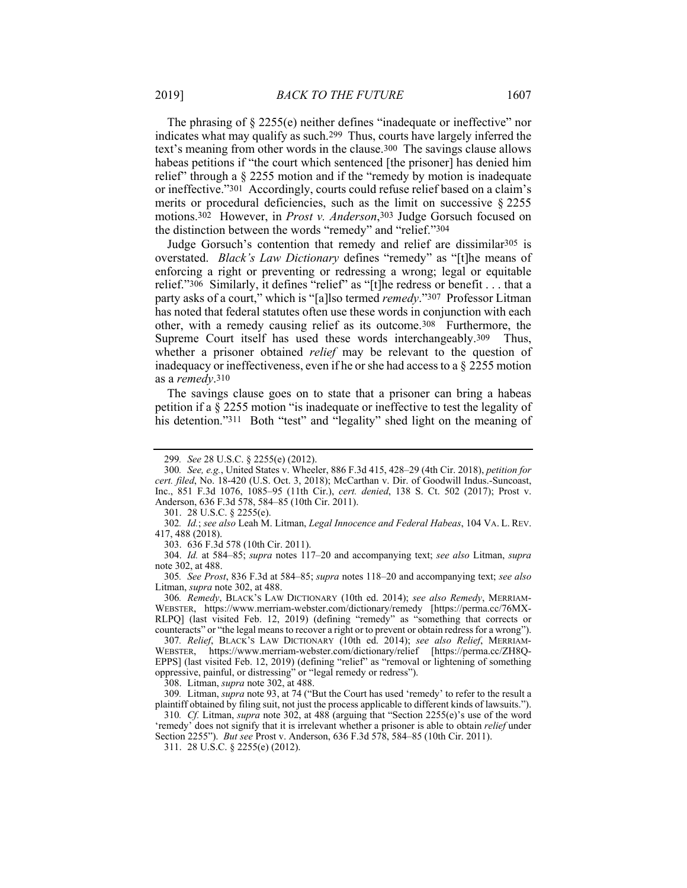The phrasing of § 2255(e) neither defines "inadequate or ineffective" nor indicates what may qualify as such.[299] Thus, courts have largely inferred the text's meaning from other words in the clause.[300] The savings clause allows habeas petitions if "the court which sentenced [the prisoner] has denied him relief" through a § 2255 motion and if the "remedy by motion is inadequate or ineffective."[301] Accordingly, courts could refuse relief based on a claim's merits or procedural deficiencies, such as the limit on successive § 2255 motions.[302] However, in *Prost v. Anderson*,[303] Judge Gorsuch focused on the distinction between the words "remedy" and "relief."[304]

Judge Gorsuch's contention that remedy and relief are dissimilar[305] is overstated. *Black's Law Dictionary* defines "remedy" as "[t]he means of enforcing a right or preventing or redressing a wrong; legal or equitable relief."[306] Similarly, it defines "relief" as "[t]he redress or benefit . . . that a party asks of a court," which is "[a]lso termed *remedy*."[307] Professor Litman has noted that federal statutes often use these words in conjunction with each other, with a remedy causing relief as its outcome.[308] Furthermore, the Supreme Court itself has used these words interchangeably.[309] Thus, whether a prisoner obtained *relief* may be relevant to the question of inadequacy or ineffectiveness, even if he or she had access to a § 2255 motion as a *remedy*.[310]

The savings clause goes on to state that a prisoner can bring a habeas petition if a § 2255 motion "is inadequate or ineffective to test the legality of his detention."[311] Both "test" and "legality" shed light on the meaning of

---

299. *See* 28 U.S.C. § 2255(e) (2012).

300. *See, e.g.*, United States v. Wheeler, 886 F.3d 415, 428–29 (4th Cir. 2018), *petition for cert. filed*, No. 18-420 (U.S. Oct. 3, 2018); McCarthan v. Dir. of Goodwill Indus.-Suncoast, Inc., 851 F.3d 1076, 1085–95 (11th Cir.), *cert. denied*, 138 S. Ct. 502 (2017); Prost v. Anderson, 636 F.3d 578, 584–85 (10th Cir. 2011).

301. 28 U.S.C. § 2255(e).

302. *Id.*; *see also* Leah M. Litman, *Legal Innocence and Federal Habeas*, 104 VA. L. REV. 417, 488 (2018).

303. 636 F.3d 578 (10th Cir. 2011).

304. *Id.* at 584–85; *supra* notes 117–20 and accompanying text; *see also* Litman, *supra* note 302, at 488.

305. *See Prost*, 836 F.3d at 584–85; *supra* notes 118–20 and accompanying text; *see also* Litman, *supra* note 302, at 488.

306. *Remedy*, BLACK'S LAW DICTIONARY (10th ed. 2014); *see also Remedy*, MERRIAM-WEBSTER, https://www.merriam-webster.com/dictionary/remedy [https://perma.cc/76MX-RLPQ] (last visited Feb. 12, 2019) (defining "remedy" as "something that corrects or counteracts" or "the legal means to recover a right or to prevent or obtain redress for a wrong").

307. *Relief*, BLACK'S LAW DICTIONARY (10th ed. 2014); *see also Relief*, MERRIAM-WEBSTER, https://www.merriam-webster.com/dictionary/relief [https://perma.cc/ZH8Q-EPPS] (last visited Feb. 12, 2019) (defining "relief" as "removal or lightening of something oppressive, painful, or distressing" or "legal remedy or redress").

308. Litman, *supra* note 302, at 488.

309. Litman, *supra* note 93, at 74 ("But the Court has used 'remedy' to refer to the result a plaintiff obtained by filing suit, not just the process applicable to different kinds of lawsuits.").

310. *Cf.* Litman, *supra* note 302, at 488 (arguing that "Section 2255(e)'s use of the word 'remedy' does not signify that it is irrelevant whether a prisoner is able to obtain *relief* under Section 2255"). *But see* Prost v. Anderson, 636 F.3d 578, 584–85 (10th Cir. 2011).

311. 28 U.S.C. § 2255(e) (2012).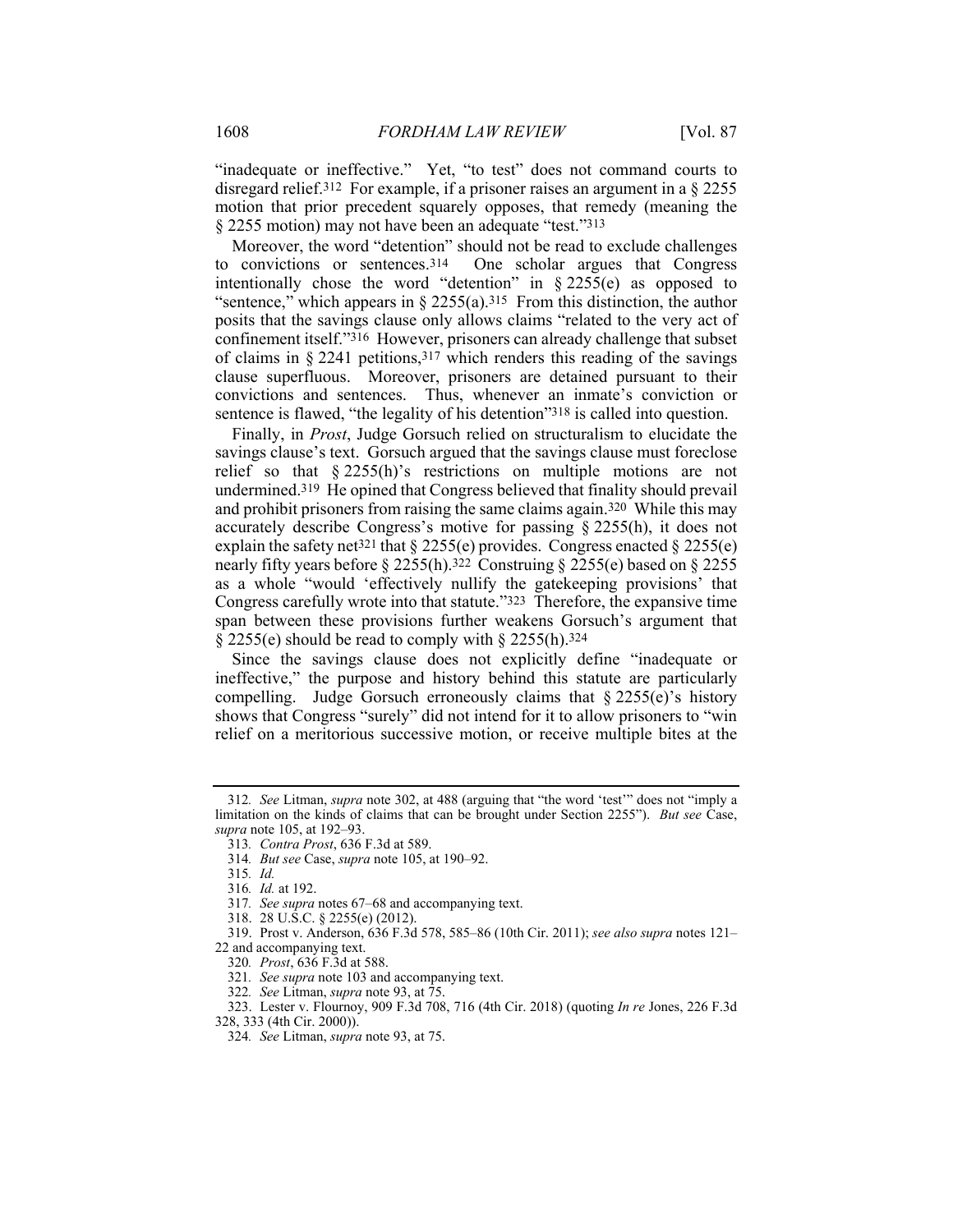"inadequate or ineffective." Yet, "to test" does not command courts to disregard relief.[312] For example, if a prisoner raises an argument in a § 2255 motion that prior precedent squarely opposes, that remedy (meaning the § 2255 motion) may not have been an adequate "test."[313]

Moreover, the word "detention" should not be read to exclude challenges to convictions or sentences.[314] One scholar argues that Congress intentionally chose the word "detention" in § 2255(e) as opposed to "sentence," which appears in § 2255(a).[315] From this distinction, the author posits that the savings clause only allows claims "related to the very act of confinement itself."[316] However, prisoners can already challenge that subset of claims in § 2241 petitions,[317] which renders this reading of the savings clause superfluous. Moreover, prisoners are detained pursuant to their convictions and sentences. Thus, whenever an inmate's conviction or sentence is flawed, "the legality of his detention"[318] is called into question.

Finally, in *Prost*, Judge Gorsuch relied on structuralism to elucidate the savings clause's text. Gorsuch argued that the savings clause must foreclose relief so that § 2255(h)'s restrictions on multiple motions are not undermined.[319] He opined that Congress believed that finality should prevail and prohibit prisoners from raising the same claims again.[320] While this may accurately describe Congress's motive for passing § 2255(h), it does not explain the safety net[321] that § 2255(e) provides. Congress enacted § 2255(e) nearly fifty years before § 2255(h).[322] Construing § 2255(e) based on § 2255 as a whole "would 'effectively nullify the gatekeeping provisions' that Congress carefully wrote into that statute."[323] Therefore, the expansive time span between these provisions further weakens Gorsuch's argument that § 2255(e) should be read to comply with § 2255(h).[324]

Since the savings clause does not explicitly define "inadequate or ineffective," the purpose and history behind this statute are particularly compelling. Judge Gorsuch erroneously claims that § 2255(e)'s history shows that Congress "surely" did not intend for it to allow prisoners to "win relief on a meritorious successive motion, or receive multiple bites at the

---

312. *See* Litman, *supra* note 302, at 488 (arguing that "the word 'test'" does not "imply a limitation on the kinds of claims that can be brought under Section 2255"). *But see* Case, *supra* note 105, at 192–93.

313. *Contra Prost*, 636 F.3d at 589.

314. *But see* Case, *supra* note 105, at 190–92.

315. *Id.*

316. *Id.* at 192.

317. *See supra* notes 67–68 and accompanying text.

318. 28 U.S.C. § 2255(e) (2012).

319. Prost v. Anderson, 636 F.3d 578, 585–86 (10th Cir. 2011); *see also supra* notes 121–22 and accompanying text.

320. *Prost*, 636 F.3d at 588.

321. *See supra* note 103 and accompanying text.

322. *See* Litman, *supra* note 93, at 75.

323. Lester v. Flournoy, 909 F.3d 708, 716 (4th Cir. 2018) (quoting *In re* Jones, 226 F.3d 328, 333 (4th Cir. 2000)).

324. *See* Litman, *supra* note 93, at 75.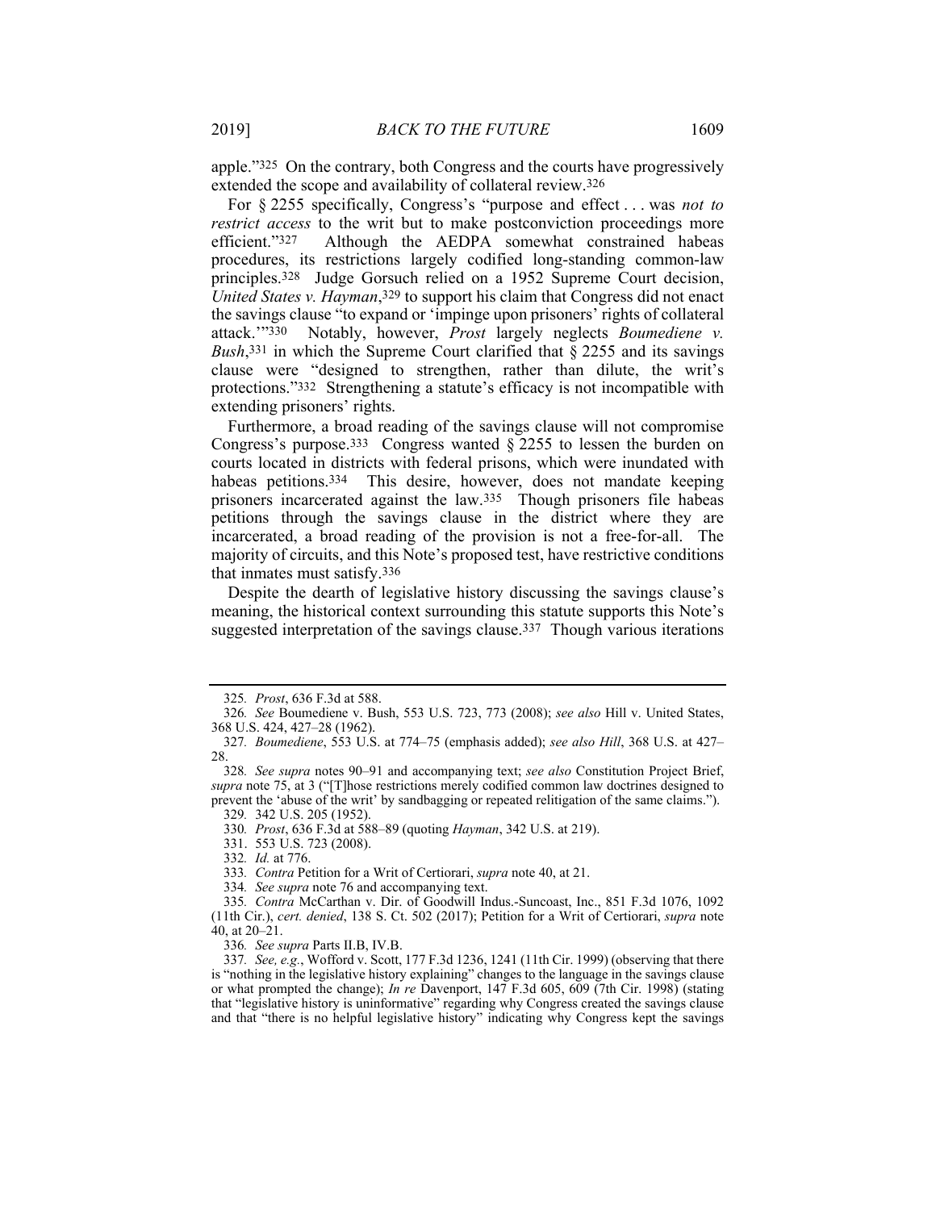apple."[325] On the contrary, both Congress and the courts have progressively extended the scope and availability of collateral review.[326]

For § 2255 specifically, Congress's "purpose and effect . . . was *not to restrict access* to the writ but to make postconviction proceedings more efficient."[327] Although the AEDPA somewhat constrained habeas procedures, its restrictions largely codified long-standing common-law principles.[328] Judge Gorsuch relied on a 1952 Supreme Court decision, *United States v. Hayman*,[329] to support his claim that Congress did not enact the savings clause "to expand or 'impinge upon prisoners' rights of collateral attack.'"[330] Notably, however, *Prost* largely neglects *Boumediene v. Bush*,[331] in which the Supreme Court clarified that § 2255 and its savings clause were "designed to strengthen, rather than dilute, the writ's protections."[332] Strengthening a statute's efficacy is not incompatible with extending prisoners' rights.

Furthermore, a broad reading of the savings clause will not compromise Congress's purpose.[333] Congress wanted § 2255 to lessen the burden on courts located in districts with federal prisons, which were inundated with habeas petitions.[334] This desire, however, does not mandate keeping prisoners incarcerated against the law.[335] Though prisoners file habeas petitions through the savings clause in the district where they are incarcerated, a broad reading of the provision is not a free-for-all. The majority of circuits, and this Note's proposed test, have restrictive conditions that inmates must satisfy.[336]

Despite the dearth of legislative history discussing the savings clause's meaning, the historical context surrounding this statute supports this Note's suggested interpretation of the savings clause.[337] Though various iterations

---

325. *Prost*, 636 F.3d at 588.

326. *See* Boumediene v. Bush, 553 U.S. 723, 773 (2008); *see also* Hill v. United States, 368 U.S. 424, 427–28 (1962).

327. *Boumediene*, 553 U.S. at 774–75 (emphasis added); *see also Hill*, 368 U.S. at 427–28.

328. *See supra* notes 90–91 and accompanying text; *see also* Constitution Project Brief, *supra* note 75, at 3 ("[T]hose restrictions merely codified common law doctrines designed to prevent the 'abuse of the writ' by sandbagging or repeated relitigation of the same claims.").

329. 342 U.S. 205 (1952).

330. *Prost*, 636 F.3d at 588–89 (quoting *Hayman*, 342 U.S. at 219).

331. 553 U.S. 723 (2008).

332. *Id.* at 776.

333. *Contra* Petition for a Writ of Certiorari, *supra* note 40, at 21.

334. *See supra* note 76 and accompanying text.

335. *Contra* McCarthan v. Dir. of Goodwill Indus.-Suncoast, Inc., 851 F.3d 1076, 1092 (11th Cir.), *cert. denied*, 138 S. Ct. 502 (2017); Petition for a Writ of Certiorari, *supra* note 40, at 20–21.

336. *See supra* Parts II.B, IV.B.

337. *See, e.g.*, Wofford v. Scott, 177 F.3d 1236, 1241 (11th Cir. 1999) (observing that there is "nothing in the legislative history explaining" changes to the language in the savings clause or what prompted the change); *In re* Davenport, 147 F.3d 605, 609 (7th Cir. 1998) (stating that "legislative history is uninformative" regarding why Congress created the savings clause and that "there is no helpful legislative history" indicating why Congress kept the savings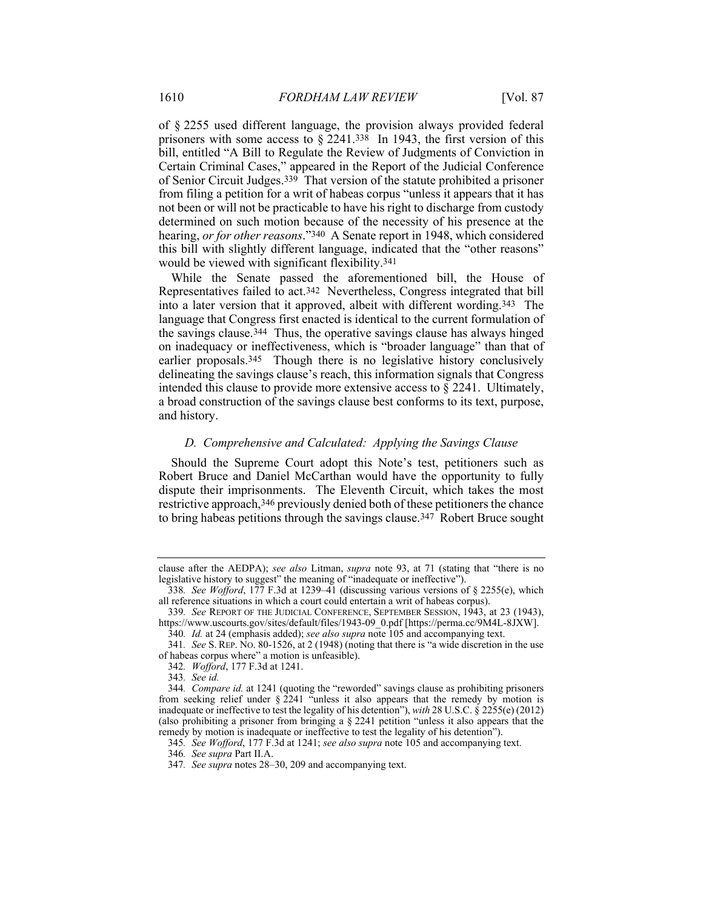of § 2255 used different language, the provision always provided federal prisoners with some access to § 2241.[338] In 1943, the first version of this bill, entitled "A Bill to Regulate the Review of Judgments of Conviction in Certain Criminal Cases," appeared in the Report of the Judicial Conference of Senior Circuit Judges.[339] That version of the statute prohibited a prisoner from filing a petition for a writ of habeas corpus "unless it appears that it has not been or will not be practicable to have his right to discharge from custody determined on such motion because of the necessity of his presence at the hearing, *or for other reasons*."[340] A Senate report in 1948, which considered this bill with slightly different language, indicated that the "other reasons" would be viewed with significant flexibility.[341]

While the Senate passed the aforementioned bill, the House of Representatives failed to act.[342] Nevertheless, Congress integrated that bill into a later version that it approved, albeit with different wording.[343] The language that Congress first enacted is identical to the current formulation of the savings clause.[344] Thus, the operative savings clause has always hinged on inadequacy or ineffectiveness, which is "broader language" than that of earlier proposals.[345] Though there is no legislative history conclusively delineating the savings clause's reach, this information signals that Congress intended this clause to provide more extensive access to § 2241. Ultimately, a broad construction of the savings clause best conforms to its text, purpose, and history.

### *D. Comprehensive and Calculated: Applying the Savings Clause*

Should the Supreme Court adopt this Note's test, petitioners such as Robert Bruce and Daniel McCarthan would have the opportunity to fully dispute their imprisonments. The Eleventh Circuit, which takes the most restrictive approach,[346] previously denied both of these petitioners the chance to bring habeas petitions through the savings clause.[347] Robert Bruce sought

---

clause after the AEDPA); *see also* Litman, *supra* note 93, at 71 (stating that "there is no legislative history to suggest" the meaning of "inadequate or ineffective").

338. *See Wofford*, 177 F.3d at 1239–41 (discussing various versions of § 2255(e), which all reference situations in which a court could entertain a writ of habeas corpus).

339. *See* REPORT OF THE JUDICIAL CONFERENCE, SEPTEMBER SESSION, 1943, at 23 (1943), https://www.uscourts.gov/sites/default/files/1943-09_0.pdf [https://perma.cc/9M4L-8JXW].

340. *Id.* at 24 (emphasis added); *see also supra* note 105 and accompanying text.

341. *See* S. REP. NO. 80-1526, at 2 (1948) (noting that there is "a wide discretion in the use of habeas corpus where" a motion is unfeasible).

342. *Wofford*, 177 F.3d at 1241.

343. *See id.*

344. *Compare id.* at 1241 (quoting the "reworded" savings clause as prohibiting prisoners from seeking relief under § 2241 "unless it also appears that the remedy by motion is inadequate or ineffective to test the legality of his detention"), *with* 28 U.S.C. § 2255(e) (2012) (also prohibiting a prisoner from bringing a § 2241 petition "unless it also appears that the remedy by motion is inadequate or ineffective to test the legality of his detention").

345. *See Wofford*, 177 F.3d at 1241; *see also supra* note 105 and accompanying text.

346. *See supra* Part II.A.

347. *See supra* notes 28–30, 209 and accompanying text.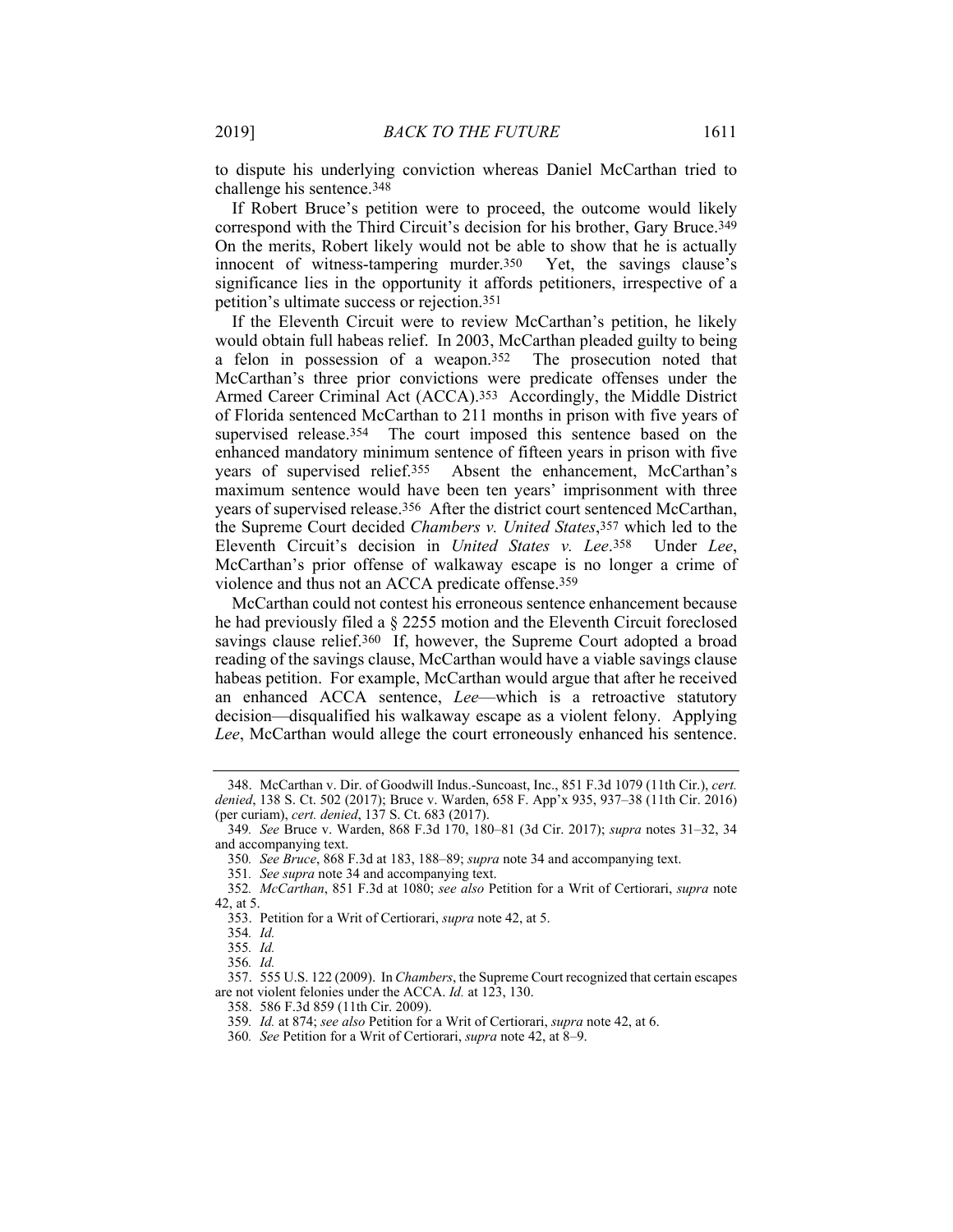to dispute his underlying conviction whereas Daniel McCarthan tried to challenge his sentence.[348]

If Robert Bruce's petition were to proceed, the outcome would likely correspond with the Third Circuit's decision for his brother, Gary Bruce.[349] On the merits, Robert likely would not be able to show that he is actually innocent of witness-tampering murder.[350] Yet, the savings clause's significance lies in the opportunity it affords petitioners, irrespective of a petition's ultimate success or rejection.[351]

If the Eleventh Circuit were to review McCarthan's petition, he likely would obtain full habeas relief. In 2003, McCarthan pleaded guilty to being a felon in possession of a weapon.[352] The prosecution noted that McCarthan's three prior convictions were predicate offenses under the Armed Career Criminal Act (ACCA).[353] Accordingly, the Middle District of Florida sentenced McCarthan to 211 months in prison with five years of supervised release.[354] The court imposed this sentence based on the enhanced mandatory minimum sentence of fifteen years in prison with five years of supervised relief.[355] Absent the enhancement, McCarthan's maximum sentence would have been ten years' imprisonment with three years of supervised release.[356] After the district court sentenced McCarthan, the Supreme Court decided *Chambers v. United States*,[357] which led to the Eleventh Circuit's decision in *United States v. Lee*.[358] Under *Lee*, McCarthan's prior offense of walkaway escape is no longer a crime of violence and thus not an ACCA predicate offense.[359]

McCarthan could not contest his erroneous sentence enhancement because he had previously filed a § 2255 motion and the Eleventh Circuit foreclosed savings clause relief.[360] If, however, the Supreme Court adopted a broad reading of the savings clause, McCarthan would have a viable savings clause habeas petition. For example, McCarthan would argue that after he received an enhanced ACCA sentence, *Lee*—which is a retroactive statutory decision—disqualified his walkaway escape as a violent felony. Applying *Lee*, McCarthan would allege the court erroneously enhanced his sentence.

---

348. McCarthan v. Dir. of Goodwill Indus.-Suncoast, Inc., 851 F.3d 1079 (11th Cir.), *cert. denied*, 138 S. Ct. 502 (2017); Bruce v. Warden, 658 F. App'x 935, 937–38 (11th Cir. 2016) (per curiam), *cert. denied*, 137 S. Ct. 683 (2017).

349. *See* Bruce v. Warden, 868 F.3d 170, 180–81 (3d Cir. 2017); *supra* notes 31–32, 34 and accompanying text.

350. *See Bruce*, 868 F.3d at 183, 188–89; *supra* note 34 and accompanying text.

351. *See supra* note 34 and accompanying text.

352. *McCarthan*, 851 F.3d at 1080; *see also* Petition for a Writ of Certiorari, *supra* note 42, at 5.

353. Petition for a Writ of Certiorari, *supra* note 42, at 5.

354. *Id.*

355. *Id.*

356. *Id.*

357. 555 U.S. 122 (2009). In *Chambers*, the Supreme Court recognized that certain escapes are not violent felonies under the ACCA. *Id.* at 123, 130.

358. 586 F.3d 859 (11th Cir. 2009).

359. *Id.* at 874; *see also* Petition for a Writ of Certiorari, *supra* note 42, at 6.

360. *See* Petition for a Writ of Certiorari, *supra* note 42, at 8–9.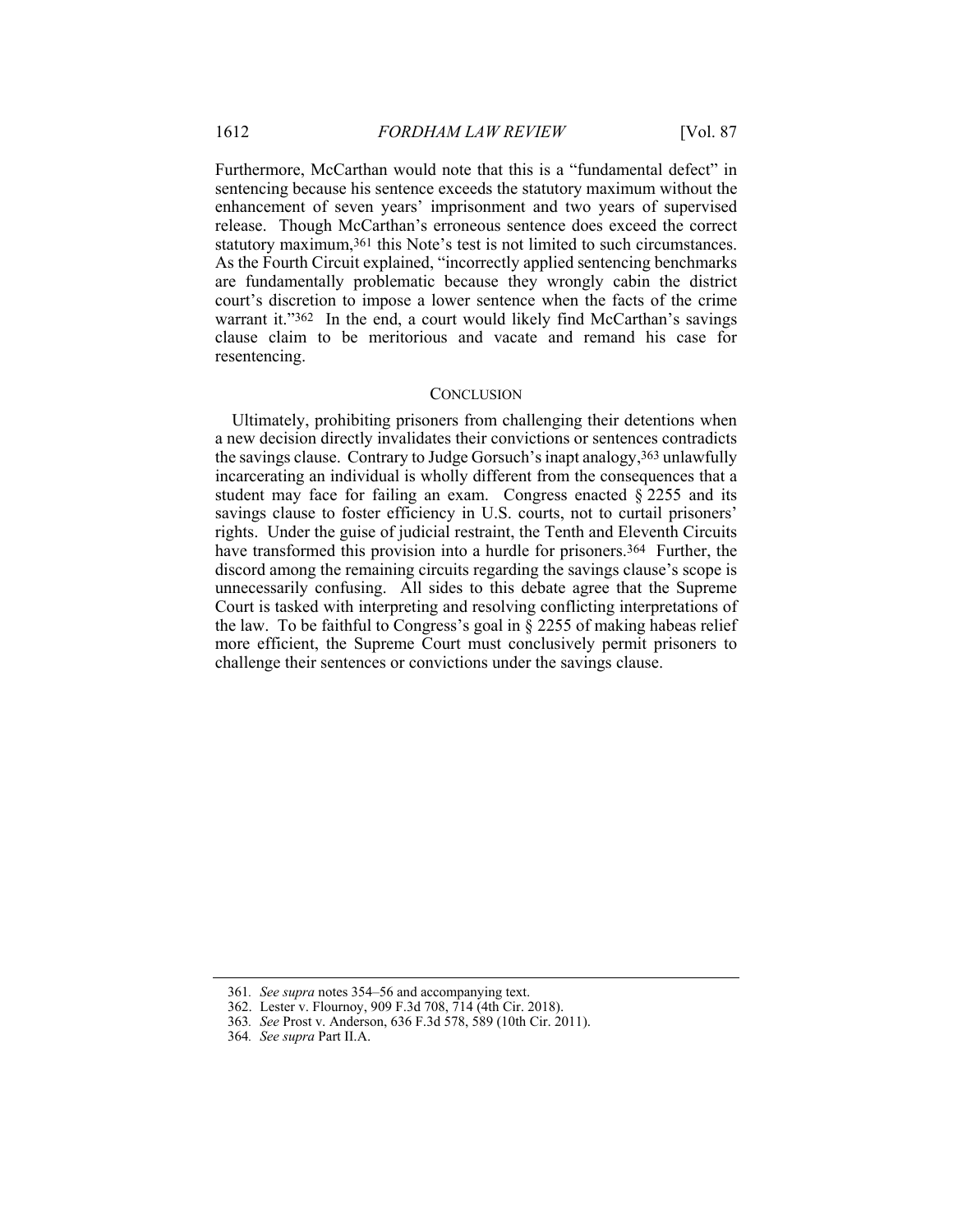Furthermore, McCarthan would note that this is a "fundamental defect" in sentencing because his sentence exceeds the statutory maximum without the enhancement of seven years' imprisonment and two years of supervised release. Though McCarthan's erroneous sentence does exceed the correct statutory maximum,[361] this Note's test is not limited to such circumstances. As the Fourth Circuit explained, "incorrectly applied sentencing benchmarks are fundamentally problematic because they wrongly cabin the district court's discretion to impose a lower sentence when the facts of the crime warrant it."[362] In the end, a court would likely find McCarthan's savings clause claim to be meritorious and vacate and remand his case for resentencing.

## CONCLUSION

Ultimately, prohibiting prisoners from challenging their detentions when a new decision directly invalidates their convictions or sentences contradicts the savings clause. Contrary to Judge Gorsuch's inapt analogy,[363] unlawfully incarcerating an individual is wholly different from the consequences that a student may face for failing an exam. Congress enacted § 2255 and its savings clause to foster efficiency in U.S. courts, not to curtail prisoners' rights. Under the guise of judicial restraint, the Tenth and Eleventh Circuits have transformed this provision into a hurdle for prisoners.[364] Further, the discord among the remaining circuits regarding the savings clause's scope is unnecessarily confusing. All sides to this debate agree that the Supreme Court is tasked with interpreting and resolving conflicting interpretations of the law. To be faithful to Congress's goal in § 2255 of making habeas relief more efficient, the Supreme Court must conclusively permit prisoners to challenge their sentences or convictions under the savings clause.

---

361. *See supra* notes 354–56 and accompanying text.

362. Lester v. Flournoy, 909 F.3d 708, 714 (4th Cir. 2018).

363. *See* Prost v. Anderson, 636 F.3d 578, 589 (10th Cir. 2011).

364. *See supra* Part II.A.